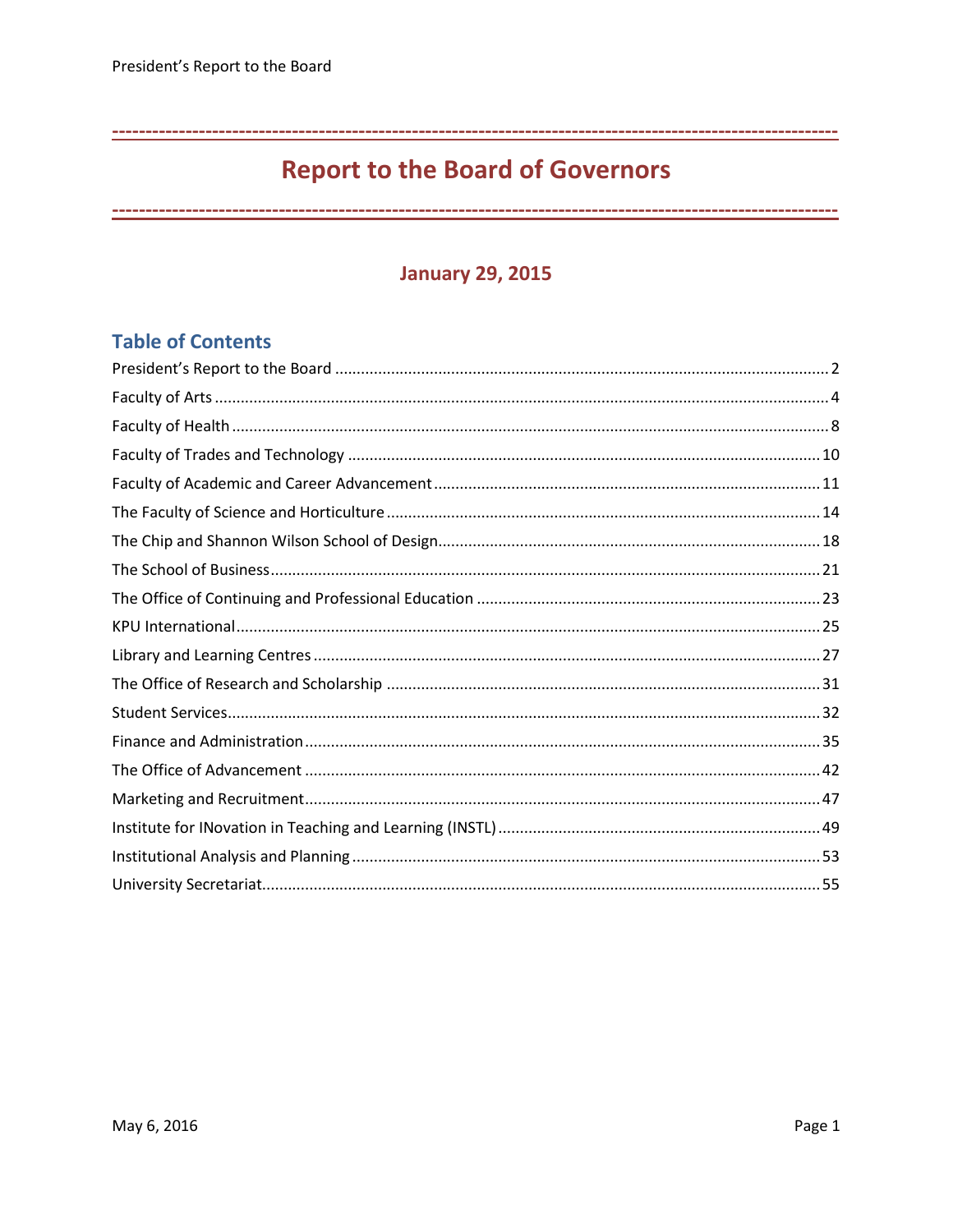# Report to the Board of Governors

## January 29, 2015

### Table of Contents

President's Report to the Board ........ 2

Faculty of Arts ........ 4

Faculty of Health ........ 8

Faculty of Trades and Technology ........ 10

Faculty of Academic and Career Advancement ........ 11

The Faculty of Science and Horticulture ........ 14

The Chip and Shannon Wilson School of Design ........ 18

The School of Business ........ 21

The Office of Continuing and Professional Education ........ 23

KPU International ........ 25

Library and Learning Centres ........ 27

The Office of Research and Scholarship ........ 31

Student Services ........ 32

Finance and Administration ........ 35

The Office of Advancement ........ 42

Marketing and Recruitment ........ 47

Institute for INovation in Teaching and Learning (INSTL) ........ 49

Institutional Analysis and Planning ........ 53

University Secretariat ........ 55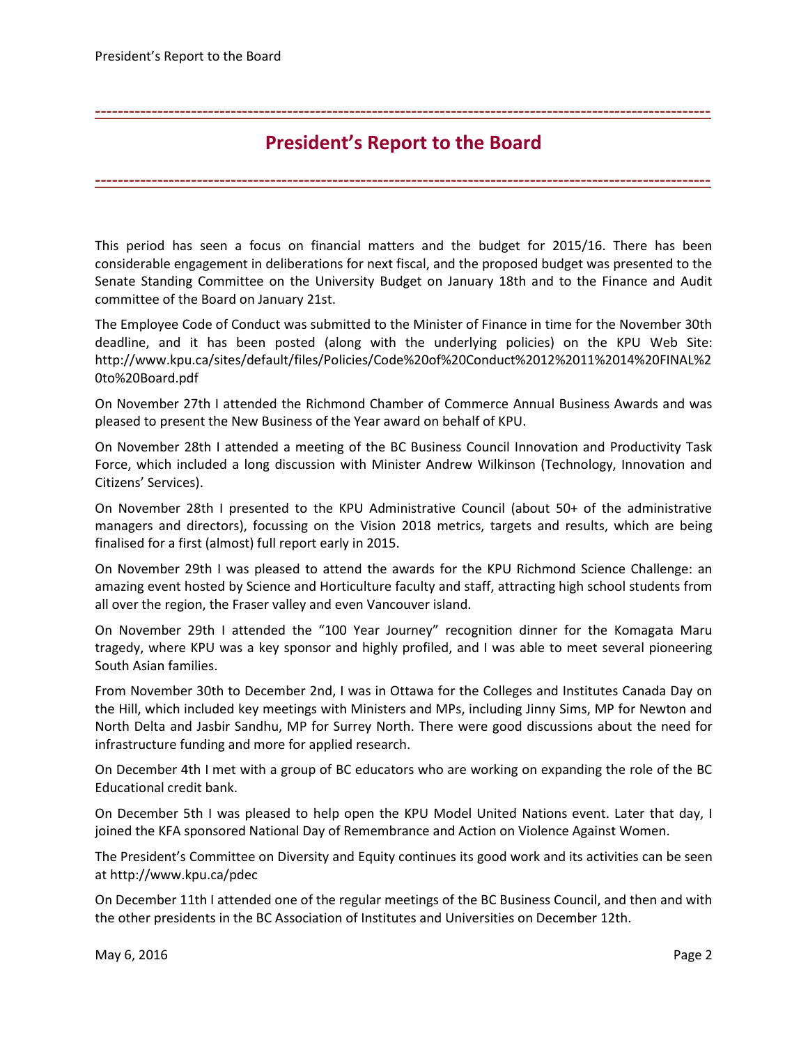# President's Report to the Board

This period has seen a focus on financial matters and the budget for 2015/16. There has been considerable engagement in deliberations for next fiscal, and the proposed budget was presented to the Senate Standing Committee on the University Budget on January 18th and to the Finance and Audit committee of the Board on January 21st.

The Employee Code of Conduct was submitted to the Minister of Finance in time for the November 30th deadline, and it has been posted (along with the underlying policies) on the KPU Web Site: http://www.kpu.ca/sites/default/files/Policies/Code%20of%20Conduct%2012%2011%2014%20FINAL%20to%20Board.pdf

On November 27th I attended the Richmond Chamber of Commerce Annual Business Awards and was pleased to present the New Business of the Year award on behalf of KPU.

On November 28th I attended a meeting of the BC Business Council Innovation and Productivity Task Force, which included a long discussion with Minister Andrew Wilkinson (Technology, Innovation and Citizens' Services).

On November 28th I presented to the KPU Administrative Council (about 50+ of the administrative managers and directors), focussing on the Vision 2018 metrics, targets and results, which are being finalised for a first (almost) full report early in 2015.

On November 29th I was pleased to attend the awards for the KPU Richmond Science Challenge: an amazing event hosted by Science and Horticulture faculty and staff, attracting high school students from all over the region, the Fraser valley and even Vancouver island.

On November 29th I attended the "100 Year Journey" recognition dinner for the Komagata Maru tragedy, where KPU was a key sponsor and highly profiled, and I was able to meet several pioneering South Asian families.

From November 30th to December 2nd, I was in Ottawa for the Colleges and Institutes Canada Day on the Hill, which included key meetings with Ministers and MPs, including Jinny Sims, MP for Newton and North Delta and Jasbir Sandhu, MP for Surrey North. There were good discussions about the need for infrastructure funding and more for applied research.

On December 4th I met with a group of BC educators who are working on expanding the role of the BC Educational credit bank.

On December 5th I was pleased to help open the KPU Model United Nations event. Later that day, I joined the KFA sponsored National Day of Remembrance and Action on Violence Against Women.

The President's Committee on Diversity and Equity continues its good work and its activities can be seen at http://www.kpu.ca/pdec

On December 11th I attended one of the regular meetings of the BC Business Council, and then and with the other presidents in the BC Association of Institutes and Universities on December 12th.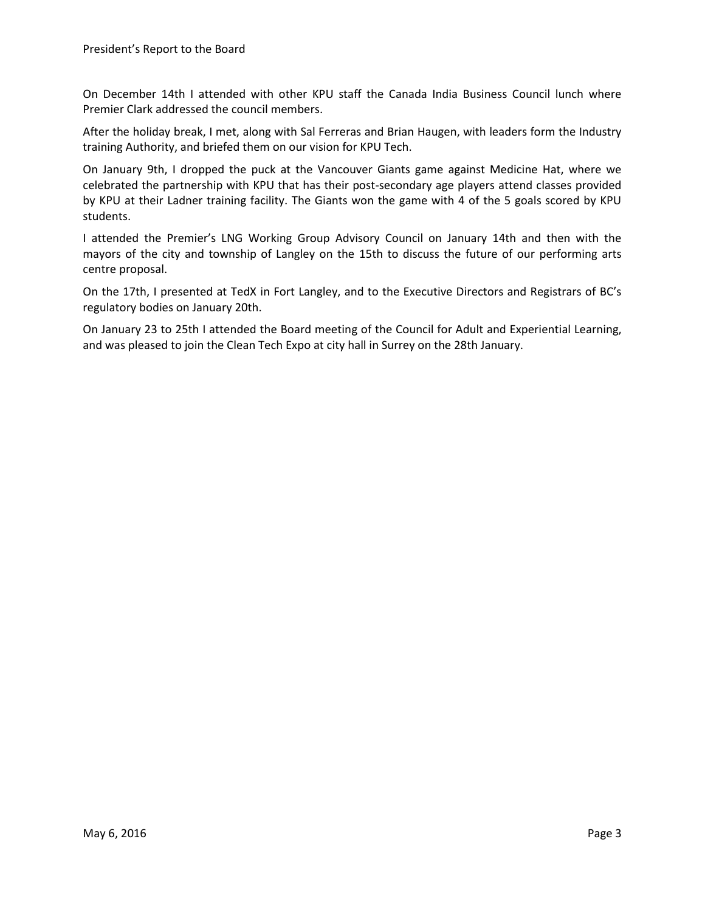On December 14th I attended with other KPU staff the Canada India Business Council lunch where Premier Clark addressed the council members.

After the holiday break, I met, along with Sal Ferreras and Brian Haugen, with leaders form the Industry training Authority, and briefed them on our vision for KPU Tech.

On January 9th, I dropped the puck at the Vancouver Giants game against Medicine Hat, where we celebrated the partnership with KPU that has their post-secondary age players attend classes provided by KPU at their Ladner training facility. The Giants won the game with 4 of the 5 goals scored by KPU students.

I attended the Premier's LNG Working Group Advisory Council on January 14th and then with the mayors of the city and township of Langley on the 15th to discuss the future of our performing arts centre proposal.

On the 17th, I presented at TedX in Fort Langley, and to the Executive Directors and Registrars of BC's regulatory bodies on January 20th.

On January 23 to 25th I attended the Board meeting of the Council for Adult and Experiential Learning, and was pleased to join the Clean Tech Expo at city hall in Surrey on the 28th January.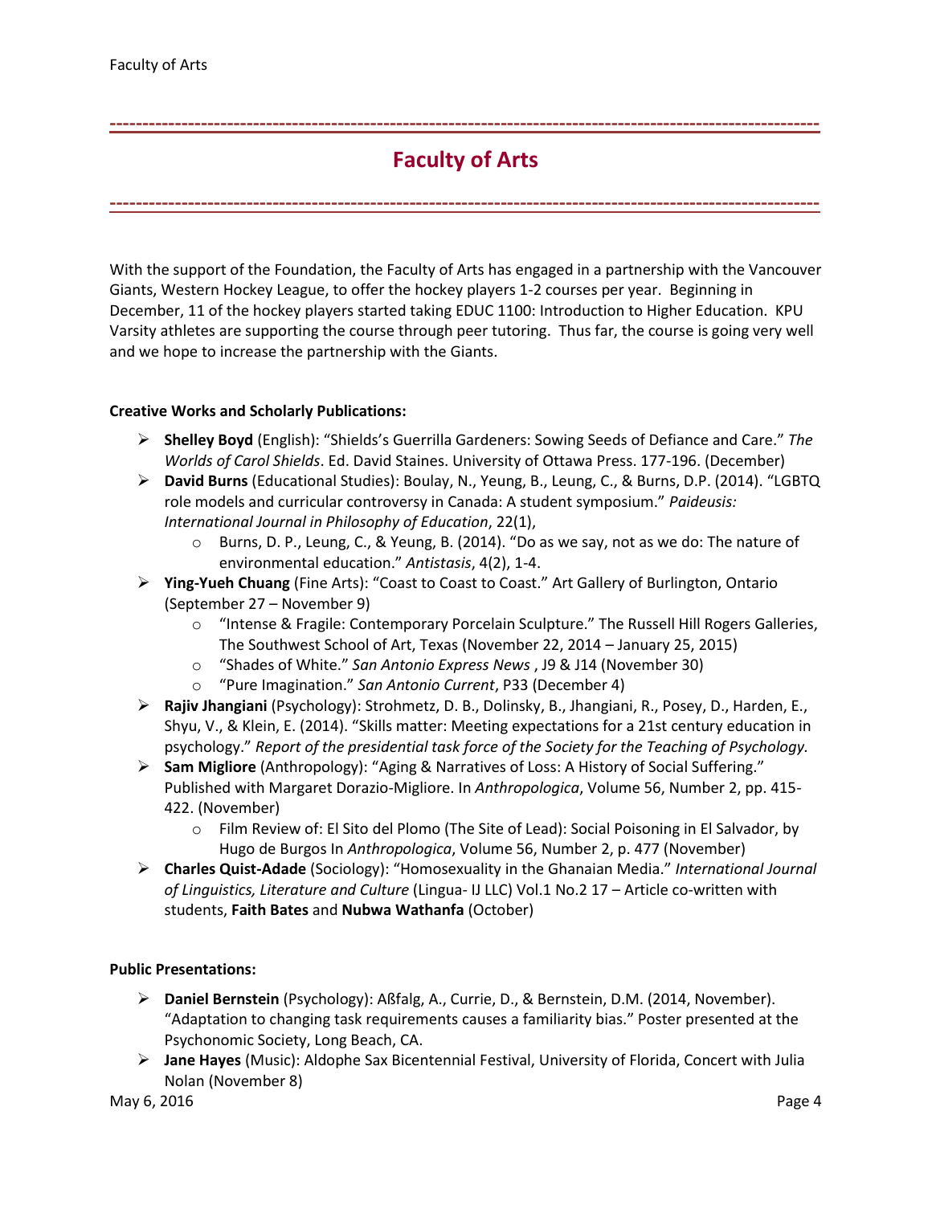# Faculty of Arts

With the support of the Foundation, the Faculty of Arts has engaged in a partnership with the Vancouver Giants, Western Hockey League, to offer the hockey players 1-2 courses per year. Beginning in December, 11 of the hockey players started taking EDUC 1100: Introduction to Higher Education. KPU Varsity athletes are supporting the course through peer tutoring. Thus far, the course is going very well and we hope to increase the partnership with the Giants.

**Creative Works and Scholarly Publications:**

- **Shelley Boyd** (English): "Shields's Guerrilla Gardeners: Sowing Seeds of Defiance and Care." *The Worlds of Carol Shields*. Ed. David Staines. University of Ottawa Press. 177-196. (December)
- **David Burns** (Educational Studies): Boulay, N., Yeung, B., Leung, C., & Burns, D.P. (2014). "LGBTQ role models and curricular controversy in Canada: A student symposium." *Paideusis: International Journal in Philosophy of Education*, 22(1),
  - Burns, D. P., Leung, C., & Yeung, B. (2014). "Do as we say, not as we do: The nature of environmental education." *Antistasis*, 4(2), 1-4.
- **Ying-Yueh Chuang** (Fine Arts): "Coast to Coast to Coast." Art Gallery of Burlington, Ontario (September 27 – November 9)
  - "Intense & Fragile: Contemporary Porcelain Sculpture." The Russell Hill Rogers Galleries, The Southwest School of Art, Texas (November 22, 2014 – January 25, 2015)
  - "Shades of White." *San Antonio Express News* , J9 & J14 (November 30)
  - "Pure Imagination." *San Antonio Current*, P33 (December 4)
- **Rajiv Jhangiani** (Psychology): Strohmetz, D. B., Dolinsky, B., Jhangiani, R., Posey, D., Harden, E., Shyu, V., & Klein, E. (2014). "Skills matter: Meeting expectations for a 21st century education in psychology." *Report of the presidential task force of the Society for the Teaching of Psychology.*
- **Sam Migliore** (Anthropology): "Aging & Narratives of Loss: A History of Social Suffering." Published with Margaret Dorazio-Migliore. In *Anthropologica*, Volume 56, Number 2, pp. 415-422. (November)
  - Film Review of: El Sito del Plomo (The Site of Lead): Social Poisoning in El Salvador, by Hugo de Burgos In *Anthropologica*, Volume 56, Number 2, p. 477 (November)
- **Charles Quist-Adade** (Sociology): "Homosexuality in the Ghanaian Media." *International Journal of Linguistics, Literature and Culture* (Lingua- IJ LLC) Vol.1 No.2 17 – Article co-written with students, **Faith Bates** and **Nubwa Wathanfa** (October)

**Public Presentations:**

- **Daniel Bernstein** (Psychology): Aßfalg, A., Currie, D., & Bernstein, D.M. (2014, November). "Adaptation to changing task requirements causes a familiarity bias." Poster presented at the Psychonomic Society, Long Beach, CA.
- **Jane Hayes** (Music): Aldophe Sax Bicentennial Festival, University of Florida, Concert with Julia Nolan (November 8)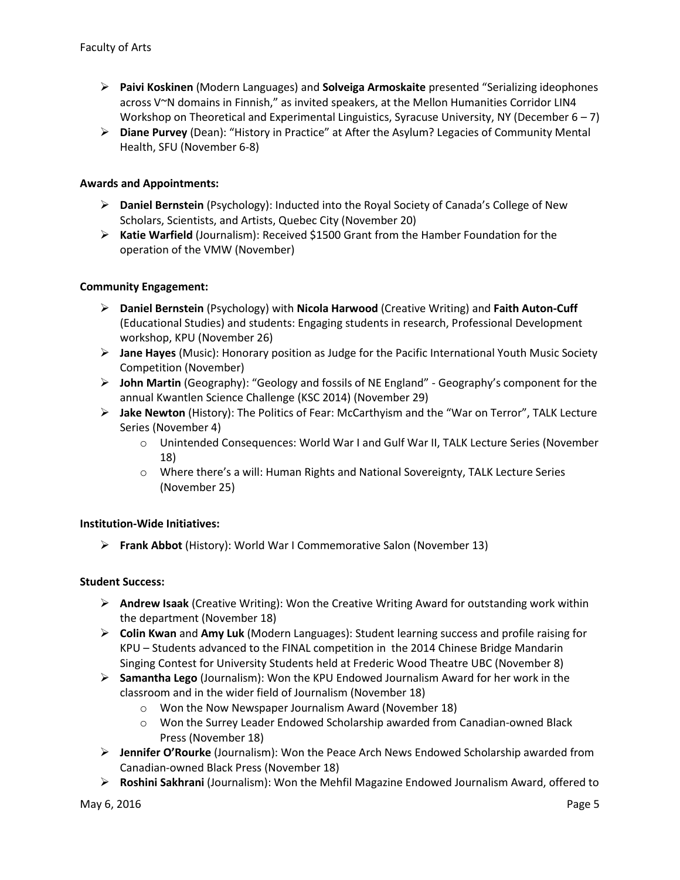- **Paivi Koskinen** (Modern Languages) and **Solveiga Armoskaite** presented "Serializing ideophones across V~N domains in Finnish," as invited speakers, at the Mellon Humanities Corridor LIN4 Workshop on Theoretical and Experimental Linguistics, Syracuse University, NY (December 6 – 7)
- **Diane Purvey** (Dean): "History in Practice" at After the Asylum? Legacies of Community Mental Health, SFU (November 6-8)

**Awards and Appointments:**

- **Daniel Bernstein** (Psychology): Inducted into the Royal Society of Canada's College of New Scholars, Scientists, and Artists, Quebec City (November 20)
- **Katie Warfield** (Journalism): Received $1500 Grant from the Hamber Foundation for the operation of the VMW (November)

**Community Engagement:**

- **Daniel Bernstein** (Psychology) with **Nicola Harwood** (Creative Writing) and **Faith Auton-Cuff** (Educational Studies) and students: Engaging students in research, Professional Development workshop, KPU (November 26)
- **Jane Hayes** (Music): Honorary position as Judge for the Pacific International Youth Music Society Competition (November)
- **John Martin** (Geography): "Geology and fossils of NE England" - Geography's component for the annual Kwantlen Science Challenge (KSC 2014) (November 29)
- **Jake Newton** (History): The Politics of Fear: McCarthyism and the "War on Terror", TALK Lecture Series (November 4)
    - Unintended Consequences: World War I and Gulf War II, TALK Lecture Series (November 18)
    - Where there's a will: Human Rights and National Sovereignty, TALK Lecture Series (November 25)

**Institution-Wide Initiatives:**

- **Frank Abbot** (History): World War I Commemorative Salon (November 13)

**Student Success:**

- **Andrew Isaak** (Creative Writing): Won the Creative Writing Award for outstanding work within the department (November 18)
- **Colin Kwan** and **Amy Luk** (Modern Languages): Student learning success and profile raising for KPU – Students advanced to the FINAL competition in the 2014 Chinese Bridge Mandarin Singing Contest for University Students held at Frederic Wood Theatre UBC (November 8)
- **Samantha Lego** (Journalism): Won the KPU Endowed Journalism Award for her work in the classroom and in the wider field of Journalism (November 18)
    - Won the Now Newspaper Journalism Award (November 18)
    - Won the Surrey Leader Endowed Scholarship awarded from Canadian-owned Black Press (November 18)
- **Jennifer O'Rourke** (Journalism): Won the Peace Arch News Endowed Scholarship awarded from Canadian-owned Black Press (November 18)
- **Roshini Sakhrani** (Journalism): Won the Mehfil Magazine Endowed Journalism Award, offered to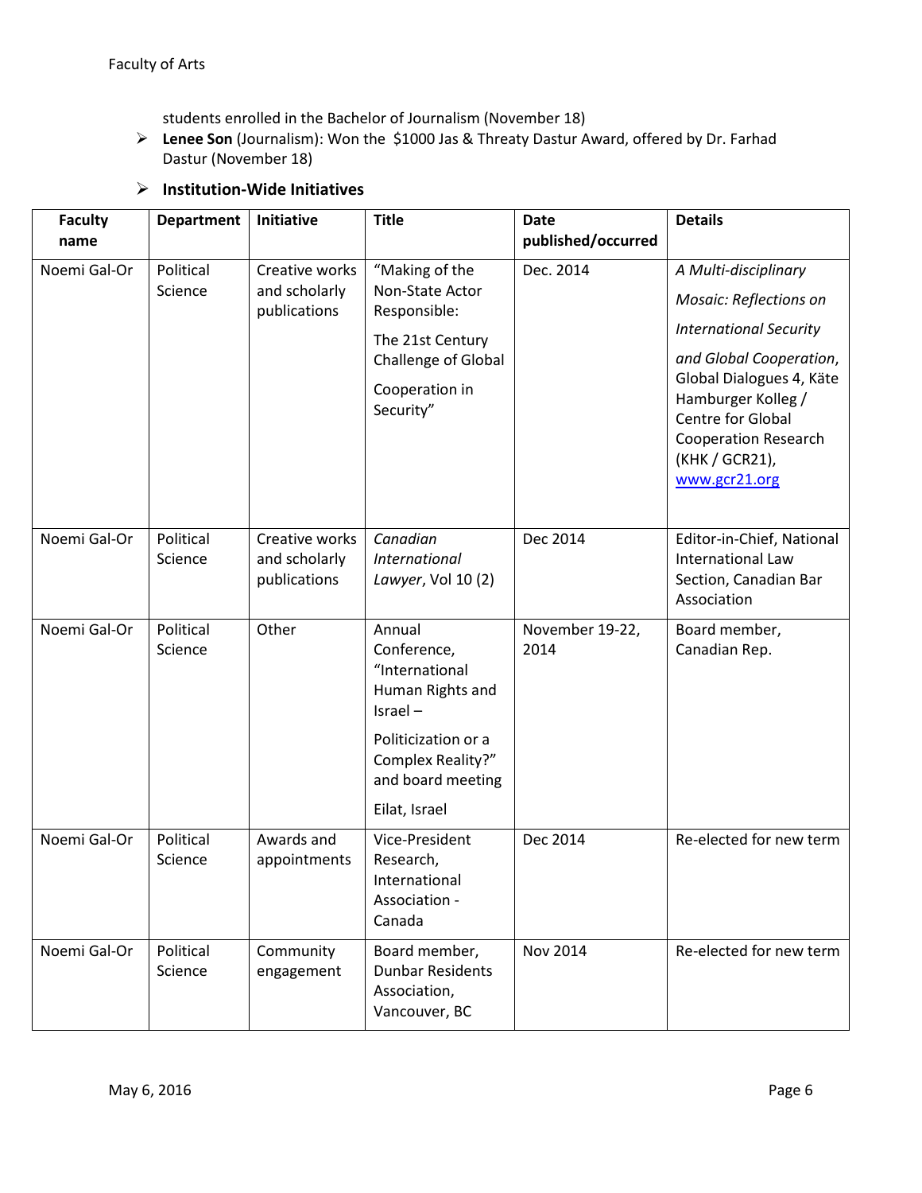students enrolled in the Bachelor of Journalism (November 18)

- **Lenee Son** (Journalism): Won the $1000 Jas & Threaty Dastur Award, offered by Dr. Farhad Dastur (November 18)

- **Institution-Wide Initiatives**

| Faculty name | Department | Initiative | Title | Date published/occurred | Details |
|---|---|---|---|---|---|
| Noemi Gal-Or | Political Science | Creative works and scholarly publications | "Making of the Non-State Actor Responsible: The 21st Century Challenge of Global Cooperation in Security" | Dec. 2014 | *A Multi-disciplinary Mosaic: Reflections on International Security and Global Cooperation*, Global Dialogues 4, Käte Hamburger Kolleg / Centre for Global Cooperation Research (KHK / GCR21), www.gcr21.org |
| Noemi Gal-Or | Political Science | Creative works and scholarly publications | *Canadian International Lawyer*, Vol 10 (2) | Dec 2014 | Editor-in-Chief, National International Law Section, Canadian Bar Association |
| Noemi Gal-Or | Political Science | Other | Annual Conference, "International Human Rights and Israel – Politicization or a Complex Reality?" and board meeting Eilat, Israel | November 19-22, 2014 | Board member, Canadian Rep. |
| Noemi Gal-Or | Political Science | Awards and appointments | Vice-President Research, International Association - Canada | Dec 2014 | Re-elected for new term |
| Noemi Gal-Or | Political Science | Community engagement | Board member, Dunbar Residents Association, Vancouver, BC | Nov 2014 | Re-elected for new term |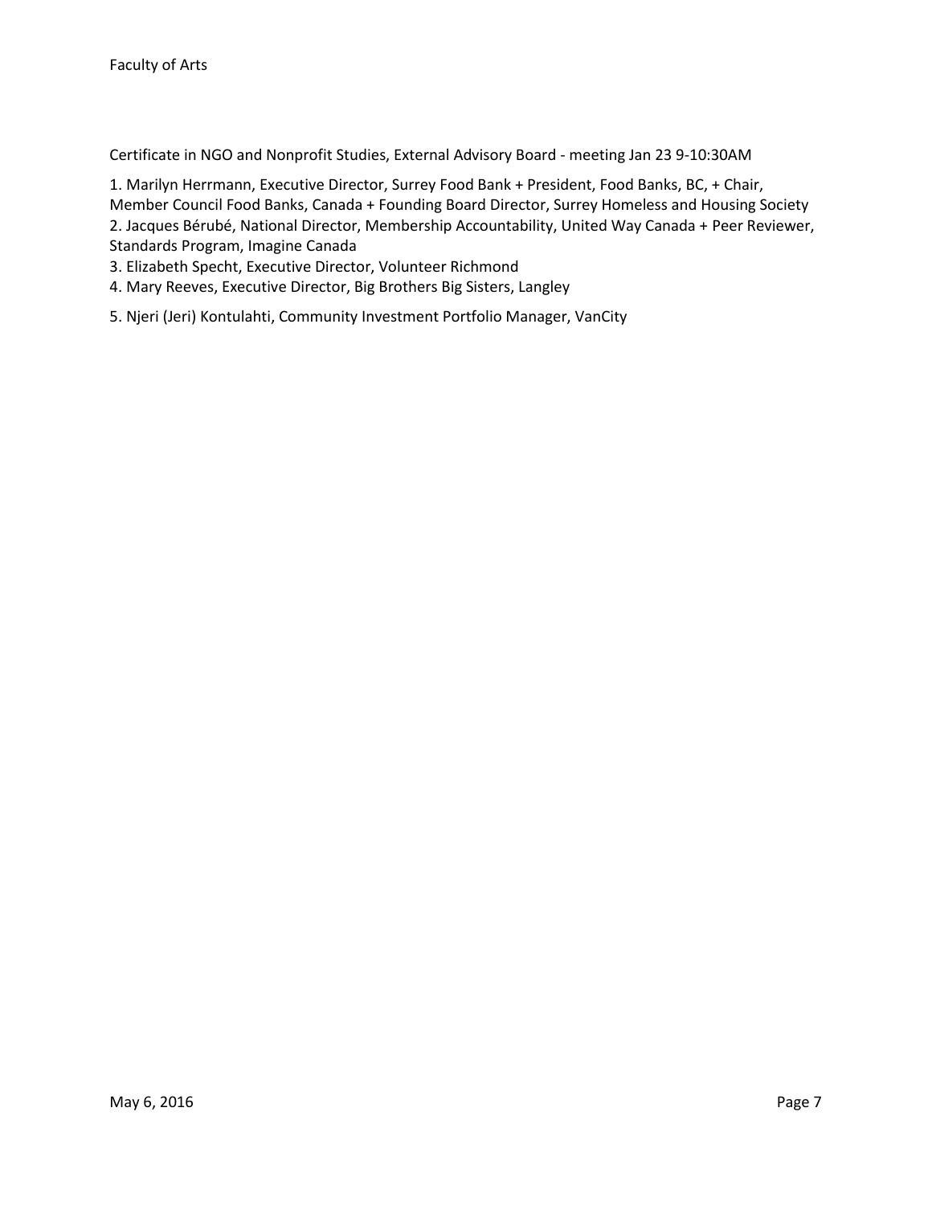Certificate in NGO and Nonprofit Studies, External Advisory Board - meeting Jan 23 9-10:30AM

1. Marilyn Herrmann, Executive Director, Surrey Food Bank + President, Food Banks, BC, + Chair, Member Council Food Banks, Canada + Founding Board Director, Surrey Homeless and Housing Society
2. Jacques Bérubé, National Director, Membership Accountability, United Way Canada + Peer Reviewer, Standards Program, Imagine Canada
3. Elizabeth Specht, Executive Director, Volunteer Richmond
4. Mary Reeves, Executive Director, Big Brothers Big Sisters, Langley
5. Njeri (Jeri) Kontulahti, Community Investment Portfolio Manager, VanCity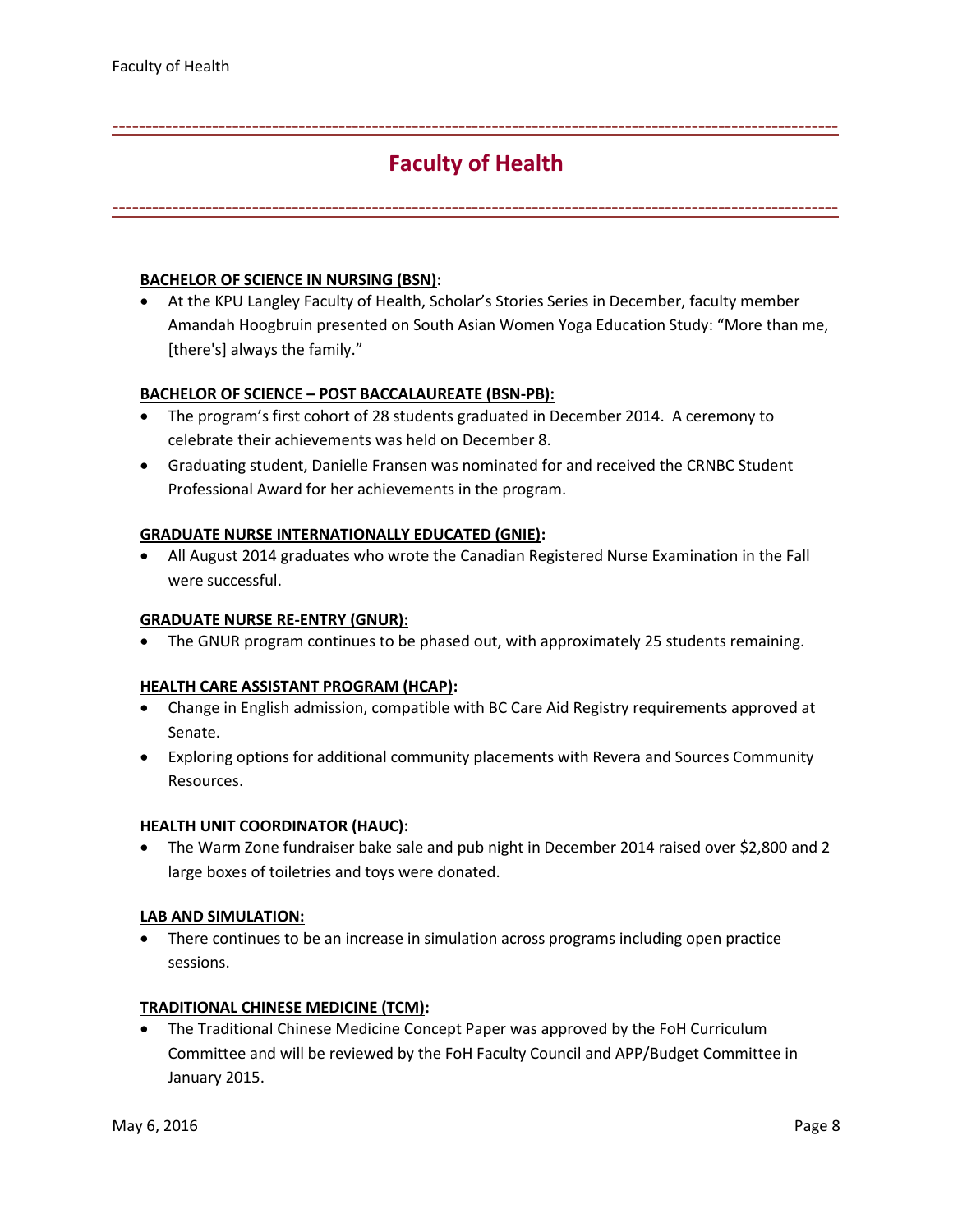# Faculty of Health

**BACHELOR OF SCIENCE IN NURSING (BSN):**

- At the KPU Langley Faculty of Health, Scholar's Stories Series in December, faculty member Amandah Hoogbruin presented on South Asian Women Yoga Education Study: "More than me, [there's] always the family."

**BACHELOR OF SCIENCE – POST BACCALAUREATE (BSN-PB):**

- The program's first cohort of 28 students graduated in December 2014. A ceremony to celebrate their achievements was held on December 8.
- Graduating student, Danielle Fransen was nominated for and received the CRNBC Student Professional Award for her achievements in the program.

**GRADUATE NURSE INTERNATIONALLY EDUCATED (GNIE):**

- All August 2014 graduates who wrote the Canadian Registered Nurse Examination in the Fall were successful.

**GRADUATE NURSE RE-ENTRY (GNUR):**

- The GNUR program continues to be phased out, with approximately 25 students remaining.

**HEALTH CARE ASSISTANT PROGRAM (HCAP):**

- Change in English admission, compatible with BC Care Aid Registry requirements approved at Senate.
- Exploring options for additional community placements with Revera and Sources Community Resources.

**HEALTH UNIT COORDINATOR (HAUC):**

- The Warm Zone fundraiser bake sale and pub night in December 2014 raised over $2,800 and 2 large boxes of toiletries and toys were donated.

**LAB AND SIMULATION:**

- There continues to be an increase in simulation across programs including open practice sessions.

**TRADITIONAL CHINESE MEDICINE (TCM):**

- The Traditional Chinese Medicine Concept Paper was approved by the FoH Curriculum Committee and will be reviewed by the FoH Faculty Council and APP/Budget Committee in January 2015.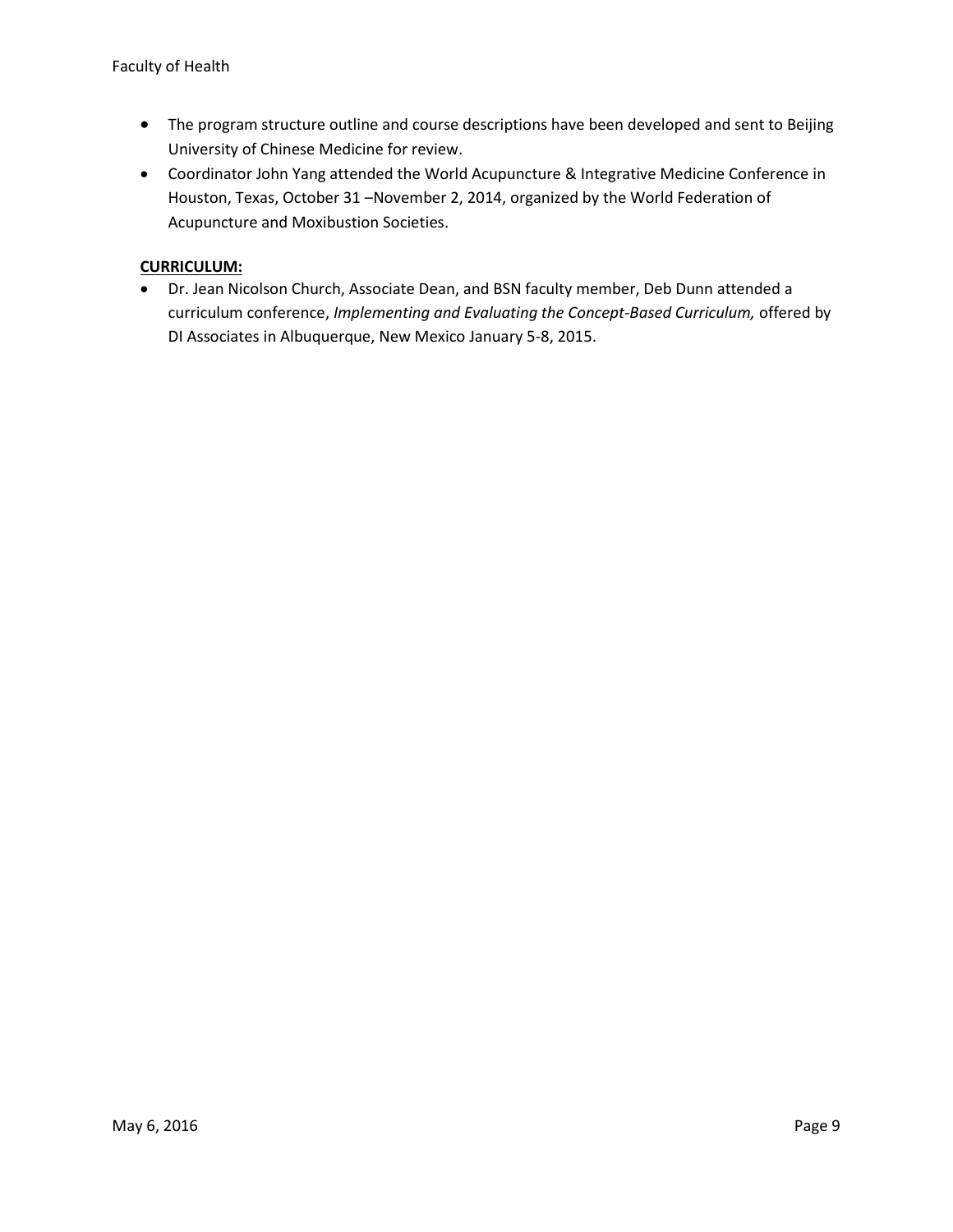- The program structure outline and course descriptions have been developed and sent to Beijing University of Chinese Medicine for review.
- Coordinator John Yang attended the World Acupuncture & Integrative Medicine Conference in Houston, Texas, October 31 –November 2, 2014, organized by the World Federation of Acupuncture and Moxibustion Societies.

**CURRICULUM:**

- Dr. Jean Nicolson Church, Associate Dean, and BSN faculty member, Deb Dunn attended a curriculum conference, *Implementing and Evaluating the Concept-Based Curriculum,* offered by DI Associates in Albuquerque, New Mexico January 5-8, 2015.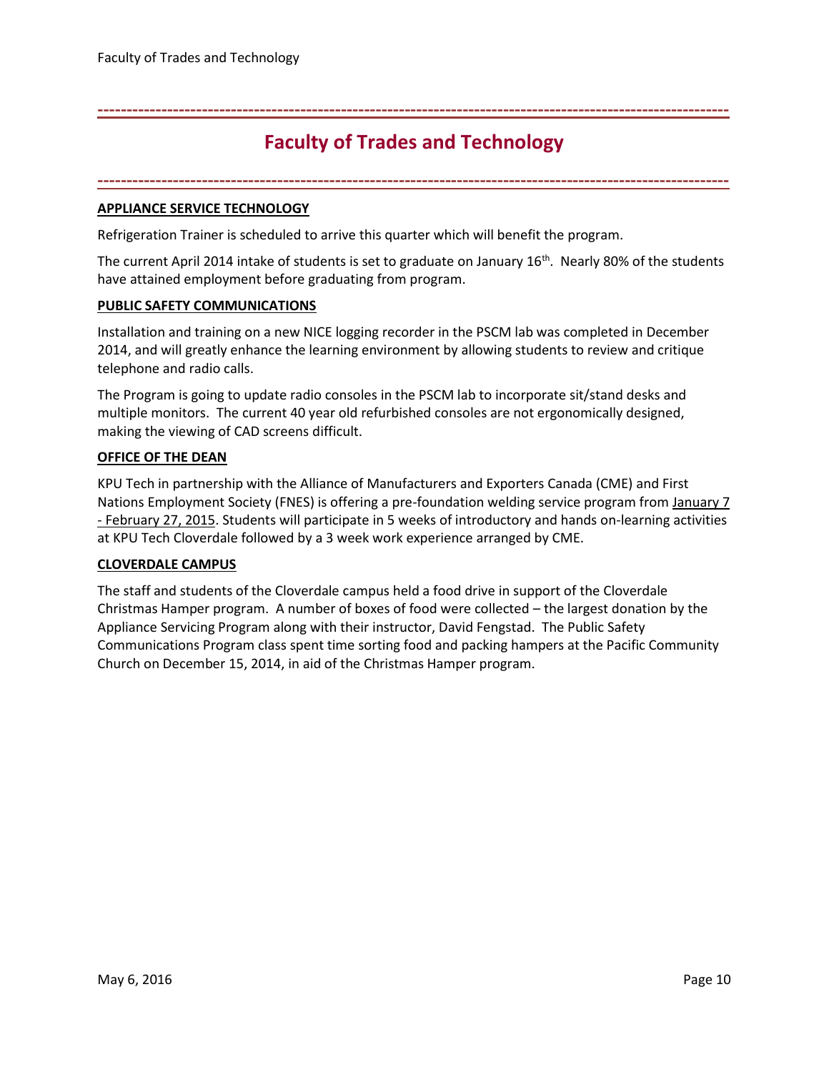# Faculty of Trades and Technology

**APPLIANCE SERVICE TECHNOLOGY**

Refrigeration Trainer is scheduled to arrive this quarter which will benefit the program.

The current April 2014 intake of students is set to graduate on January 16th. Nearly 80% of the students have attained employment before graduating from program.

**PUBLIC SAFETY COMMUNICATIONS**

Installation and training on a new NICE logging recorder in the PSCM lab was completed in December 2014, and will greatly enhance the learning environment by allowing students to review and critique telephone and radio calls.

The Program is going to update radio consoles in the PSCM lab to incorporate sit/stand desks and multiple monitors. The current 40 year old refurbished consoles are not ergonomically designed, making the viewing of CAD screens difficult.

**OFFICE OF THE DEAN**

KPU Tech in partnership with the Alliance of Manufacturers and Exporters Canada (CME) and First Nations Employment Society (FNES) is offering a pre-foundation welding service program from January 7 - February 27, 2015. Students will participate in 5 weeks of introductory and hands on-learning activities at KPU Tech Cloverdale followed by a 3 week work experience arranged by CME.

**CLOVERDALE CAMPUS**

The staff and students of the Cloverdale campus held a food drive in support of the Cloverdale Christmas Hamper program. A number of boxes of food were collected – the largest donation by the Appliance Servicing Program along with their instructor, David Fengstad. The Public Safety Communications Program class spent time sorting food and packing hampers at the Pacific Community Church on December 15, 2014, in aid of the Christmas Hamper program.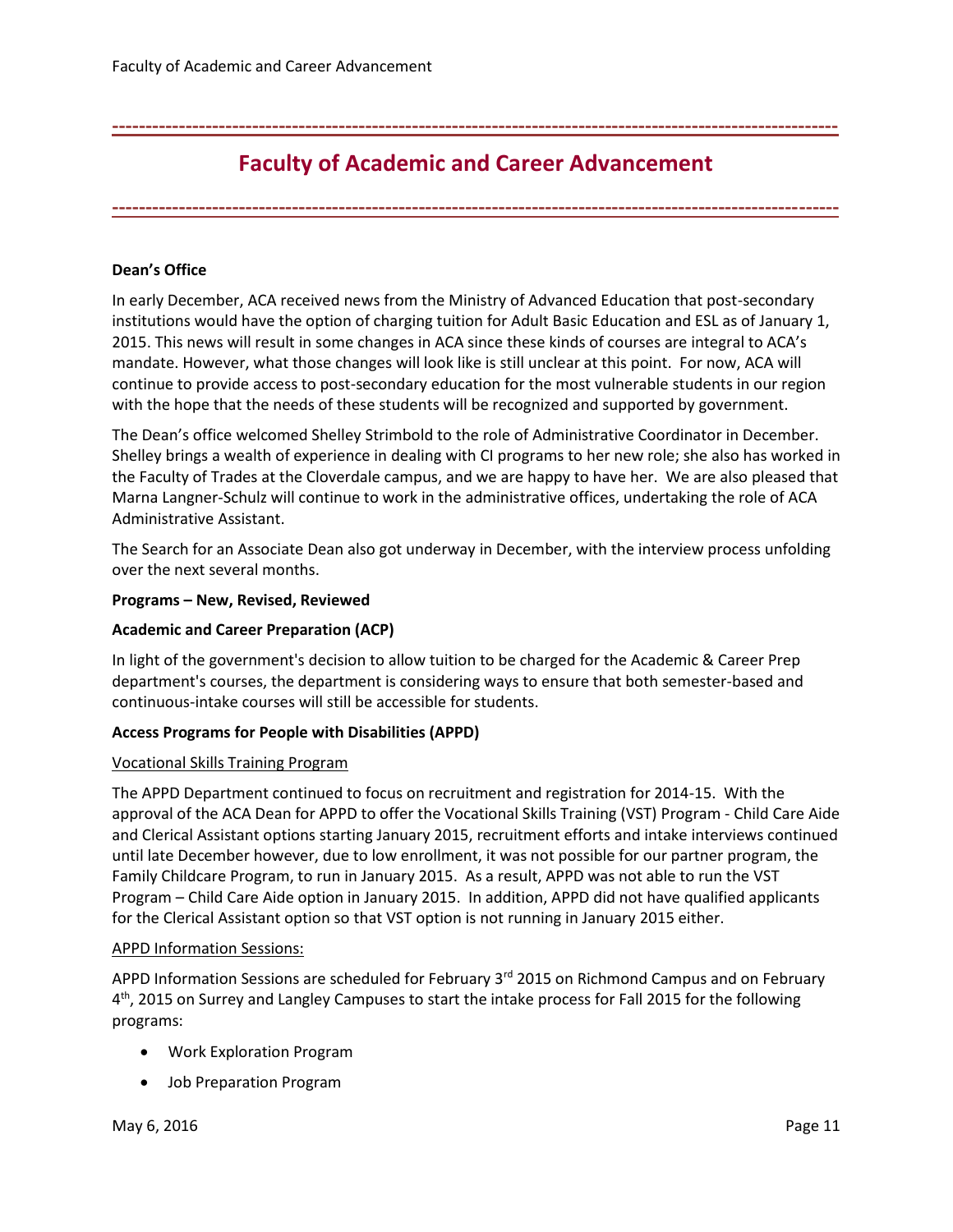# Faculty of Academic and Career Advancement

**Dean's Office**

In early December, ACA received news from the Ministry of Advanced Education that post-secondary institutions would have the option of charging tuition for Adult Basic Education and ESL as of January 1, 2015. This news will result in some changes in ACA since these kinds of courses are integral to ACA's mandate. However, what those changes will look like is still unclear at this point. For now, ACA will continue to provide access to post-secondary education for the most vulnerable students in our region with the hope that the needs of these students will be recognized and supported by government.

The Dean's office welcomed Shelley Strimbold to the role of Administrative Coordinator in December. Shelley brings a wealth of experience in dealing with CI programs to her new role; she also has worked in the Faculty of Trades at the Cloverdale campus, and we are happy to have her. We are also pleased that Marna Langner-Schulz will continue to work in the administrative offices, undertaking the role of ACA Administrative Assistant.

The Search for an Associate Dean also got underway in December, with the interview process unfolding over the next several months.

**Programs – New, Revised, Reviewed**

**Academic and Career Preparation (ACP)**

In light of the government's decision to allow tuition to be charged for the Academic & Career Prep department's courses, the department is considering ways to ensure that both semester-based and continuous-intake courses will still be accessible for students.

**Access Programs for People with Disabilities (APPD)**

Vocational Skills Training Program

The APPD Department continued to focus on recruitment and registration for 2014-15. With the approval of the ACA Dean for APPD to offer the Vocational Skills Training (VST) Program - Child Care Aide and Clerical Assistant options starting January 2015, recruitment efforts and intake interviews continued until late December however, due to low enrollment, it was not possible for our partner program, the Family Childcare Program, to run in January 2015. As a result, APPD was not able to run the VST Program – Child Care Aide option in January 2015. In addition, APPD did not have qualified applicants for the Clerical Assistant option so that VST option is not running in January 2015 either.

APPD Information Sessions:

APPD Information Sessions are scheduled for February 3rd 2015 on Richmond Campus and on February 4th, 2015 on Surrey and Langley Campuses to start the intake process for Fall 2015 for the following programs:

- Work Exploration Program
- Job Preparation Program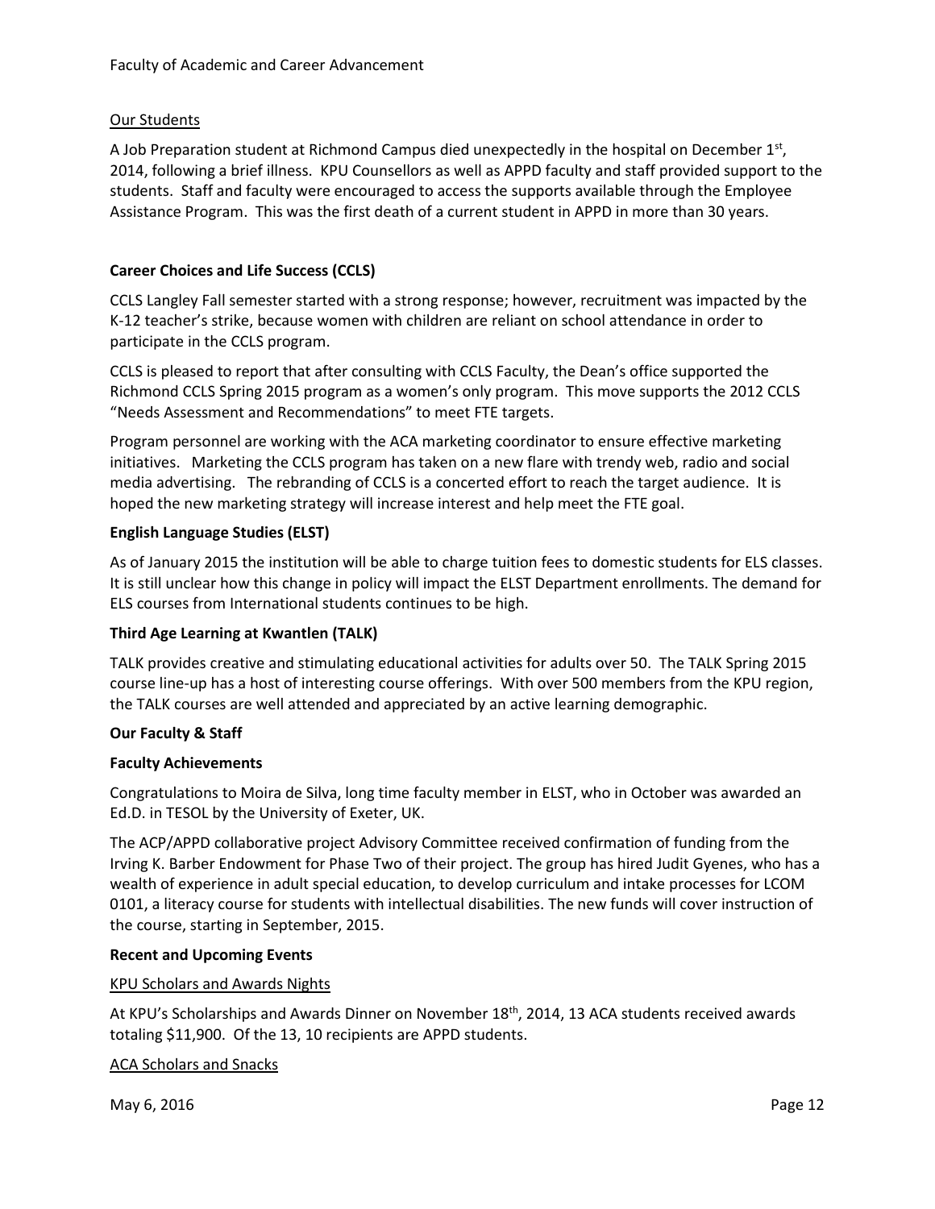### Our Students

A Job Preparation student at Richmond Campus died unexpectedly in the hospital on December 1st, 2014, following a brief illness. KPU Counsellors as well as APPD faculty and staff provided support to the students. Staff and faculty were encouraged to access the supports available through the Employee Assistance Program. This was the first death of a current student in APPD in more than 30 years.

**Career Choices and Life Success (CCLS)**

CCLS Langley Fall semester started with a strong response; however, recruitment was impacted by the K-12 teacher's strike, because women with children are reliant on school attendance in order to participate in the CCLS program.

CCLS is pleased to report that after consulting with CCLS Faculty, the Dean's office supported the Richmond CCLS Spring 2015 program as a women's only program. This move supports the 2012 CCLS "Needs Assessment and Recommendations" to meet FTE targets.

Program personnel are working with the ACA marketing coordinator to ensure effective marketing initiatives. Marketing the CCLS program has taken on a new flare with trendy web, radio and social media advertising. The rebranding of CCLS is a concerted effort to reach the target audience. It is hoped the new marketing strategy will increase interest and help meet the FTE goal.

**English Language Studies (ELST)**

As of January 2015 the institution will be able to charge tuition fees to domestic students for ELS classes. It is still unclear how this change in policy will impact the ELST Department enrollments. The demand for ELS courses from International students continues to be high.

**Third Age Learning at Kwantlen (TALK)**

TALK provides creative and stimulating educational activities for adults over 50. The TALK Spring 2015 course line-up has a host of interesting course offerings. With over 500 members from the KPU region, the TALK courses are well attended and appreciated by an active learning demographic.

**Our Faculty & Staff**

**Faculty Achievements**

Congratulations to Moira de Silva, long time faculty member in ELST, who in October was awarded an Ed.D. in TESOL by the University of Exeter, UK.

The ACP/APPD collaborative project Advisory Committee received confirmation of funding from the Irving K. Barber Endowment for Phase Two of their project. The group has hired Judit Gyenes, who has a wealth of experience in adult special education, to develop curriculum and intake processes for LCOM 0101, a literacy course for students with intellectual disabilities. The new funds will cover instruction of the course, starting in September, 2015.

**Recent and Upcoming Events**

### KPU Scholars and Awards Nights

At KPU's Scholarships and Awards Dinner on November 18th, 2014, 13 ACA students received awards totaling $11,900. Of the 13, 10 recipients are APPD students.

### ACA Scholars and Snacks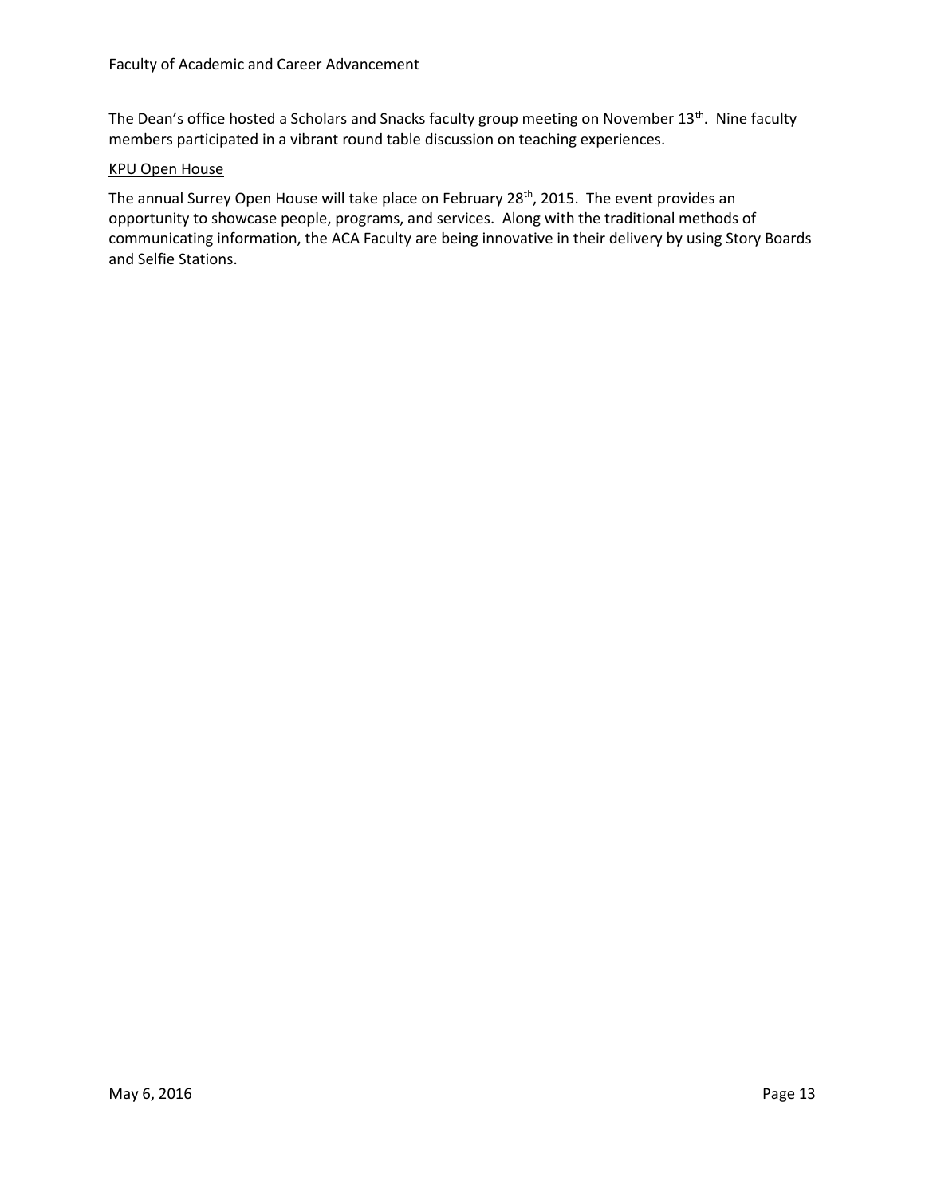The Dean's office hosted a Scholars and Snacks faculty group meeting on November 13th. Nine faculty members participated in a vibrant round table discussion on teaching experiences.

<u>KPU Open House</u>

The annual Surrey Open House will take place on February 28th, 2015. The event provides an opportunity to showcase people, programs, and services. Along with the traditional methods of communicating information, the ACA Faculty are being innovative in their delivery by using Story Boards and Selfie Stations.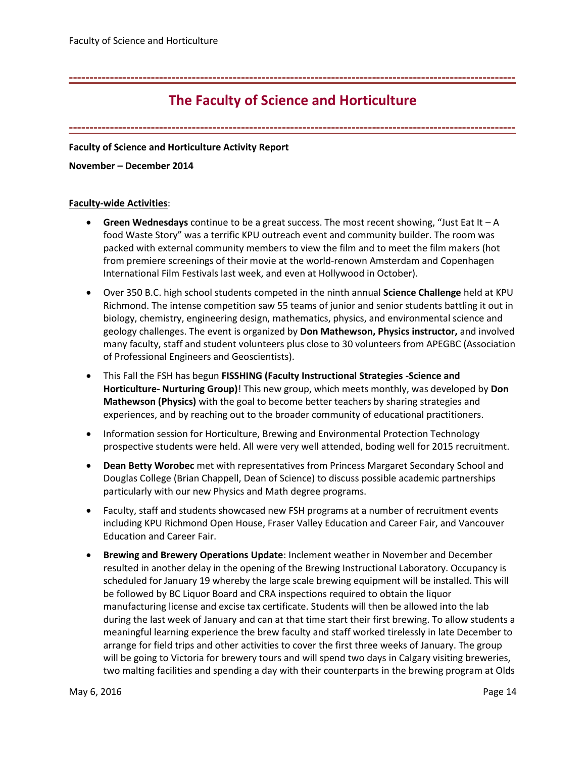# The Faculty of Science and Horticulture

**Faculty of Science and Horticulture Activity Report**

**November – December 2014**

**Faculty-wide Activities**:

- **Green Wednesdays** continue to be a great success. The most recent showing, "Just Eat It – A food Waste Story" was a terrific KPU outreach event and community builder. The room was packed with external community members to view the film and to meet the film makers (hot from premiere screenings of their movie at the world-renown Amsterdam and Copenhagen International Film Festivals last week, and even at Hollywood in October).
- Over 350 B.C. high school students competed in the ninth annual **Science Challenge** held at KPU Richmond. The intense competition saw 55 teams of junior and senior students battling it out in biology, chemistry, engineering design, mathematics, physics, and environmental science and geology challenges. The event is organized by **Don Mathewson, Physics instructor,** and involved many faculty, staff and student volunteers plus close to 30 volunteers from APEGBC (Association of Professional Engineers and Geoscientists).
- This Fall the FSH has begun **FISSHING (Faculty Instructional Strategies -Science and Horticulture- Nurturing Group)**! This new group, which meets monthly, was developed by **Don Mathewson (Physics)** with the goal to become better teachers by sharing strategies and experiences, and by reaching out to the broader community of educational practitioners.
- Information session for Horticulture, Brewing and Environmental Protection Technology prospective students were held. All were very well attended, boding well for 2015 recruitment.
- **Dean Betty Worobec** met with representatives from Princess Margaret Secondary School and Douglas College (Brian Chappell, Dean of Science) to discuss possible academic partnerships particularly with our new Physics and Math degree programs.
- Faculty, staff and students showcased new FSH programs at a number of recruitment events including KPU Richmond Open House, Fraser Valley Education and Career Fair, and Vancouver Education and Career Fair.
- **Brewing and Brewery Operations Update**: Inclement weather in November and December resulted in another delay in the opening of the Brewing Instructional Laboratory. Occupancy is scheduled for January 19 whereby the large scale brewing equipment will be installed. This will be followed by BC Liquor Board and CRA inspections required to obtain the liquor manufacturing license and excise tax certificate. Students will then be allowed into the lab during the last week of January and can at that time start their first brewing. To allow students a meaningful learning experience the brew faculty and staff worked tirelessly in late December to arrange for field trips and other activities to cover the first three weeks of January. The group will be going to Victoria for brewery tours and will spend two days in Calgary visiting breweries, two malting facilities and spending a day with their counterparts in the brewing program at Olds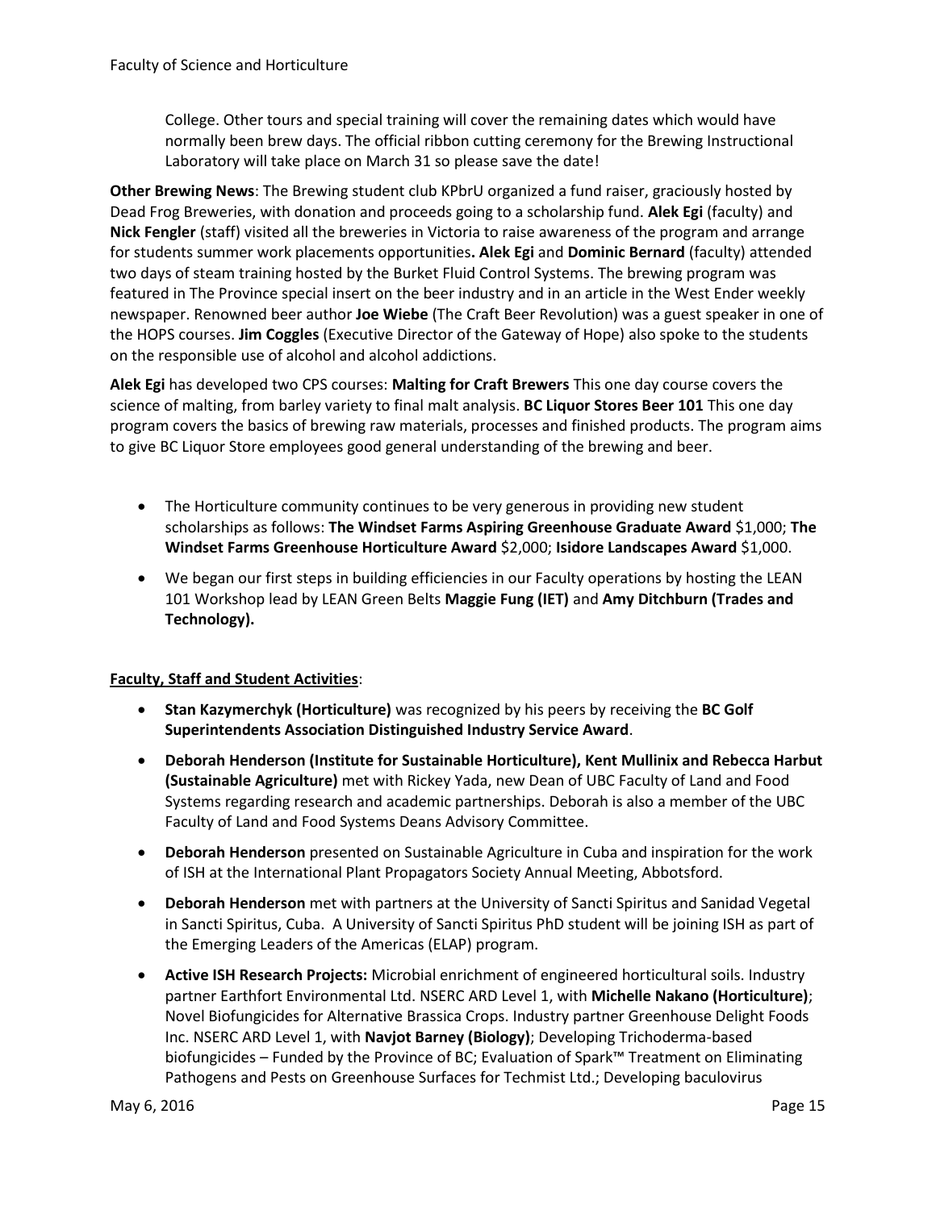College. Other tours and special training will cover the remaining dates which would have normally been brew days. The official ribbon cutting ceremony for the Brewing Instructional Laboratory will take place on March 31 so please save the date!

**Other Brewing News**: The Brewing student club KPbrU organized a fund raiser, graciously hosted by Dead Frog Breweries, with donation and proceeds going to a scholarship fund. **Alek Egi** (faculty) and **Nick Fengler** (staff) visited all the breweries in Victoria to raise awareness of the program and arrange for students summer work placements opportunities**. Alek Egi** and **Dominic Bernard** (faculty) attended two days of steam training hosted by the Burket Fluid Control Systems. The brewing program was featured in The Province special insert on the beer industry and in an article in the West Ender weekly newspaper. Renowned beer author **Joe Wiebe** (The Craft Beer Revolution) was a guest speaker in one of the HOPS courses. **Jim Coggles** (Executive Director of the Gateway of Hope) also spoke to the students on the responsible use of alcohol and alcohol addictions.

**Alek Egi** has developed two CPS courses: **Malting for Craft Brewers** This one day course covers the science of malting, from barley variety to final malt analysis. **BC Liquor Stores Beer 101** This one day program covers the basics of brewing raw materials, processes and finished products. The program aims to give BC Liquor Store employees good general understanding of the brewing and beer.

- The Horticulture community continues to be very generous in providing new student scholarships as follows: **The Windset Farms Aspiring Greenhouse Graduate Award** $1,000; **The Windset Farms Greenhouse Horticulture Award** $2,000; **Isidore Landscapes Award** $1,000.
- We began our first steps in building efficiencies in our Faculty operations by hosting the LEAN 101 Workshop lead by LEAN Green Belts **Maggie Fung (IET)** and **Amy Ditchburn (Trades and Technology).**

**Faculty, Staff and Student Activities**:

- **Stan Kazymerchyk (Horticulture)** was recognized by his peers by receiving the **BC Golf Superintendents Association Distinguished Industry Service Award**.
- **Deborah Henderson (Institute for Sustainable Horticulture), Kent Mullinix and Rebecca Harbut (Sustainable Agriculture)** met with Rickey Yada, new Dean of UBC Faculty of Land and Food Systems regarding research and academic partnerships. Deborah is also a member of the UBC Faculty of Land and Food Systems Deans Advisory Committee.
- **Deborah Henderson** presented on Sustainable Agriculture in Cuba and inspiration for the work of ISH at the International Plant Propagators Society Annual Meeting, Abbotsford.
- **Deborah Henderson** met with partners at the University of Sancti Spiritus and Sanidad Vegetal in Sancti Spiritus, Cuba. A University of Sancti Spiritus PhD student will be joining ISH as part of the Emerging Leaders of the Americas (ELAP) program.
- **Active ISH Research Projects:** Microbial enrichment of engineered horticultural soils. Industry partner Earthfort Environmental Ltd. NSERC ARD Level 1, with **Michelle Nakano (Horticulture)**; Novel Biofungicides for Alternative Brassica Crops. Industry partner Greenhouse Delight Foods Inc. NSERC ARD Level 1, with **Navjot Barney (Biology)**; Developing Trichoderma-based biofungicides – Funded by the Province of BC; Evaluation of Spark™ Treatment on Eliminating Pathogens and Pests on Greenhouse Surfaces for Techmist Ltd.; Developing baculovirus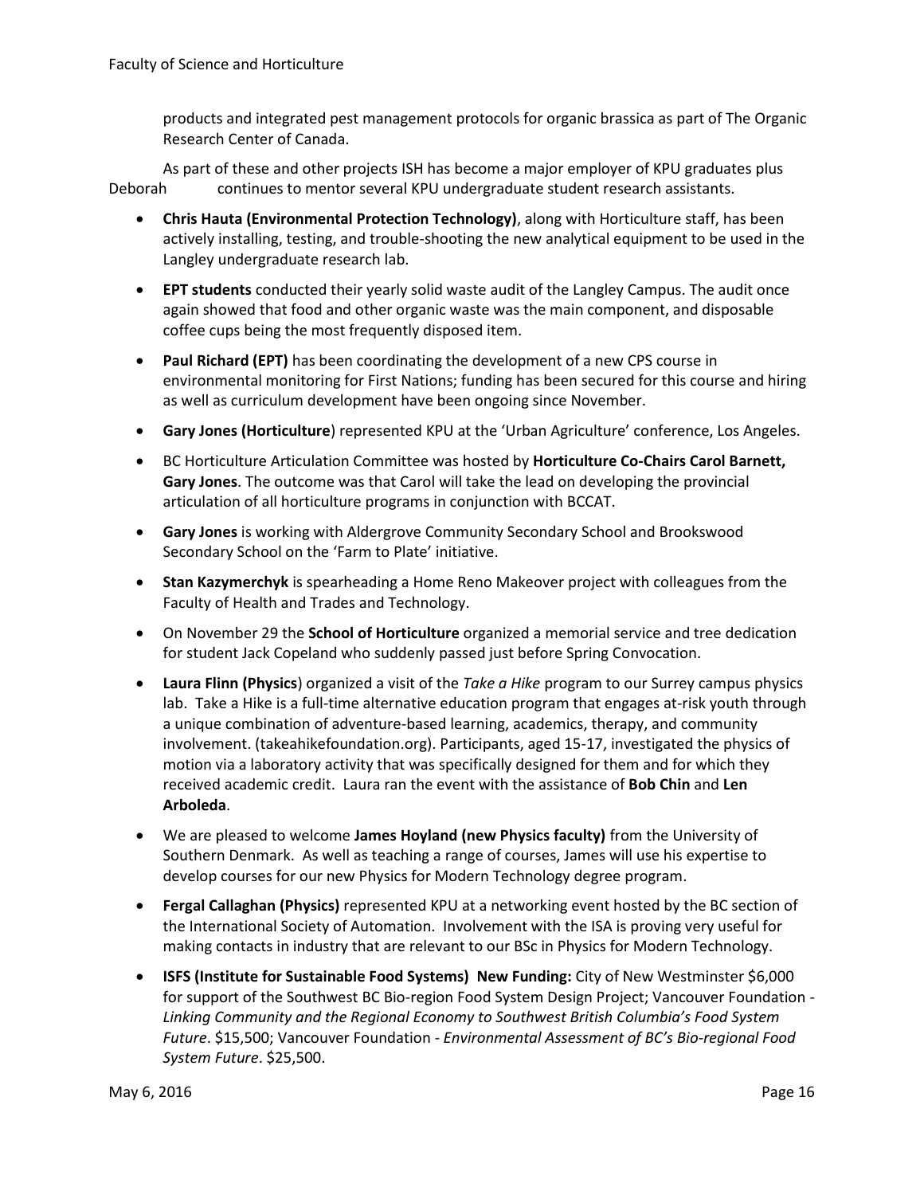products and integrated pest management protocols for organic brassica as part of The Organic Research Center of Canada.

As part of these and other projects ISH has become a major employer of KPU graduates plus Deborah continues to mentor several KPU undergraduate student research assistants.

- **Chris Hauta (Environmental Protection Technology)**, along with Horticulture staff, has been actively installing, testing, and trouble-shooting the new analytical equipment to be used in the Langley undergraduate research lab.
- **EPT students** conducted their yearly solid waste audit of the Langley Campus. The audit once again showed that food and other organic waste was the main component, and disposable coffee cups being the most frequently disposed item.
- **Paul Richard (EPT)** has been coordinating the development of a new CPS course in environmental monitoring for First Nations; funding has been secured for this course and hiring as well as curriculum development have been ongoing since November.
- **Gary Jones (Horticulture**) represented KPU at the 'Urban Agriculture' conference, Los Angeles.
- BC Horticulture Articulation Committee was hosted by **Horticulture Co-Chairs Carol Barnett, Gary Jones**. The outcome was that Carol will take the lead on developing the provincial articulation of all horticulture programs in conjunction with BCCAT.
- **Gary Jones** is working with Aldergrove Community Secondary School and Brookswood Secondary School on the 'Farm to Plate' initiative.
- **Stan Kazymerchyk** is spearheading a Home Reno Makeover project with colleagues from the Faculty of Health and Trades and Technology.
- On November 29 the **School of Horticulture** organized a memorial service and tree dedication for student Jack Copeland who suddenly passed just before Spring Convocation.
- **Laura Flinn (Physics**) organized a visit of the *Take a Hike* program to our Surrey campus physics lab. Take a Hike is a full-time alternative education program that engages at-risk youth through a unique combination of adventure-based learning, academics, therapy, and community involvement. (takeahikefoundation.org). Participants, aged 15-17, investigated the physics of motion via a laboratory activity that was specifically designed for them and for which they received academic credit. Laura ran the event with the assistance of **Bob Chin** and **Len Arboleda**.
- We are pleased to welcome **James Hoyland (new Physics faculty)** from the University of Southern Denmark. As well as teaching a range of courses, James will use his expertise to develop courses for our new Physics for Modern Technology degree program.
- **Fergal Callaghan (Physics)** represented KPU at a networking event hosted by the BC section of the International Society of Automation. Involvement with the ISA is proving very useful for making contacts in industry that are relevant to our BSc in Physics for Modern Technology.
- **ISFS (Institute for Sustainable Food Systems) New Funding:** City of New Westminster $6,000 for support of the Southwest BC Bio-region Food System Design Project; Vancouver Foundation - *Linking Community and the Regional Economy to Southwest British Columbia's Food System Future*. $15,500; Vancouver Foundation - *Environmental Assessment of BC's Bio-regional Food System Future*. $25,500.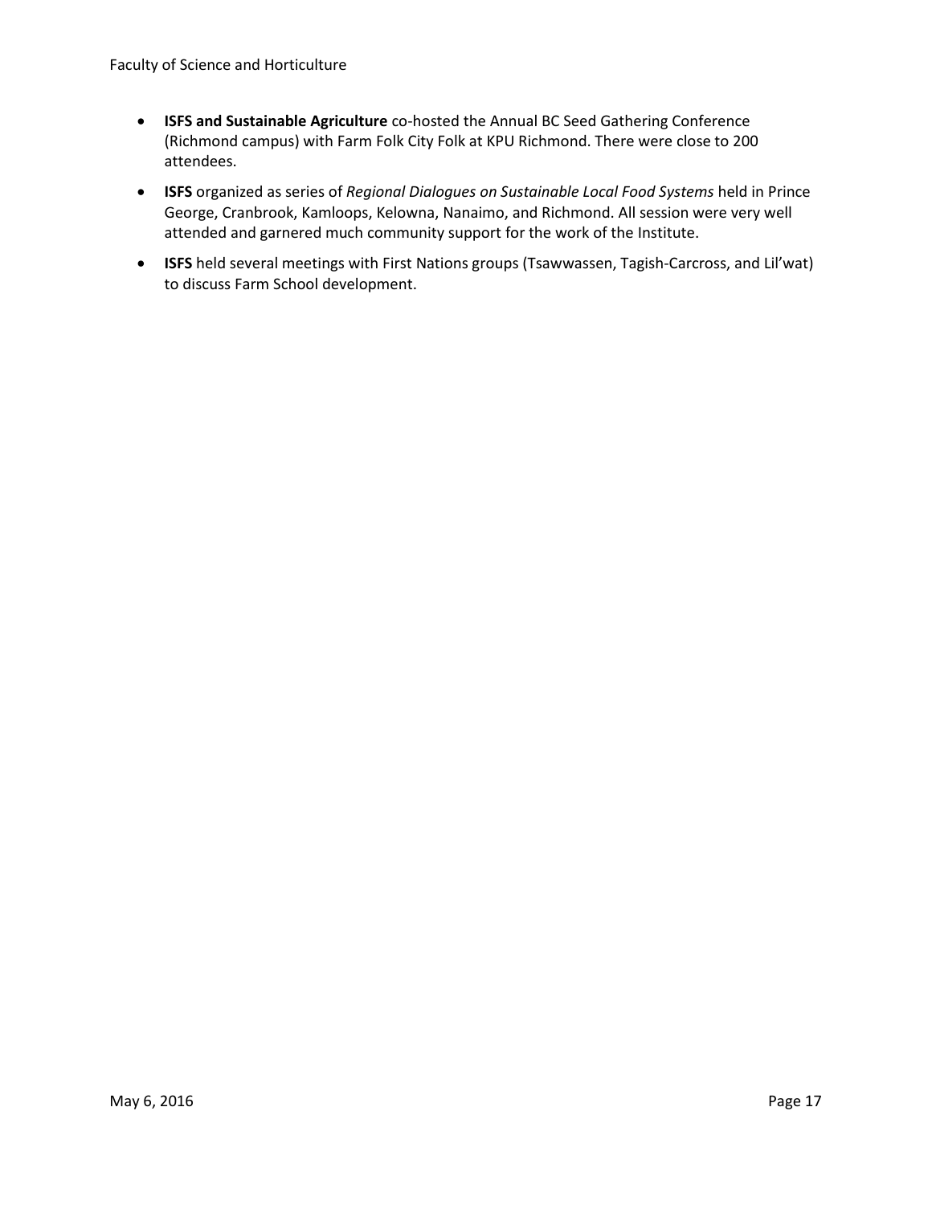- **ISFS and Sustainable Agriculture** co-hosted the Annual BC Seed Gathering Conference (Richmond campus) with Farm Folk City Folk at KPU Richmond. There were close to 200 attendees.
- **ISFS** organized as series of *Regional Dialogues on Sustainable Local Food Systems* held in Prince George, Cranbrook, Kamloops, Kelowna, Nanaimo, and Richmond. All session were very well attended and garnered much community support for the work of the Institute.
- **ISFS** held several meetings with First Nations groups (Tsawwassen, Tagish-Carcross, and Lil'wat) to discuss Farm School development.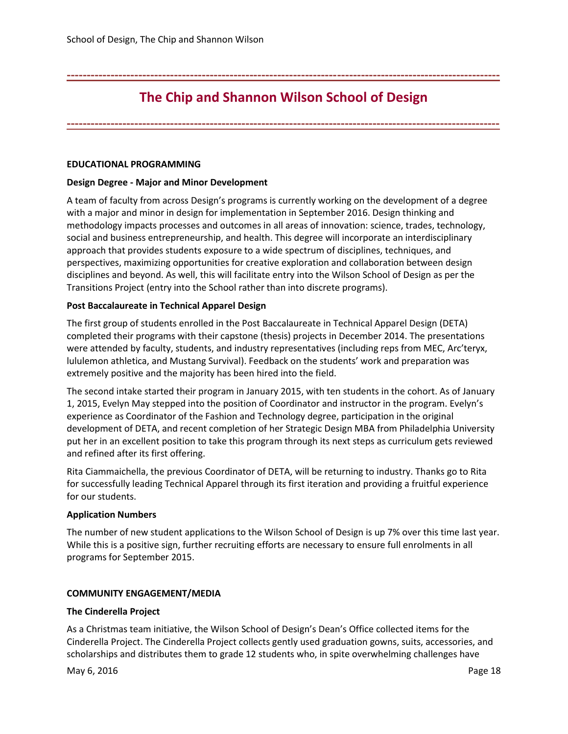# The Chip and Shannon Wilson School of Design

## EDUCATIONAL PROGRAMMING

### Design Degree - Major and Minor Development

A team of faculty from across Design's programs is currently working on the development of a degree with a major and minor in design for implementation in September 2016. Design thinking and methodology impacts processes and outcomes in all areas of innovation: science, trades, technology, social and business entrepreneurship, and health. This degree will incorporate an interdisciplinary approach that provides students exposure to a wide spectrum of disciplines, techniques, and perspectives, maximizing opportunities for creative exploration and collaboration between design disciplines and beyond. As well, this will facilitate entry into the Wilson School of Design as per the Transitions Project (entry into the School rather than into discrete programs).

### Post Baccalaureate in Technical Apparel Design

The first group of students enrolled in the Post Baccalaureate in Technical Apparel Design (DETA) completed their programs with their capstone (thesis) projects in December 2014. The presentations were attended by faculty, students, and industry representatives (including reps from MEC, Arc'teryx, lululemon athletica, and Mustang Survival). Feedback on the students' work and preparation was extremely positive and the majority has been hired into the field.

The second intake started their program in January 2015, with ten students in the cohort. As of January 1, 2015, Evelyn May stepped into the position of Coordinator and instructor in the program. Evelyn's experience as Coordinator of the Fashion and Technology degree, participation in the original development of DETA, and recent completion of her Strategic Design MBA from Philadelphia University put her in an excellent position to take this program through its next steps as curriculum gets reviewed and refined after its first offering.

Rita Ciammaichella, the previous Coordinator of DETA, will be returning to industry. Thanks go to Rita for successfully leading Technical Apparel through its first iteration and providing a fruitful experience for our students.

### Application Numbers

The number of new student applications to the Wilson School of Design is up 7% over this time last year. While this is a positive sign, further recruiting efforts are necessary to ensure full enrolments in all programs for September 2015.

## COMMUNITY ENGAGEMENT/MEDIA

### The Cinderella Project

As a Christmas team initiative, the Wilson School of Design's Dean's Office collected items for the Cinderella Project. The Cinderella Project collects gently used graduation gowns, suits, accessories, and scholarships and distributes them to grade 12 students who, in spite overwhelming challenges have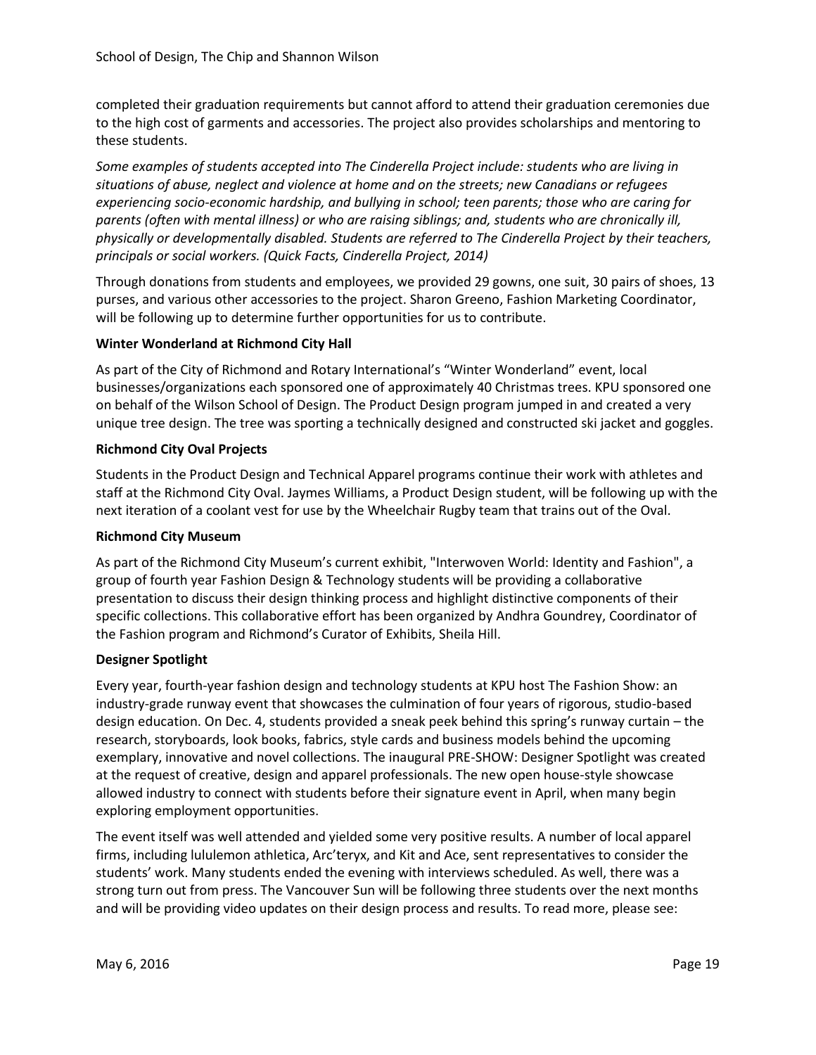completed their graduation requirements but cannot afford to attend their graduation ceremonies due to the high cost of garments and accessories. The project also provides scholarships and mentoring to these students.

*Some examples of students accepted into The Cinderella Project include: students who are living in situations of abuse, neglect and violence at home and on the streets; new Canadians or refugees experiencing socio-economic hardship, and bullying in school; teen parents; those who are caring for parents (often with mental illness) or who are raising siblings; and, students who are chronically ill, physically or developmentally disabled. Students are referred to The Cinderella Project by their teachers, principals or social workers. (Quick Facts, Cinderella Project, 2014)*

Through donations from students and employees, we provided 29 gowns, one suit, 30 pairs of shoes, 13 purses, and various other accessories to the project. Sharon Greeno, Fashion Marketing Coordinator, will be following up to determine further opportunities for us to contribute.

**Winter Wonderland at Richmond City Hall**

As part of the City of Richmond and Rotary International's "Winter Wonderland" event, local businesses/organizations each sponsored one of approximately 40 Christmas trees. KPU sponsored one on behalf of the Wilson School of Design. The Product Design program jumped in and created a very unique tree design. The tree was sporting a technically designed and constructed ski jacket and goggles.

**Richmond City Oval Projects**

Students in the Product Design and Technical Apparel programs continue their work with athletes and staff at the Richmond City Oval. Jaymes Williams, a Product Design student, will be following up with the next iteration of a coolant vest for use by the Wheelchair Rugby team that trains out of the Oval.

**Richmond City Museum**

As part of the Richmond City Museum's current exhibit, "Interwoven World: Identity and Fashion", a group of fourth year Fashion Design & Technology students will be providing a collaborative presentation to discuss their design thinking process and highlight distinctive components of their specific collections. This collaborative effort has been organized by Andhra Goundrey, Coordinator of the Fashion program and Richmond's Curator of Exhibits, Sheila Hill.

**Designer Spotlight**

Every year, fourth-year fashion design and technology students at KPU host The Fashion Show: an industry-grade runway event that showcases the culmination of four years of rigorous, studio-based design education. On Dec. 4, students provided a sneak peek behind this spring's runway curtain – the research, storyboards, look books, fabrics, style cards and business models behind the upcoming exemplary, innovative and novel collections. The inaugural PRE-SHOW: Designer Spotlight was created at the request of creative, design and apparel professionals. The new open house-style showcase allowed industry to connect with students before their signature event in April, when many begin exploring employment opportunities.

The event itself was well attended and yielded some very positive results. A number of local apparel firms, including lululemon athletica, Arc'teryx, and Kit and Ace, sent representatives to consider the students' work. Many students ended the evening with interviews scheduled. As well, there was a strong turn out from press. The Vancouver Sun will be following three students over the next months and will be providing video updates on their design process and results. To read more, please see: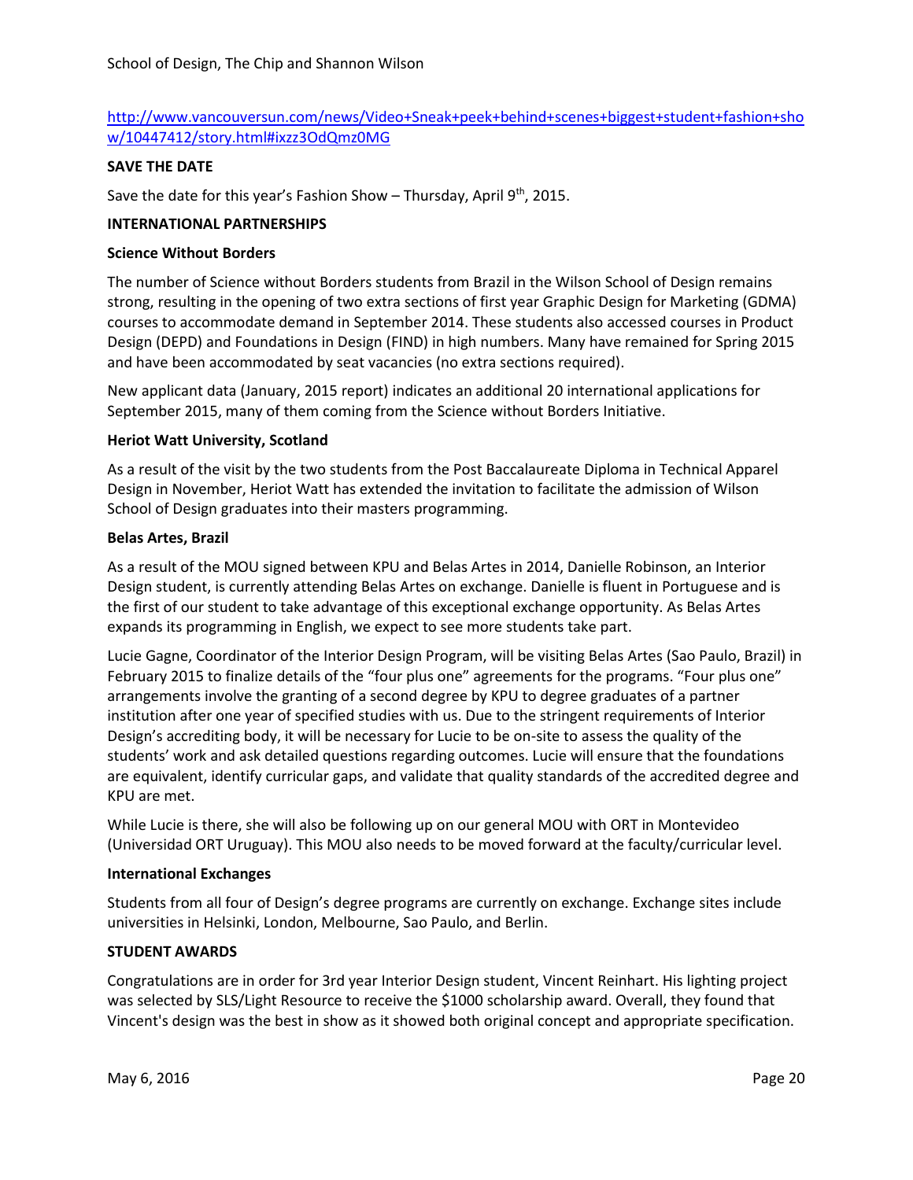School of Design, The Chip and Shannon Wilson

http://www.vancouversun.com/news/Video+Sneak+peek+behind+scenes+biggest+student+fashion+show/10447412/story.html#ixzz3OdQmz0MG

**SAVE THE DATE**

Save the date for this year's Fashion Show – Thursday, April 9th, 2015.

**INTERNATIONAL PARTNERSHIPS**

**Science Without Borders**

The number of Science without Borders students from Brazil in the Wilson School of Design remains strong, resulting in the opening of two extra sections of first year Graphic Design for Marketing (GDMA) courses to accommodate demand in September 2014. These students also accessed courses in Product Design (DEPD) and Foundations in Design (FIND) in high numbers. Many have remained for Spring 2015 and have been accommodated by seat vacancies (no extra sections required).

New applicant data (January, 2015 report) indicates an additional 20 international applications for September 2015, many of them coming from the Science without Borders Initiative.

**Heriot Watt University, Scotland**

As a result of the visit by the two students from the Post Baccalaureate Diploma in Technical Apparel Design in November, Heriot Watt has extended the invitation to facilitate the admission of Wilson School of Design graduates into their masters programming.

**Belas Artes, Brazil**

As a result of the MOU signed between KPU and Belas Artes in 2014, Danielle Robinson, an Interior Design student, is currently attending Belas Artes on exchange. Danielle is fluent in Portuguese and is the first of our student to take advantage of this exceptional exchange opportunity. As Belas Artes expands its programming in English, we expect to see more students take part.

Lucie Gagne, Coordinator of the Interior Design Program, will be visiting Belas Artes (Sao Paulo, Brazil) in February 2015 to finalize details of the "four plus one" agreements for the programs. "Four plus one" arrangements involve the granting of a second degree by KPU to degree graduates of a partner institution after one year of specified studies with us. Due to the stringent requirements of Interior Design's accrediting body, it will be necessary for Lucie to be on-site to assess the quality of the students' work and ask detailed questions regarding outcomes. Lucie will ensure that the foundations are equivalent, identify curricular gaps, and validate that quality standards of the accredited degree and KPU are met.

While Lucie is there, she will also be following up on our general MOU with ORT in Montevideo (Universidad ORT Uruguay). This MOU also needs to be moved forward at the faculty/curricular level.

**International Exchanges**

Students from all four of Design's degree programs are currently on exchange. Exchange sites include universities in Helsinki, London, Melbourne, Sao Paulo, and Berlin.

**STUDENT AWARDS**

Congratulations are in order for 3rd year Interior Design student, Vincent Reinhart. His lighting project was selected by SLS/Light Resource to receive the $1000 scholarship award. Overall, they found that Vincent's design was the best in show as it showed both original concept and appropriate specification.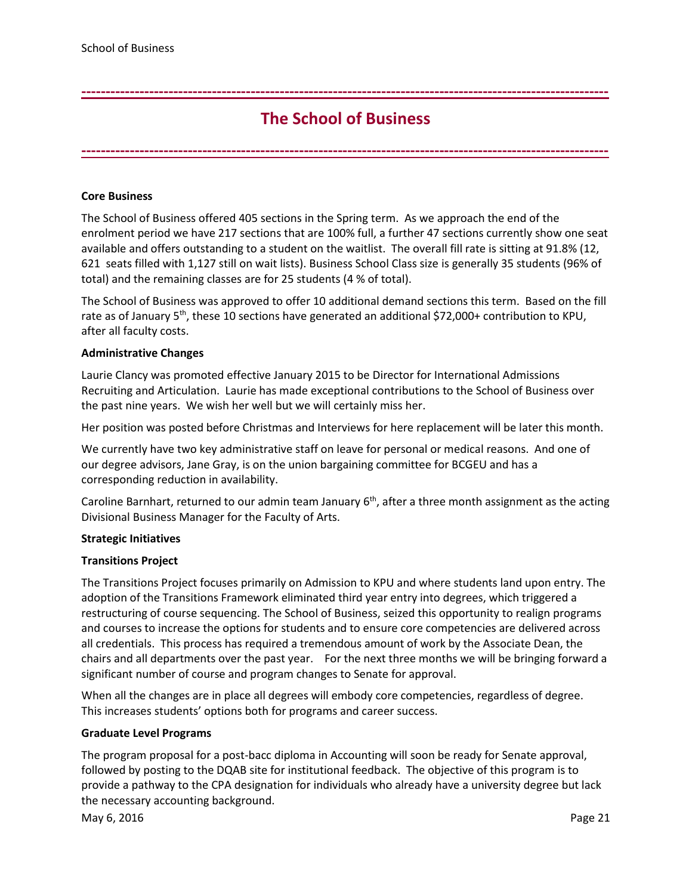# The School of Business

**Core Business**

The School of Business offered 405 sections in the Spring term. As we approach the end of the enrolment period we have 217 sections that are 100% full, a further 47 sections currently show one seat available and offers outstanding to a student on the waitlist. The overall fill rate is sitting at 91.8% (12, 621 seats filled with 1,127 still on wait lists). Business School Class size is generally 35 students (96% of total) and the remaining classes are for 25 students (4 % of total).

The School of Business was approved to offer 10 additional demand sections this term. Based on the fill rate as of January 5th, these 10 sections have generated an additional $72,000+ contribution to KPU, after all faculty costs.

**Administrative Changes**

Laurie Clancy was promoted effective January 2015 to be Director for International Admissions Recruiting and Articulation. Laurie has made exceptional contributions to the School of Business over the past nine years. We wish her well but we will certainly miss her.

Her position was posted before Christmas and Interviews for here replacement will be later this month.

We currently have two key administrative staff on leave for personal or medical reasons. And one of our degree advisors, Jane Gray, is on the union bargaining committee for BCGEU and has a corresponding reduction in availability.

Caroline Barnhart, returned to our admin team January 6th, after a three month assignment as the acting Divisional Business Manager for the Faculty of Arts.

**Strategic Initiatives**

**Transitions Project**

The Transitions Project focuses primarily on Admission to KPU and where students land upon entry. The adoption of the Transitions Framework eliminated third year entry into degrees, which triggered a restructuring of course sequencing. The School of Business, seized this opportunity to realign programs and courses to increase the options for students and to ensure core competencies are delivered across all credentials. This process has required a tremendous amount of work by the Associate Dean, the chairs and all departments over the past year. For the next three months we will be bringing forward a significant number of course and program changes to Senate for approval.

When all the changes are in place all degrees will embody core competencies, regardless of degree. This increases students' options both for programs and career success.

**Graduate Level Programs**

The program proposal for a post-bacc diploma in Accounting will soon be ready for Senate approval, followed by posting to the DQAB site for institutional feedback. The objective of this program is to provide a pathway to the CPA designation for individuals who already have a university degree but lack the necessary accounting background.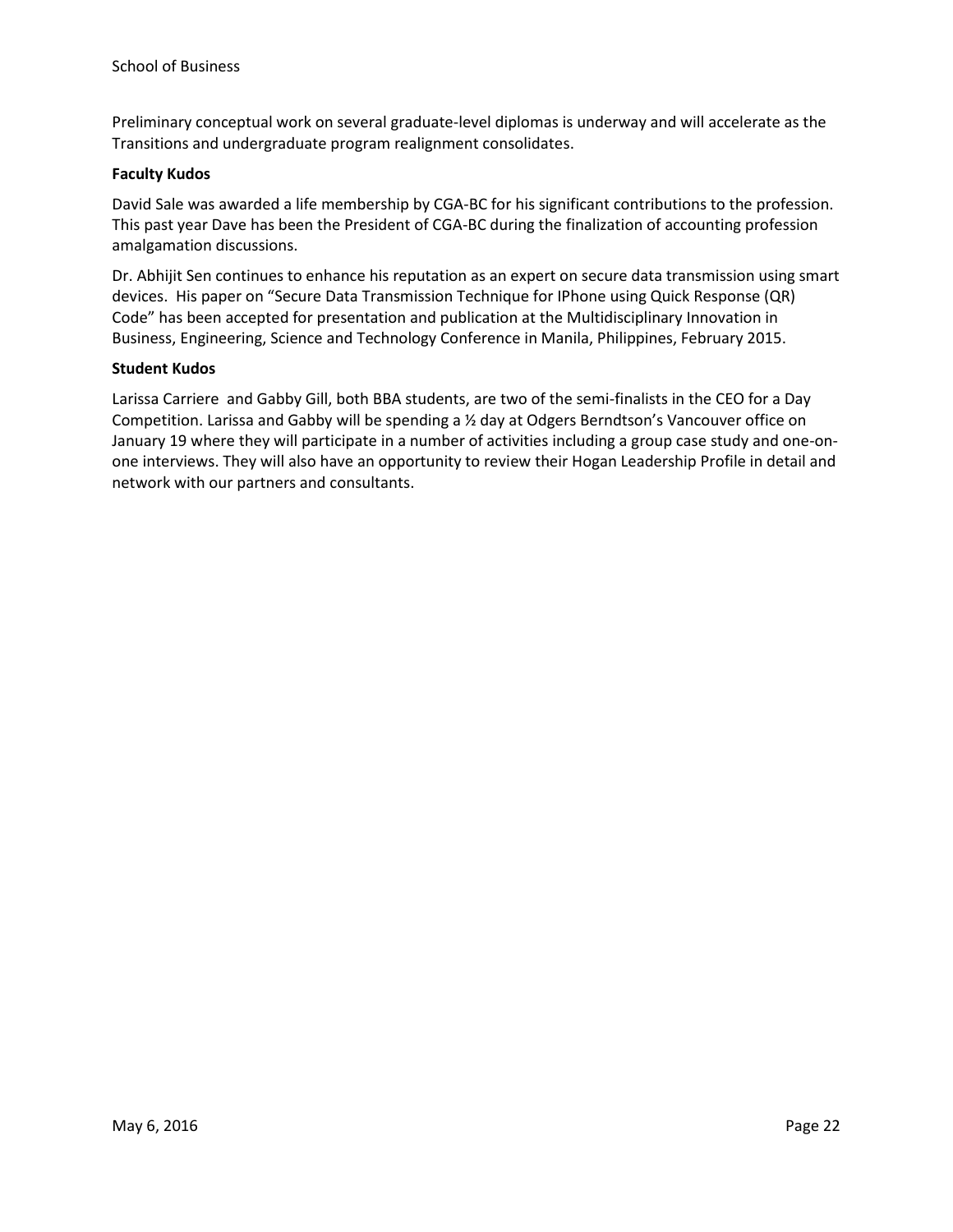Preliminary conceptual work on several graduate-level diplomas is underway and will accelerate as the Transitions and undergraduate program realignment consolidates.

**Faculty Kudos**

David Sale was awarded a life membership by CGA-BC for his significant contributions to the profession. This past year Dave has been the President of CGA-BC during the finalization of accounting profession amalgamation discussions.

Dr. Abhijit Sen continues to enhance his reputation as an expert on secure data transmission using smart devices. His paper on "Secure Data Transmission Technique for IPhone using Quick Response (QR) Code" has been accepted for presentation and publication at the Multidisciplinary Innovation in Business, Engineering, Science and Technology Conference in Manila, Philippines, February 2015.

**Student Kudos**

Larissa Carriere and Gabby Gill, both BBA students, are two of the semi-finalists in the CEO for a Day Competition. Larissa and Gabby will be spending a ½ day at Odgers Berndtson's Vancouver office on January 19 where they will participate in a number of activities including a group case study and one-on-one interviews. They will also have an opportunity to review their Hogan Leadership Profile in detail and network with our partners and consultants.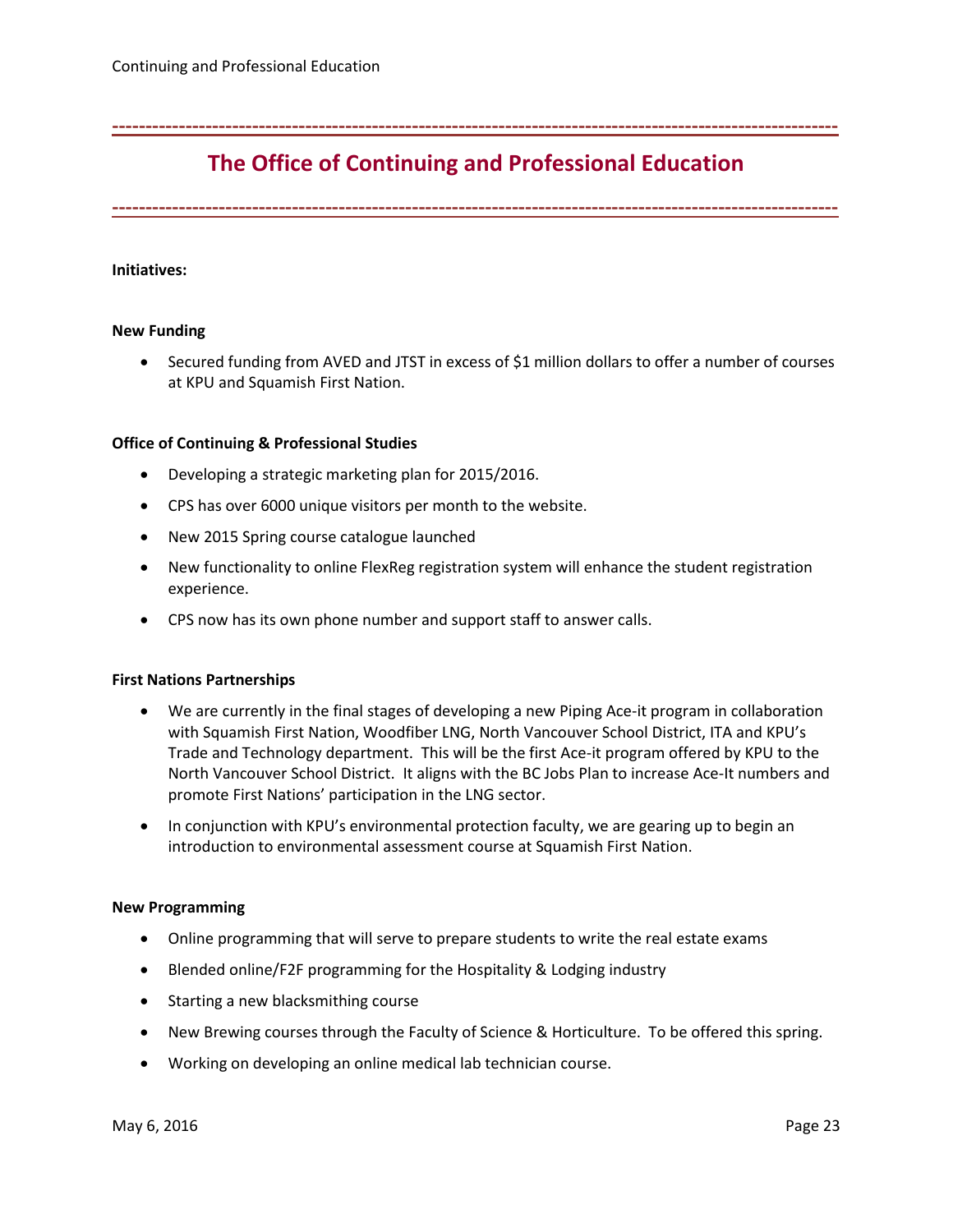# The Office of Continuing and Professional Education

**Initiatives:**

**New Funding**

- Secured funding from AVED and JTST in excess of $1 million dollars to offer a number of courses at KPU and Squamish First Nation.

**Office of Continuing & Professional Studies**

- Developing a strategic marketing plan for 2015/2016.
- CPS has over 6000 unique visitors per month to the website.
- New 2015 Spring course catalogue launched
- New functionality to online FlexReg registration system will enhance the student registration experience.
- CPS now has its own phone number and support staff to answer calls.

**First Nations Partnerships**

- We are currently in the final stages of developing a new Piping Ace-it program in collaboration with Squamish First Nation, Woodfiber LNG, North Vancouver School District, ITA and KPU's Trade and Technology department. This will be the first Ace-it program offered by KPU to the North Vancouver School District. It aligns with the BC Jobs Plan to increase Ace-It numbers and promote First Nations' participation in the LNG sector.
- In conjunction with KPU's environmental protection faculty, we are gearing up to begin an introduction to environmental assessment course at Squamish First Nation.

**New Programming**

- Online programming that will serve to prepare students to write the real estate exams
- Blended online/F2F programming for the Hospitality & Lodging industry
- Starting a new blacksmithing course
- New Brewing courses through the Faculty of Science & Horticulture. To be offered this spring.
- Working on developing an online medical lab technician course.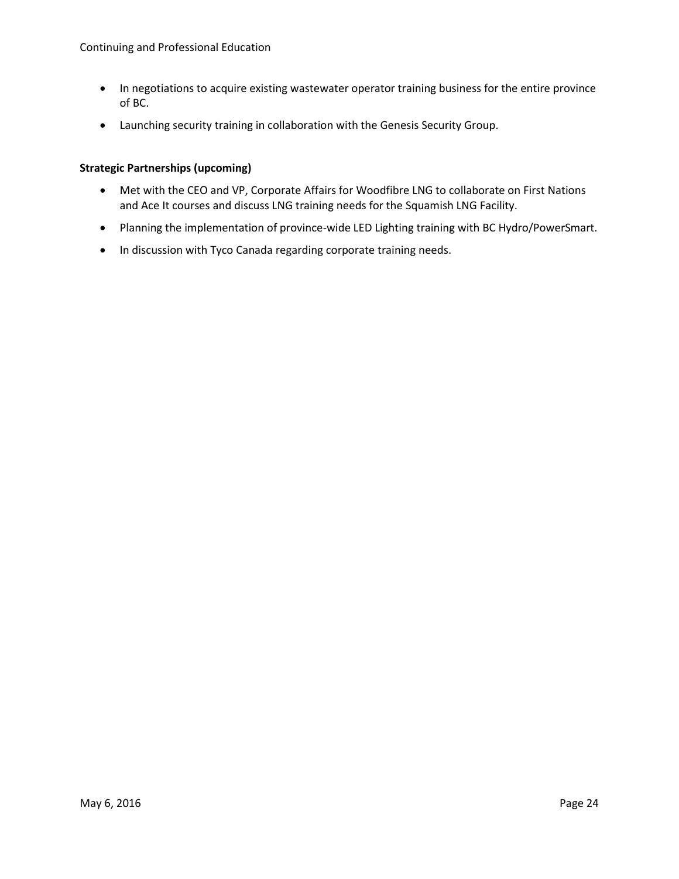- In negotiations to acquire existing wastewater operator training business for the entire province of BC.
- Launching security training in collaboration with the Genesis Security Group.

**Strategic Partnerships (upcoming)**

- Met with the CEO and VP, Corporate Affairs for Woodfibre LNG to collaborate on First Nations and Ace It courses and discuss LNG training needs for the Squamish LNG Facility.
- Planning the implementation of province-wide LED Lighting training with BC Hydro/PowerSmart.
- In discussion with Tyco Canada regarding corporate training needs.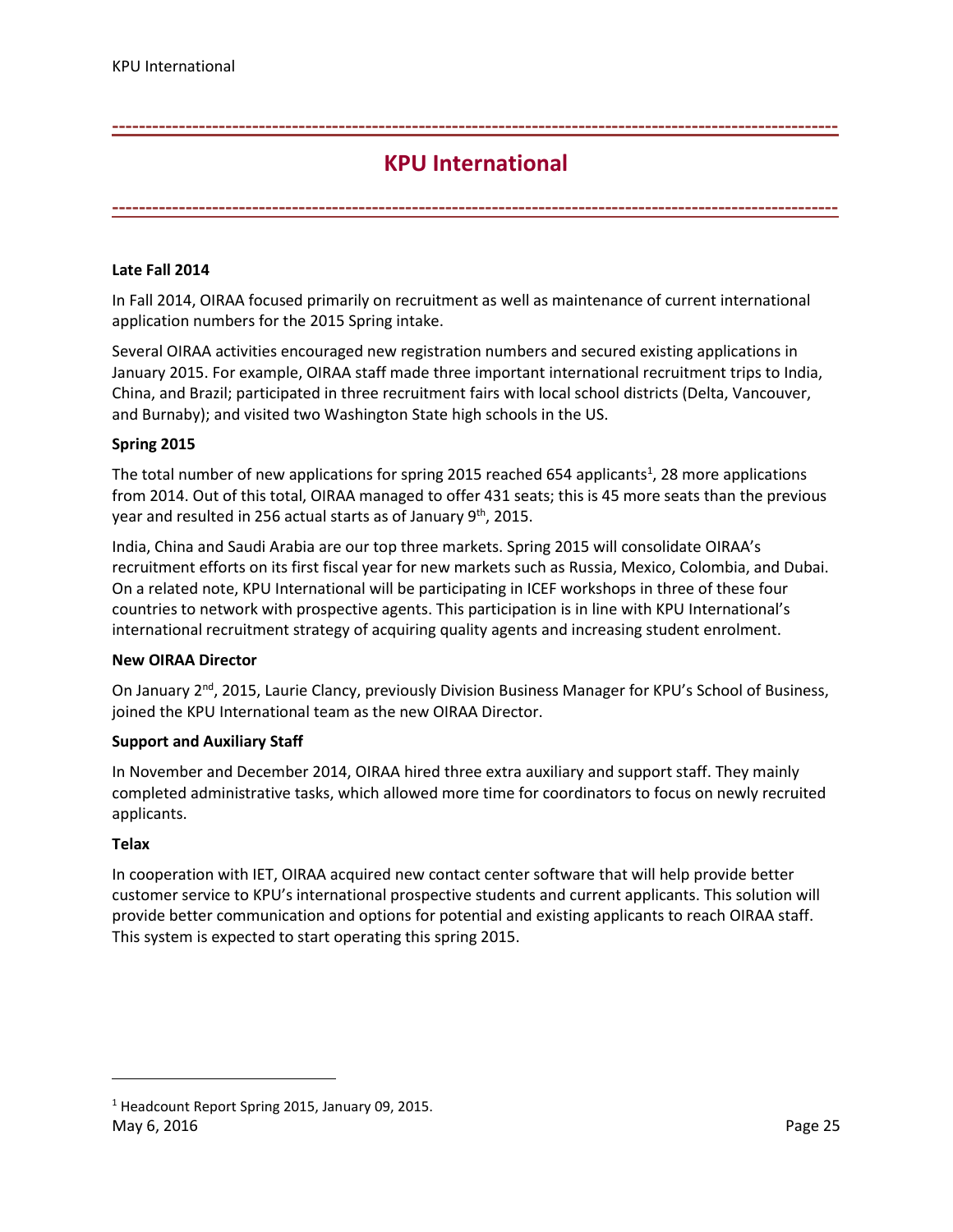# KPU International

### Late Fall 2014

In Fall 2014, OIRAA focused primarily on recruitment as well as maintenance of current international application numbers for the 2015 Spring intake.

Several OIRAA activities encouraged new registration numbers and secured existing applications in January 2015. For example, OIRAA staff made three important international recruitment trips to India, China, and Brazil; participated in three recruitment fairs with local school districts (Delta, Vancouver, and Burnaby); and visited two Washington State high schools in the US.

### Spring 2015

The total number of new applications for spring 2015 reached 654 applicants[1], 28 more applications from 2014. Out of this total, OIRAA managed to offer 431 seats; this is 45 more seats than the previous year and resulted in 256 actual starts as of January 9th, 2015.

India, China and Saudi Arabia are our top three markets. Spring 2015 will consolidate OIRAA's recruitment efforts on its first fiscal year for new markets such as Russia, Mexico, Colombia, and Dubai. On a related note, KPU International will be participating in ICEF workshops in three of these four countries to network with prospective agents. This participation is in line with KPU International's international recruitment strategy of acquiring quality agents and increasing student enrolment.

### New OIRAA Director

On January 2nd, 2015, Laurie Clancy, previously Division Business Manager for KPU's School of Business, joined the KPU International team as the new OIRAA Director.

### Support and Auxiliary Staff

In November and December 2014, OIRAA hired three extra auxiliary and support staff. They mainly completed administrative tasks, which allowed more time for coordinators to focus on newly recruited applicants.

### Telax

In cooperation with IET, OIRAA acquired new contact center software that will help provide better customer service to KPU's international prospective students and current applicants. This solution will provide better communication and options for potential and existing applicants to reach OIRAA staff. This system is expected to start operating this spring 2015.

---

[1] Headcount Report Spring 2015, January 09, 2015.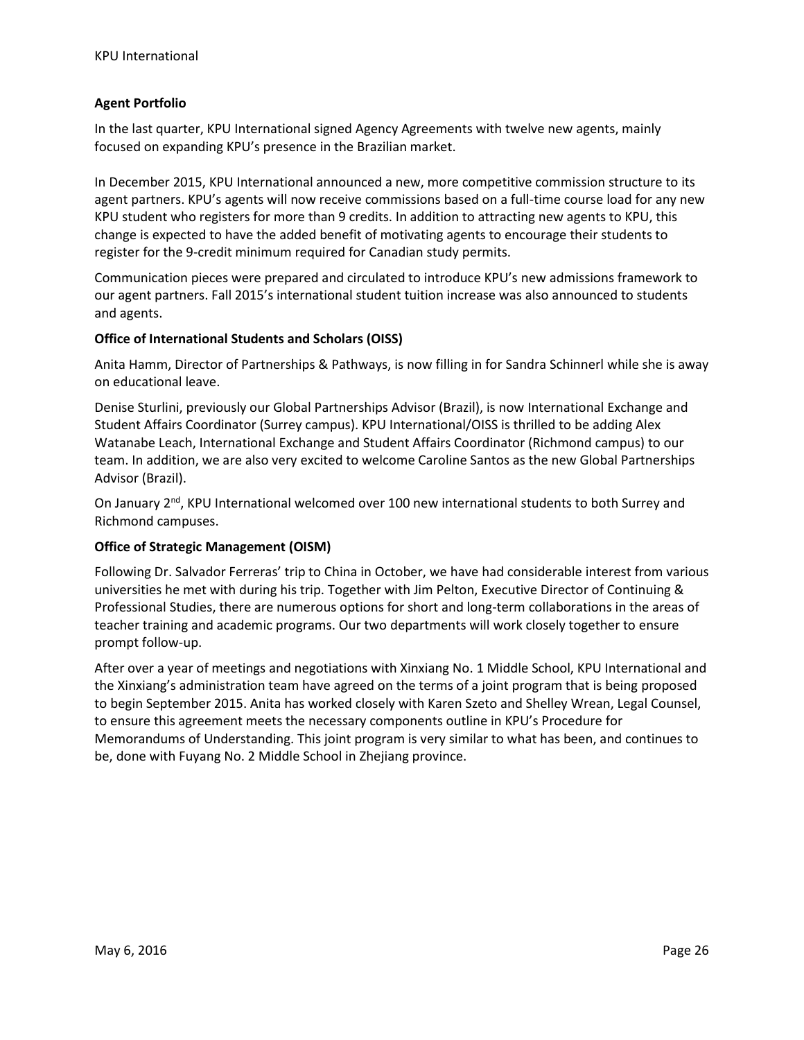**Agent Portfolio**

In the last quarter, KPU International signed Agency Agreements with twelve new agents, mainly focused on expanding KPU's presence in the Brazilian market.

In December 2015, KPU International announced a new, more competitive commission structure to its agent partners. KPU's agents will now receive commissions based on a full-time course load for any new KPU student who registers for more than 9 credits. In addition to attracting new agents to KPU, this change is expected to have the added benefit of motivating agents to encourage their students to register for the 9-credit minimum required for Canadian study permits.

Communication pieces were prepared and circulated to introduce KPU's new admissions framework to our agent partners. Fall 2015's international student tuition increase was also announced to students and agents.

**Office of International Students and Scholars (OISS)**

Anita Hamm, Director of Partnerships & Pathways, is now filling in for Sandra Schinnerl while she is away on educational leave.

Denise Sturlini, previously our Global Partnerships Advisor (Brazil), is now International Exchange and Student Affairs Coordinator (Surrey campus). KPU International/OISS is thrilled to be adding Alex Watanabe Leach, International Exchange and Student Affairs Coordinator (Richmond campus) to our team. In addition, we are also very excited to welcome Caroline Santos as the new Global Partnerships Advisor (Brazil).

On January 2nd, KPU International welcomed over 100 new international students to both Surrey and Richmond campuses.

**Office of Strategic Management (OISM)**

Following Dr. Salvador Ferreras' trip to China in October, we have had considerable interest from various universities he met with during his trip. Together with Jim Pelton, Executive Director of Continuing & Professional Studies, there are numerous options for short and long-term collaborations in the areas of teacher training and academic programs. Our two departments will work closely together to ensure prompt follow-up.

After over a year of meetings and negotiations with Xinxiang No. 1 Middle School, KPU International and the Xinxiang's administration team have agreed on the terms of a joint program that is being proposed to begin September 2015. Anita has worked closely with Karen Szeto and Shelley Wrean, Legal Counsel, to ensure this agreement meets the necessary components outline in KPU's Procedure for Memorandums of Understanding. This joint program is very similar to what has been, and continues to be, done with Fuyang No. 2 Middle School in Zhejiang province.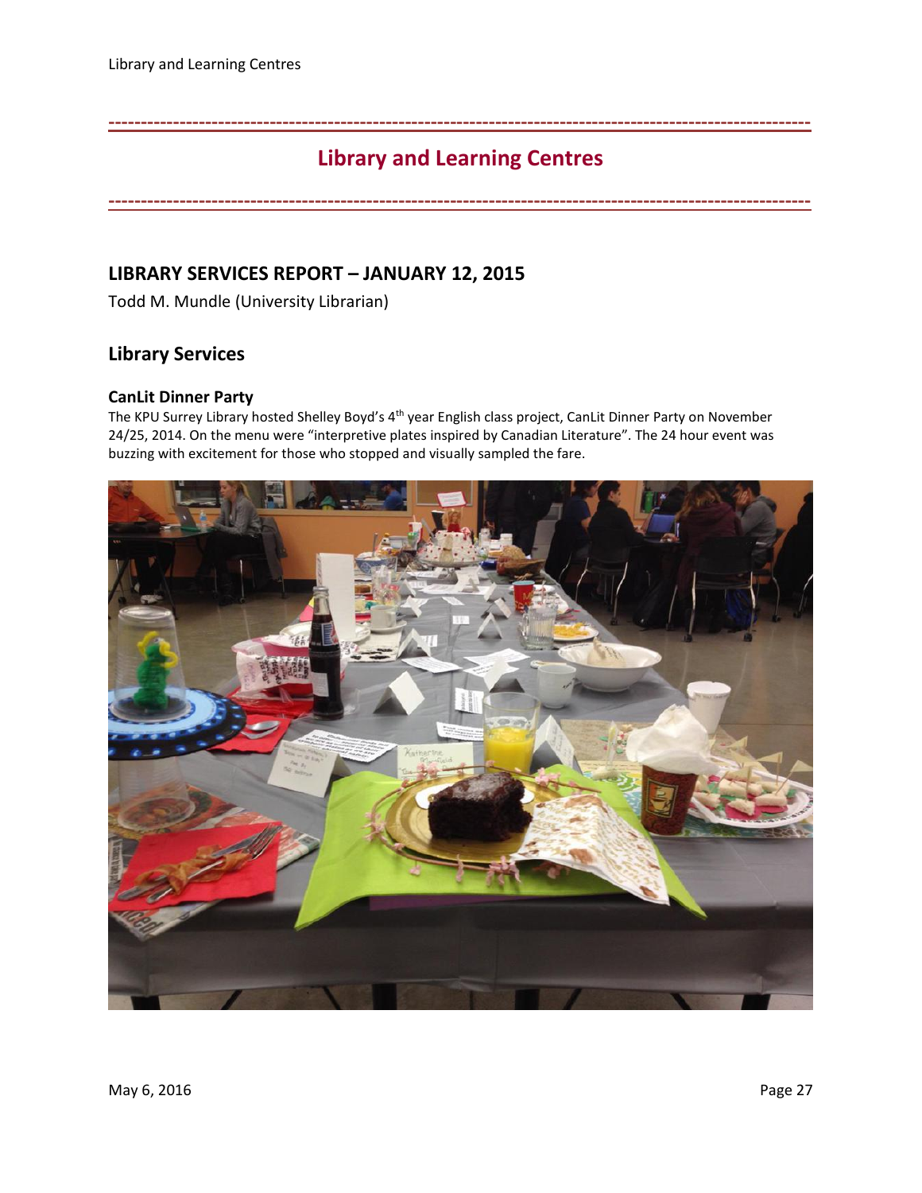# Library and Learning Centres

## LIBRARY SERVICES REPORT – JANUARY 12, 2015

Todd M. Mundle (University Librarian)

## Library Services

### CanLit Dinner Party

The KPU Surrey Library hosted Shelley Boyd's 4th year English class project, CanLit Dinner Party on November 24/25, 2014. On the menu were "interpretive plates inspired by Canadian Literature". The 24 hour event was buzzing with excitement for those who stopped and visually sampled the fare.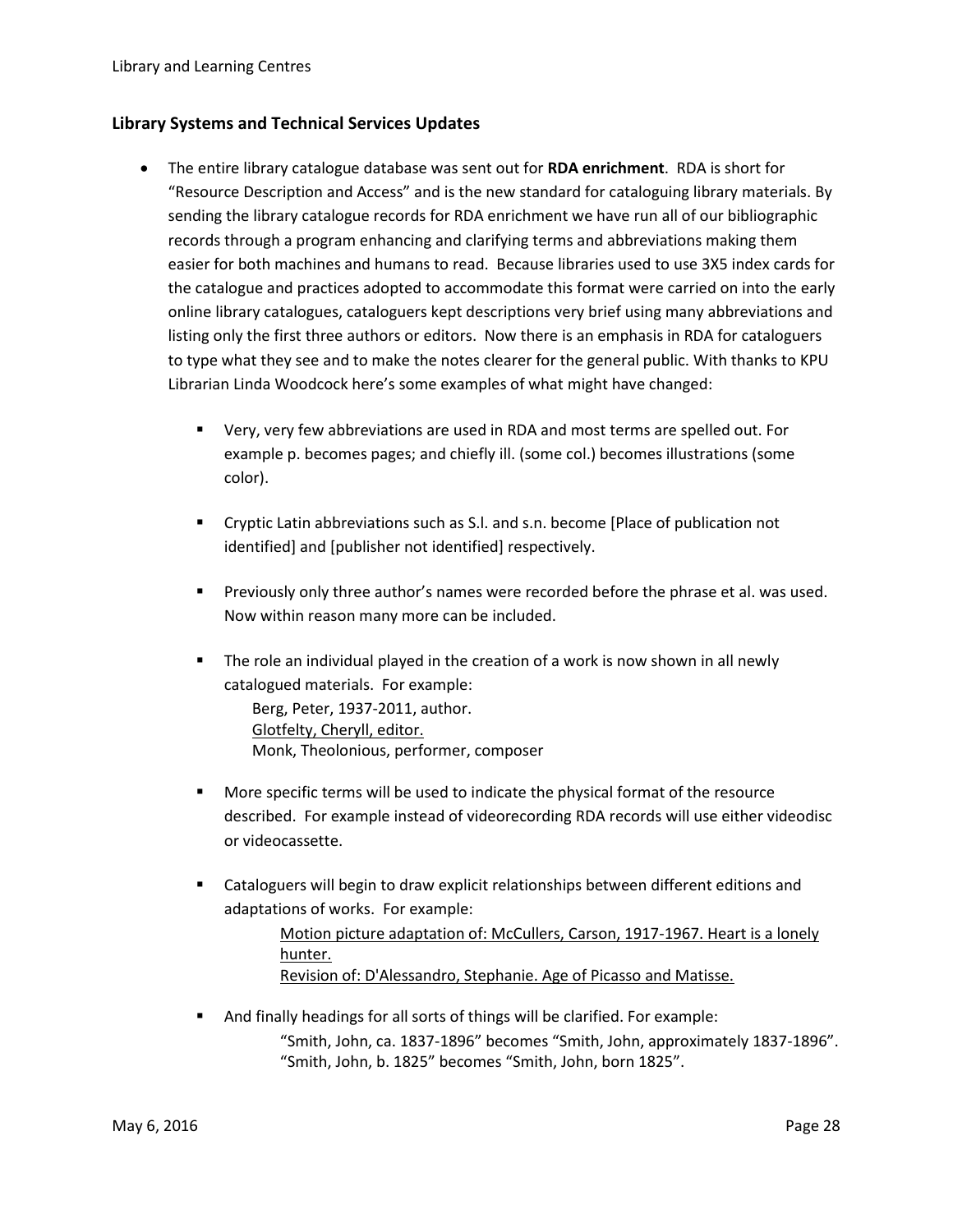## Library Systems and Technical Services Updates

- The entire library catalogue database was sent out for **RDA enrichment**. RDA is short for "Resource Description and Access" and is the new standard for cataloguing library materials. By sending the library catalogue records for RDA enrichment we have run all of our bibliographic records through a program enhancing and clarifying terms and abbreviations making them easier for both machines and humans to read. Because libraries used to use 3X5 index cards for the catalogue and practices adopted to accommodate this format were carried on into the early online library catalogues, cataloguers kept descriptions very brief using many abbreviations and listing only the first three authors or editors. Now there is an emphasis in RDA for cataloguers to type what they see and to make the notes clearer for the general public. With thanks to KPU Librarian Linda Woodcock here's some examples of what might have changed:
  - Very, very few abbreviations are used in RDA and most terms are spelled out. For example p. becomes pages; and chiefly ill. (some col.) becomes illustrations (some color).
  - Cryptic Latin abbreviations such as S.l. and s.n. become [Place of publication not identified] and [publisher not identified] respectively.
  - Previously only three author's names were recorded before the phrase et al. was used. Now within reason many more can be included.
  - The role an individual played in the creation of a work is now shown in all newly catalogued materials. For example:
    Berg, Peter, 1937-2011, author.
    Glotfelty, Cheryll, editor.
    Monk, Theolonious, performer, composer
  - More specific terms will be used to indicate the physical format of the resource described. For example instead of videorecording RDA records will use either videodisc or videocassette.
  - Cataloguers will begin to draw explicit relationships between different editions and adaptations of works. For example:
    Motion picture adaptation of: McCullers, Carson, 1917-1967. Heart is a lonely hunter.
    Revision of: D'Alessandro, Stephanie. Age of Picasso and Matisse.
  - And finally headings for all sorts of things will be clarified. For example:
    "Smith, John, ca. 1837-1896" becomes "Smith, John, approximately 1837-1896".
    "Smith, John, b. 1825" becomes "Smith, John, born 1825".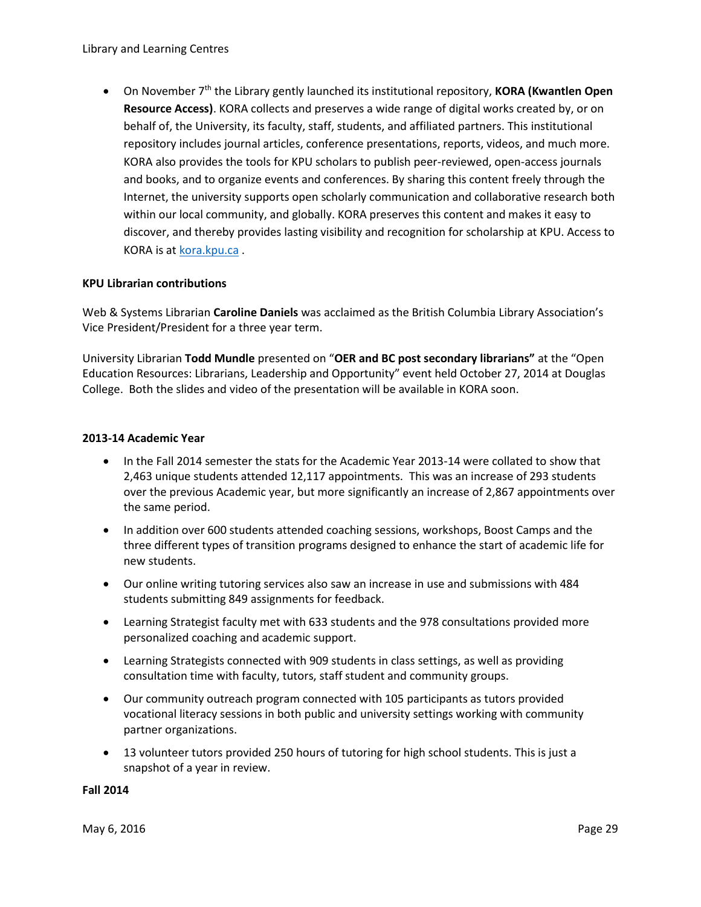- On November 7th the Library gently launched its institutional repository, **KORA (Kwantlen Open Resource Access)**. KORA collects and preserves a wide range of digital works created by, or on behalf of, the University, its faculty, staff, students, and affiliated partners. This institutional repository includes journal articles, conference presentations, reports, videos, and much more. KORA also provides the tools for KPU scholars to publish peer-reviewed, open-access journals and books, and to organize events and conferences. By sharing this content freely through the Internet, the university supports open scholarly communication and collaborative research both within our local community, and globally. KORA preserves this content and makes it easy to discover, and thereby provides lasting visibility and recognition for scholarship at KPU. Access to KORA is at [kora.kpu.ca](http://kora.kpu.ca) .

**KPU Librarian contributions**

Web & Systems Librarian **Caroline Daniels** was acclaimed as the British Columbia Library Association's Vice President/President for a three year term.

University Librarian **Todd Mundle** presented on "**OER and BC post secondary librarians"** at the "Open Education Resources: Librarians, Leadership and Opportunity" event held October 27, 2014 at Douglas College. Both the slides and video of the presentation will be available in KORA soon.

**2013-14 Academic Year**

- In the Fall 2014 semester the stats for the Academic Year 2013-14 were collated to show that 2,463 unique students attended 12,117 appointments. This was an increase of 293 students over the previous Academic year, but more significantly an increase of 2,867 appointments over the same period.
- In addition over 600 students attended coaching sessions, workshops, Boost Camps and the three different types of transition programs designed to enhance the start of academic life for new students.
- Our online writing tutoring services also saw an increase in use and submissions with 484 students submitting 849 assignments for feedback.
- Learning Strategist faculty met with 633 students and the 978 consultations provided more personalized coaching and academic support.
- Learning Strategists connected with 909 students in class settings, as well as providing consultation time with faculty, tutors, staff student and community groups.
- Our community outreach program connected with 105 participants as tutors provided vocational literacy sessions in both public and university settings working with community partner organizations.
- 13 volunteer tutors provided 250 hours of tutoring for high school students. This is just a snapshot of a year in review.

**Fall 2014**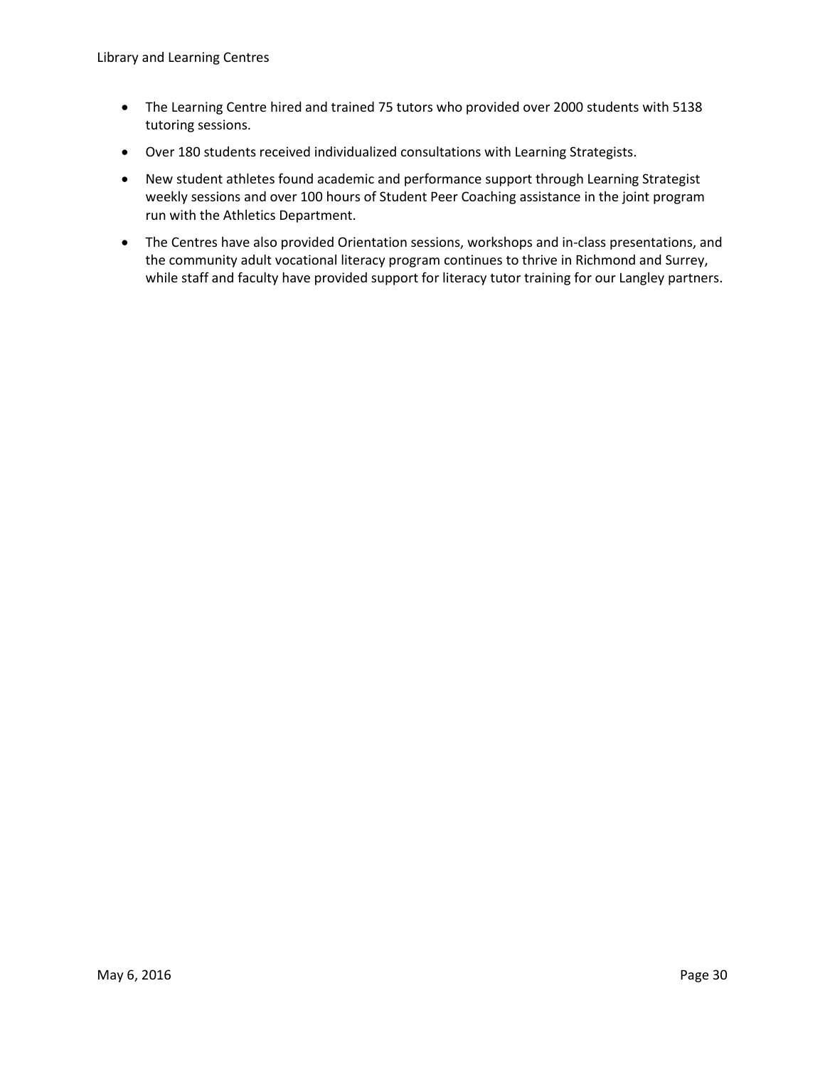- The Learning Centre hired and trained 75 tutors who provided over 2000 students with 5138 tutoring sessions.
- Over 180 students received individualized consultations with Learning Strategists.
- New student athletes found academic and performance support through Learning Strategist weekly sessions and over 100 hours of Student Peer Coaching assistance in the joint program run with the Athletics Department.
- The Centres have also provided Orientation sessions, workshops and in-class presentations, and the community adult vocational literacy program continues to thrive in Richmond and Surrey, while staff and faculty have provided support for literacy tutor training for our Langley partners.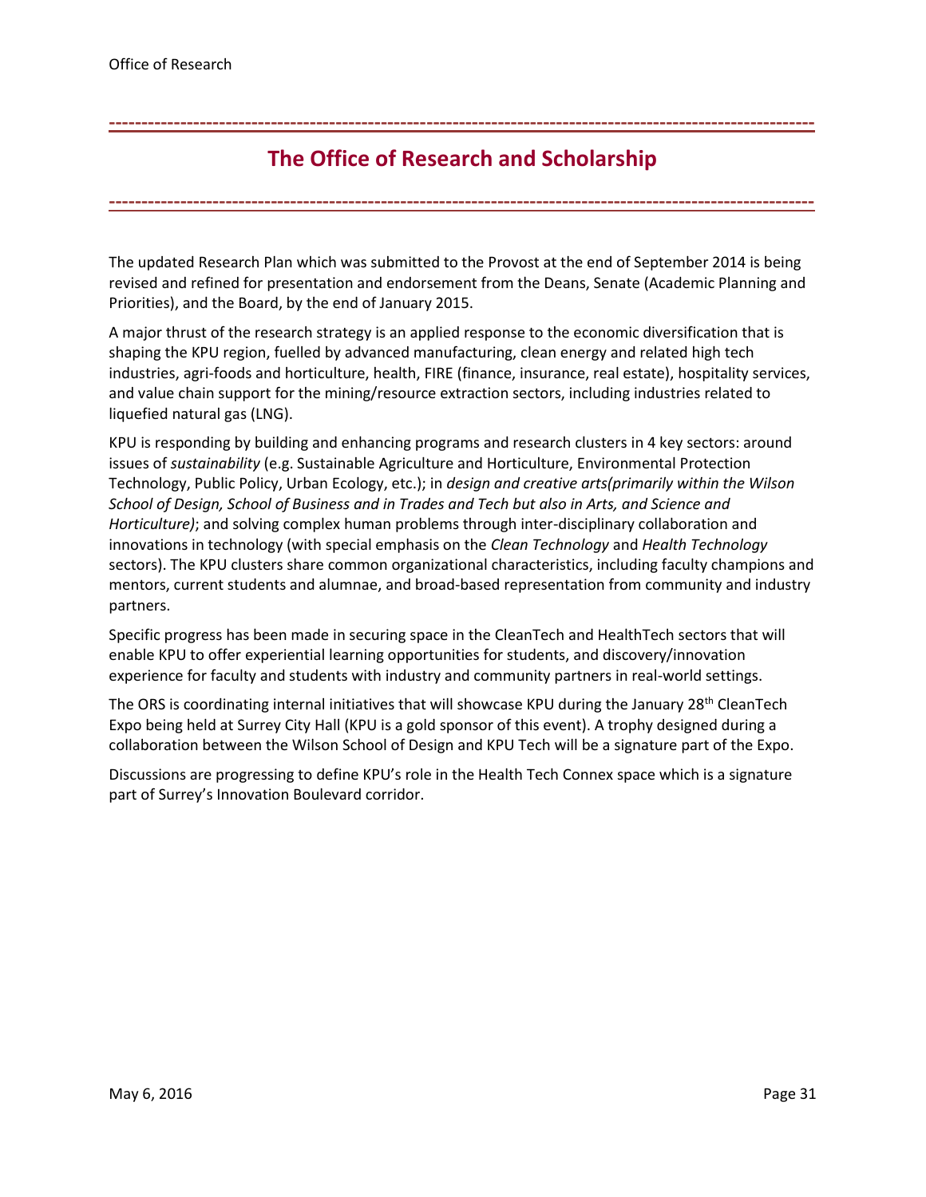# The Office of Research and Scholarship

The updated Research Plan which was submitted to the Provost at the end of September 2014 is being revised and refined for presentation and endorsement from the Deans, Senate (Academic Planning and Priorities), and the Board, by the end of January 2015.

A major thrust of the research strategy is an applied response to the economic diversification that is shaping the KPU region, fuelled by advanced manufacturing, clean energy and related high tech industries, agri-foods and horticulture, health, FIRE (finance, insurance, real estate), hospitality services, and value chain support for the mining/resource extraction sectors, including industries related to liquefied natural gas (LNG).

KPU is responding by building and enhancing programs and research clusters in 4 key sectors: around issues of *sustainability* (e.g. Sustainable Agriculture and Horticulture, Environmental Protection Technology, Public Policy, Urban Ecology, etc.); in *design and creative arts(primarily within the Wilson School of Design, School of Business and in Trades and Tech but also in Arts, and Science and Horticulture)*; and solving complex human problems through inter-disciplinary collaboration and innovations in technology (with special emphasis on the *Clean Technology* and *Health Technology* sectors). The KPU clusters share common organizational characteristics, including faculty champions and mentors, current students and alumnae, and broad-based representation from community and industry partners.

Specific progress has been made in securing space in the CleanTech and HealthTech sectors that will enable KPU to offer experiential learning opportunities for students, and discovery/innovation experience for faculty and students with industry and community partners in real-world settings.

The ORS is coordinating internal initiatives that will showcase KPU during the January 28th CleanTech Expo being held at Surrey City Hall (KPU is a gold sponsor of this event). A trophy designed during a collaboration between the Wilson School of Design and KPU Tech will be a signature part of the Expo.

Discussions are progressing to define KPU's role in the Health Tech Connex space which is a signature part of Surrey's Innovation Boulevard corridor.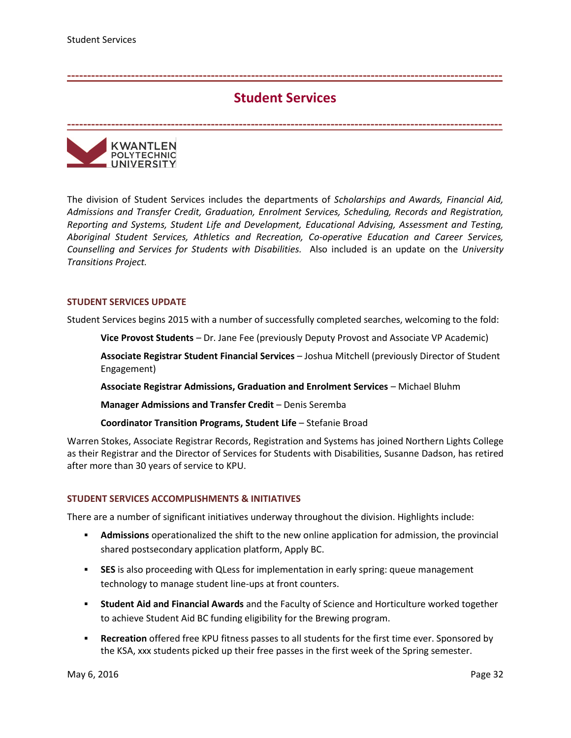# Student Services

KWANTLEN POLYTECHNIC UNIVERSITY

The division of Student Services includes the departments of *Scholarships and Awards, Financial Aid, Admissions and Transfer Credit, Graduation, Enrolment Services, Scheduling, Records and Registration, Reporting and Systems, Student Life and Development, Educational Advising, Assessment and Testing, Aboriginal Student Services, Athletics and Recreation, Co-operative Education and Career Services, Counselling and Services for Students with Disabilities.* Also included is an update on the *University Transitions Project.*

## STUDENT SERVICES UPDATE

Student Services begins 2015 with a number of successfully completed searches, welcoming to the fold:

**Vice Provost Students** – Dr. Jane Fee (previously Deputy Provost and Associate VP Academic)

**Associate Registrar Student Financial Services** – Joshua Mitchell (previously Director of Student Engagement)

**Associate Registrar Admissions, Graduation and Enrolment Services** – Michael Bluhm

**Manager Admissions and Transfer Credit** – Denis Seremba

**Coordinator Transition Programs, Student Life** – Stefanie Broad

Warren Stokes, Associate Registrar Records, Registration and Systems has joined Northern Lights College as their Registrar and the Director of Services for Students with Disabilities, Susanne Dadson, has retired after more than 30 years of service to KPU.

## STUDENT SERVICES ACCOMPLISHMENTS & INITIATIVES

There are a number of significant initiatives underway throughout the division. Highlights include:

- **Admissions** operationalized the shift to the new online application for admission, the provincial shared postsecondary application platform, Apply BC.
- **SES** is also proceeding with QLess for implementation in early spring: queue management technology to manage student line-ups at front counters.
- **Student Aid and Financial Awards** and the Faculty of Science and Horticulture worked together to achieve Student Aid BC funding eligibility for the Brewing program.
- **Recreation** offered free KPU fitness passes to all students for the first time ever. Sponsored by the KSA, xxx students picked up their free passes in the first week of the Spring semester.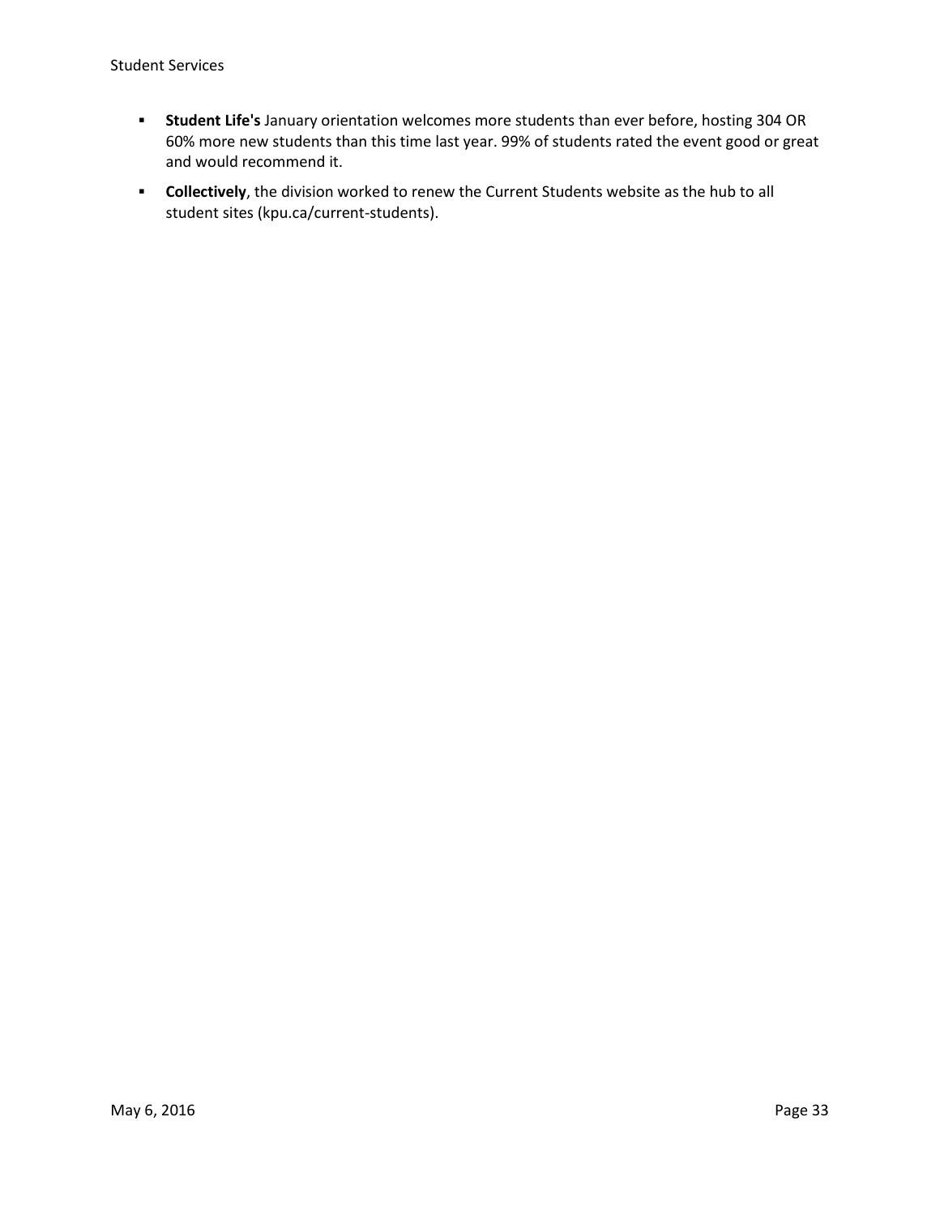- **Student Life's** January orientation welcomes more students than ever before, hosting 304 OR 60% more new students than this time last year. 99% of students rated the event good or great and would recommend it.
- **Collectively**, the division worked to renew the Current Students website as the hub to all student sites (kpu.ca/current-students).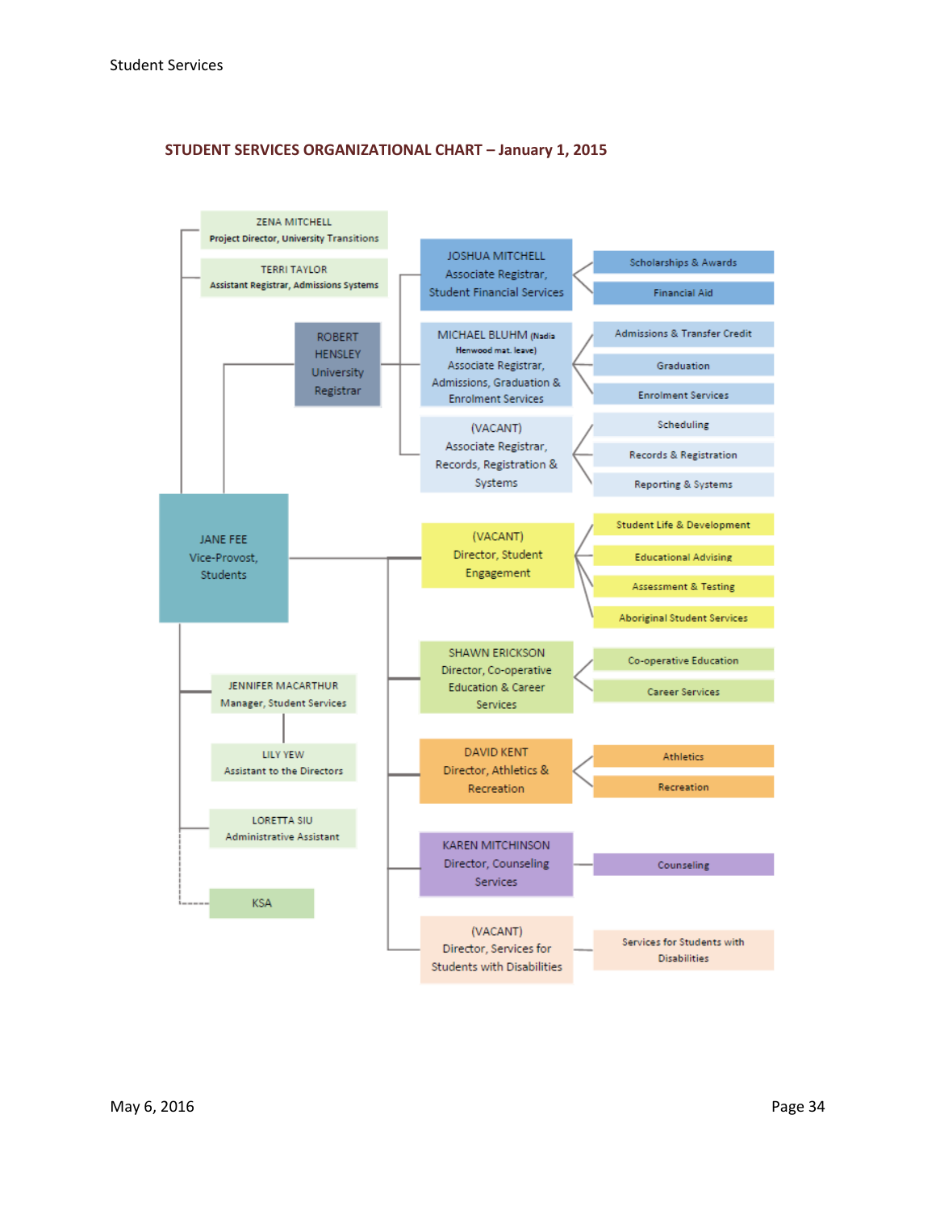## STUDENT SERVICES ORGANIZATIONAL CHART – January 1, 2015

- **JANE FEE** – Vice-Provost, Students
  - **ZENA MITCHELL** – Project Director, University Transitions
  - **TERRI TAYLOR** – Assistant Registrar, Admissions Systems
  - **ROBERT HENSLEY** – University Registrar
    - **JOSHUA MITCHELL** – Associate Registrar, Student Financial Services
      - Scholarships & Awards
      - Financial Aid
    - **MICHAEL BLUHM** (Nadia Henwood mat. leave) – Associate Registrar, Admissions, Graduation & Enrolment Services
      - Admissions & Transfer Credit
      - Graduation
      - Enrolment Services
    - **(VACANT)** – Associate Registrar, Records, Registration & Systems
      - Scheduling
      - Records & Registration
      - Reporting & Systems
  - **(VACANT)** – Director, Student Engagement
    - Student Life & Development
    - Educational Advising
    - Assessment & Testing
    - Aboriginal Student Services
  - **SHAWN ERICKSON** – Director, Co-operative Education & Career Services
    - Co-operative Education
    - Career Services
  - **DAVID KENT** – Director, Athletics & Recreation
    - Athletics
    - Recreation
  - **KAREN MITCHINSON** – Director, Counseling Services
    - Counseling
  - **(VACANT)** – Director, Services for Students with Disabilities
    - Services for Students with Disabilities
  - **JENNIFER MACARTHUR** – Manager, Student Services
    - **LILY YEW** – Assistant to the Directors
  - **LORETTA SIU** – Administrative Assistant
  - KSA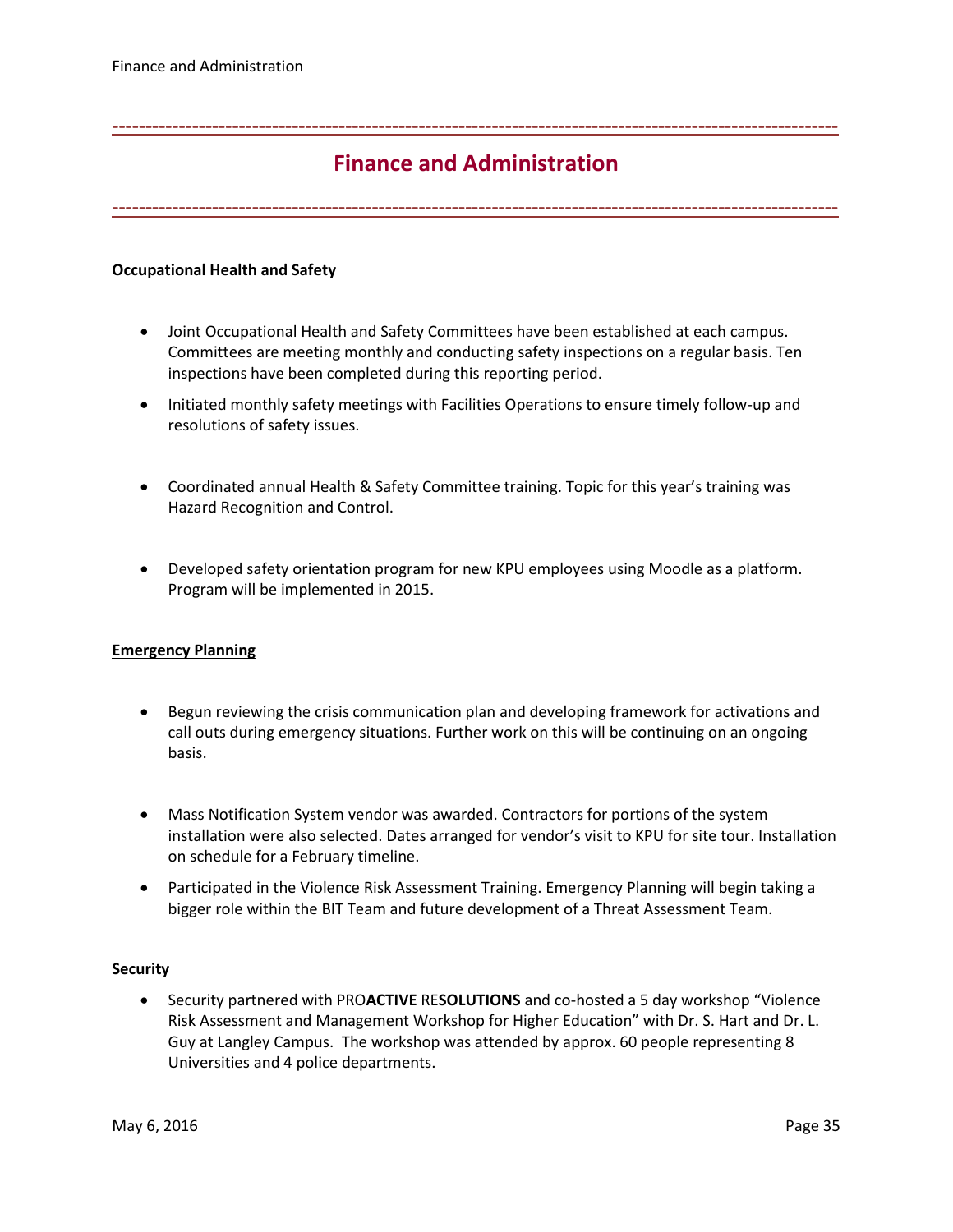# Finance and Administration

**Occupational Health and Safety**

- Joint Occupational Health and Safety Committees have been established at each campus. Committees are meeting monthly and conducting safety inspections on a regular basis. Ten inspections have been completed during this reporting period.
- Initiated monthly safety meetings with Facilities Operations to ensure timely follow-up and resolutions of safety issues.
- Coordinated annual Health & Safety Committee training. Topic for this year's training was Hazard Recognition and Control.
- Developed safety orientation program for new KPU employees using Moodle as a platform. Program will be implemented in 2015.

**Emergency Planning**

- Begun reviewing the crisis communication plan and developing framework for activations and call outs during emergency situations. Further work on this will be continuing on an ongoing basis.
- Mass Notification System vendor was awarded. Contractors for portions of the system installation were also selected. Dates arranged for vendor's visit to KPU for site tour. Installation on schedule for a February timeline.
- Participated in the Violence Risk Assessment Training. Emergency Planning will begin taking a bigger role within the BIT Team and future development of a Threat Assessment Team.

**Security**

- Security partnered with PRO**ACTIVE** RE**SOLUTIONS** and co-hosted a 5 day workshop "Violence Risk Assessment and Management Workshop for Higher Education" with Dr. S. Hart and Dr. L. Guy at Langley Campus. The workshop was attended by approx. 60 people representing 8 Universities and 4 police departments.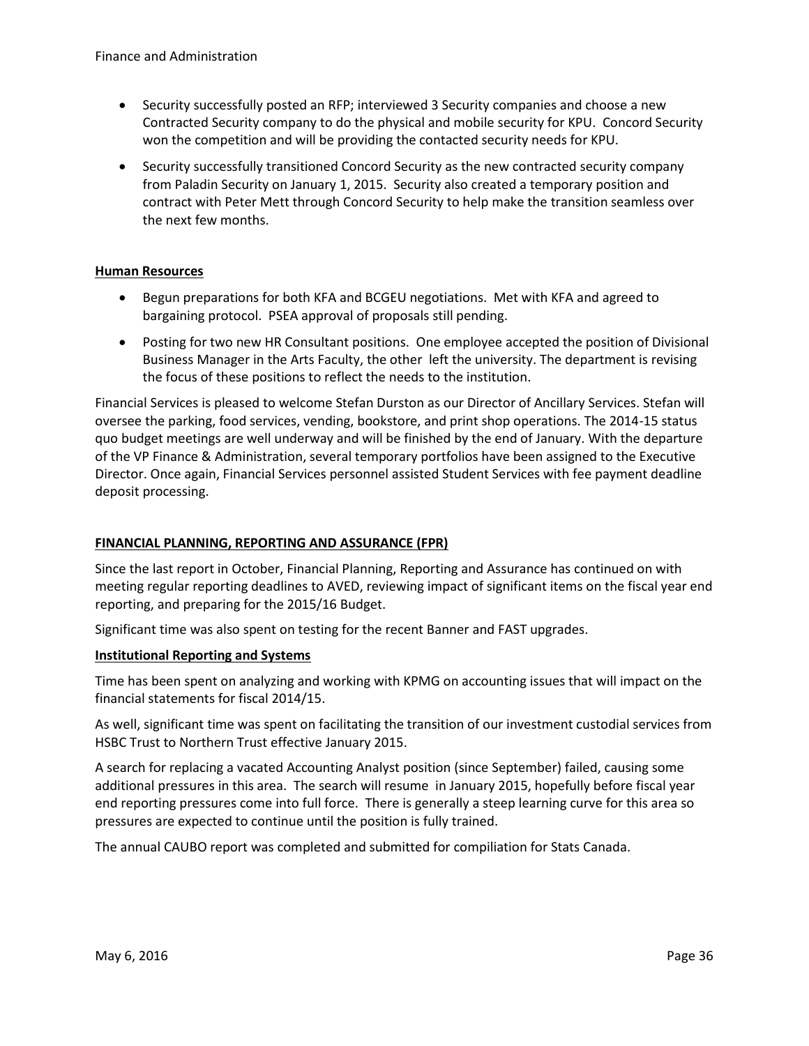- Security successfully posted an RFP; interviewed 3 Security companies and choose a new Contracted Security company to do the physical and mobile security for KPU. Concord Security won the competition and will be providing the contacted security needs for KPU.
- Security successfully transitioned Concord Security as the new contracted security company from Paladin Security on January 1, 2015. Security also created a temporary position and contract with Peter Mett through Concord Security to help make the transition seamless over the next few months.

**Human Resources**

- Begun preparations for both KFA and BCGEU negotiations. Met with KFA and agreed to bargaining protocol. PSEA approval of proposals still pending.
- Posting for two new HR Consultant positions. One employee accepted the position of Divisional Business Manager in the Arts Faculty, the other left the university. The department is revising the focus of these positions to reflect the needs to the institution.

Financial Services is pleased to welcome Stefan Durston as our Director of Ancillary Services. Stefan will oversee the parking, food services, vending, bookstore, and print shop operations. The 2014-15 status quo budget meetings are well underway and will be finished by the end of January. With the departure of the VP Finance & Administration, several temporary portfolios have been assigned to the Executive Director. Once again, Financial Services personnel assisted Student Services with fee payment deadline deposit processing.

**FINANCIAL PLANNING, REPORTING AND ASSURANCE (FPR)**

Since the last report in October, Financial Planning, Reporting and Assurance has continued on with meeting regular reporting deadlines to AVED, reviewing impact of significant items on the fiscal year end reporting, and preparing for the 2015/16 Budget.

Significant time was also spent on testing for the recent Banner and FAST upgrades.

**Institutional Reporting and Systems**

Time has been spent on analyzing and working with KPMG on accounting issues that will impact on the financial statements for fiscal 2014/15.

As well, significant time was spent on facilitating the transition of our investment custodial services from HSBC Trust to Northern Trust effective January 2015.

A search for replacing a vacated Accounting Analyst position (since September) failed, causing some additional pressures in this area. The search will resume in January 2015, hopefully before fiscal year end reporting pressures come into full force. There is generally a steep learning curve for this area so pressures are expected to continue until the position is fully trained.

The annual CAUBO report was completed and submitted for compiliation for Stats Canada.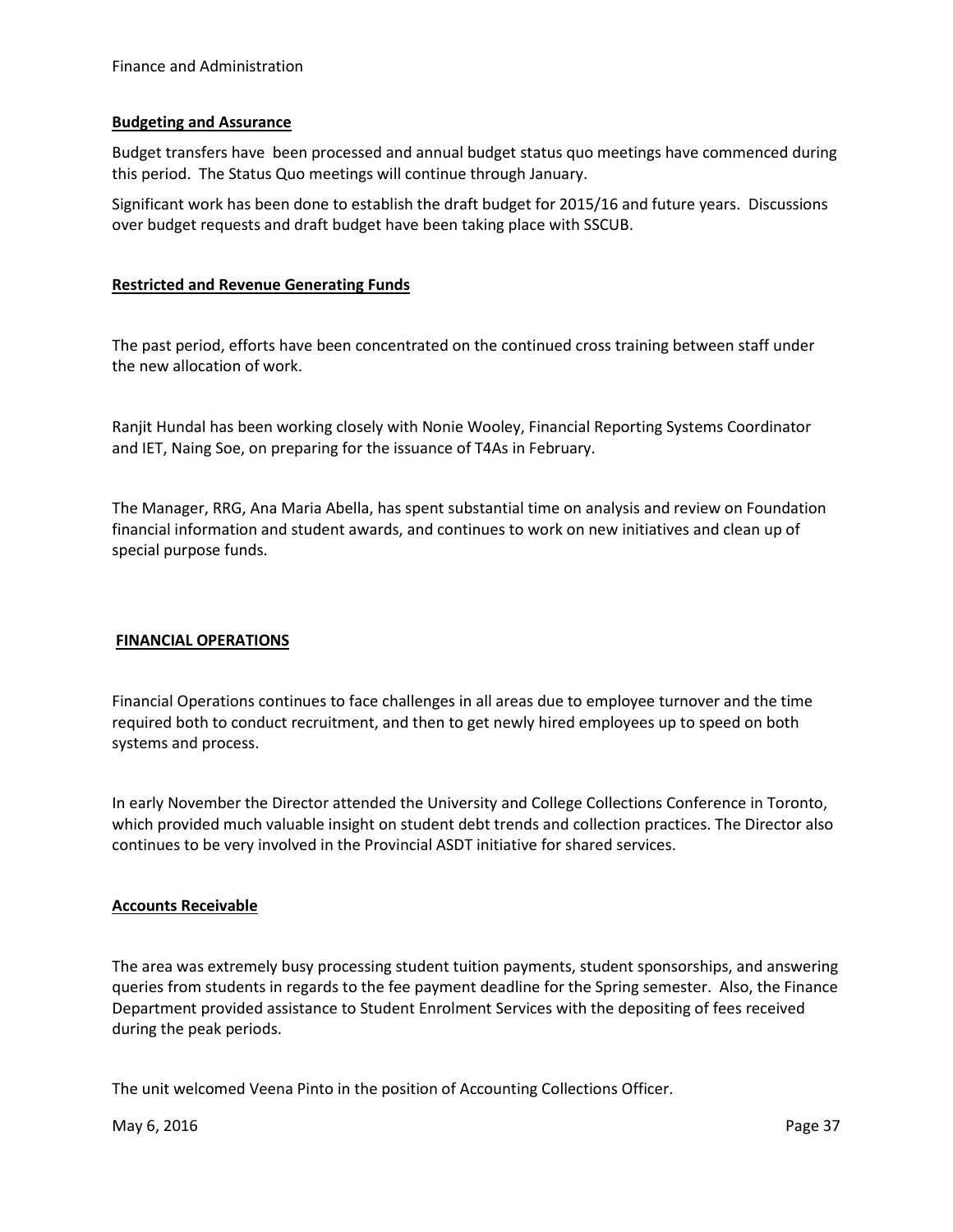## Budgeting and Assurance

Budget transfers have been processed and annual budget status quo meetings have commenced during this period. The Status Quo meetings will continue through January.

Significant work has been done to establish the draft budget for 2015/16 and future years. Discussions over budget requests and draft budget have been taking place with SSCUB.

## Restricted and Revenue Generating Funds

The past period, efforts have been concentrated on the continued cross training between staff under the new allocation of work.

Ranjit Hundal has been working closely with Nonie Wooley, Financial Reporting Systems Coordinator and IET, Naing Soe, on preparing for the issuance of T4As in February.

The Manager, RRG, Ana Maria Abella, has spent substantial time on analysis and review on Foundation financial information and student awards, and continues to work on new initiatives and clean up of special purpose funds.

## FINANCIAL OPERATIONS

Financial Operations continues to face challenges in all areas due to employee turnover and the time required both to conduct recruitment, and then to get newly hired employees up to speed on both systems and process.

In early November the Director attended the University and College Collections Conference in Toronto, which provided much valuable insight on student debt trends and collection practices. The Director also continues to be very involved in the Provincial ASDT initiative for shared services.

## Accounts Receivable

The area was extremely busy processing student tuition payments, student sponsorships, and answering queries from students in regards to the fee payment deadline for the Spring semester. Also, the Finance Department provided assistance to Student Enrolment Services with the depositing of fees received during the peak periods.

The unit welcomed Veena Pinto in the position of Accounting Collections Officer.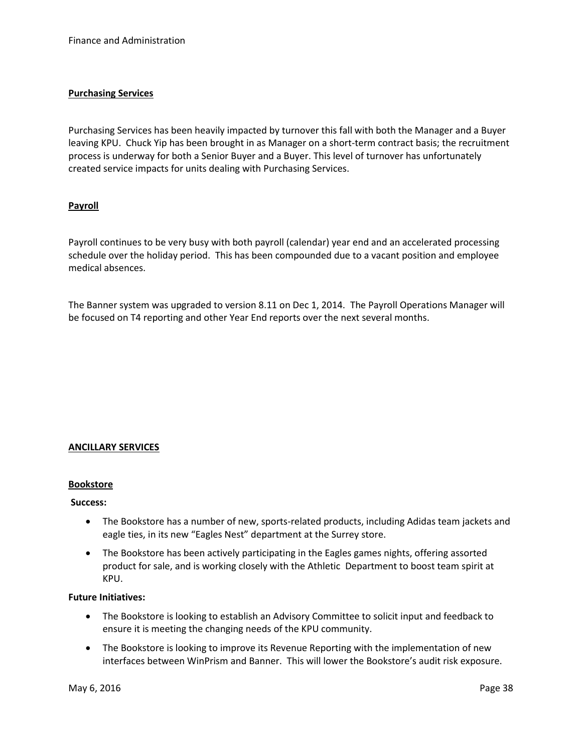## Purchasing Services

Purchasing Services has been heavily impacted by turnover this fall with both the Manager and a Buyer leaving KPU. Chuck Yip has been brought in as Manager on a short-term contract basis; the recruitment process is underway for both a Senior Buyer and a Buyer. This level of turnover has unfortunately created service impacts for units dealing with Purchasing Services.

## Payroll

Payroll continues to be very busy with both payroll (calendar) year end and an accelerated processing schedule over the holiday period. This has been compounded due to a vacant position and employee medical absences.

The Banner system was upgraded to version 8.11 on Dec 1, 2014. The Payroll Operations Manager will be focused on T4 reporting and other Year End reports over the next several months.

# ANCILLARY SERVICES

## Bookstore

**Success:**

- The Bookstore has a number of new, sports-related products, including Adidas team jackets and eagle ties, in its new "Eagles Nest" department at the Surrey store.
- The Bookstore has been actively participating in the Eagles games nights, offering assorted product for sale, and is working closely with the Athletic Department to boost team spirit at KPU.

**Future Initiatives:**

- The Bookstore is looking to establish an Advisory Committee to solicit input and feedback to ensure it is meeting the changing needs of the KPU community.
- The Bookstore is looking to improve its Revenue Reporting with the implementation of new interfaces between WinPrism and Banner. This will lower the Bookstore's audit risk exposure.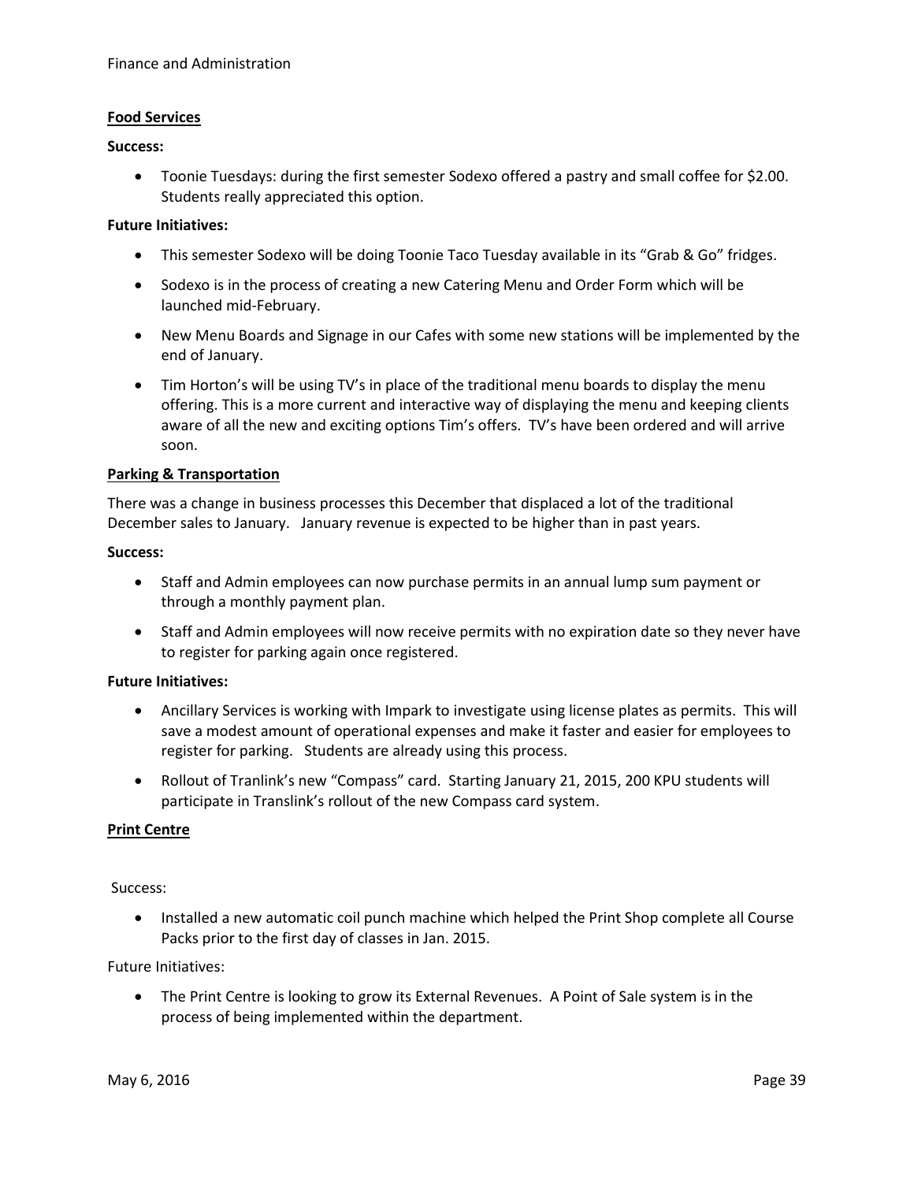## Food Services

**Success:**

- Toonie Tuesdays: during the first semester Sodexo offered a pastry and small coffee for $2.00. Students really appreciated this option.

**Future Initiatives:**

- This semester Sodexo will be doing Toonie Taco Tuesday available in its "Grab & Go" fridges.
- Sodexo is in the process of creating a new Catering Menu and Order Form which will be launched mid-February.
- New Menu Boards and Signage in our Cafes with some new stations will be implemented by the end of January.
- Tim Horton's will be using TV's in place of the traditional menu boards to display the menu offering. This is a more current and interactive way of displaying the menu and keeping clients aware of all the new and exciting options Tim's offers. TV's have been ordered and will arrive soon.

## Parking & Transportation

There was a change in business processes this December that displaced a lot of the traditional December sales to January. January revenue is expected to be higher than in past years.

**Success:**

- Staff and Admin employees can now purchase permits in an annual lump sum payment or through a monthly payment plan.
- Staff and Admin employees will now receive permits with no expiration date so they never have to register for parking again once registered.

**Future Initiatives:**

- Ancillary Services is working with Impark to investigate using license plates as permits. This will save a modest amount of operational expenses and make it faster and easier for employees to register for parking. Students are already using this process.
- Rollout of Tranlink's new "Compass" card. Starting January 21, 2015, 200 KPU students will participate in Translink's rollout of the new Compass card system.

## Print Centre

Success:

- Installed a new automatic coil punch machine which helped the Print Shop complete all Course Packs prior to the first day of classes in Jan. 2015.

Future Initiatives:

- The Print Centre is looking to grow its External Revenues. A Point of Sale system is in the process of being implemented within the department.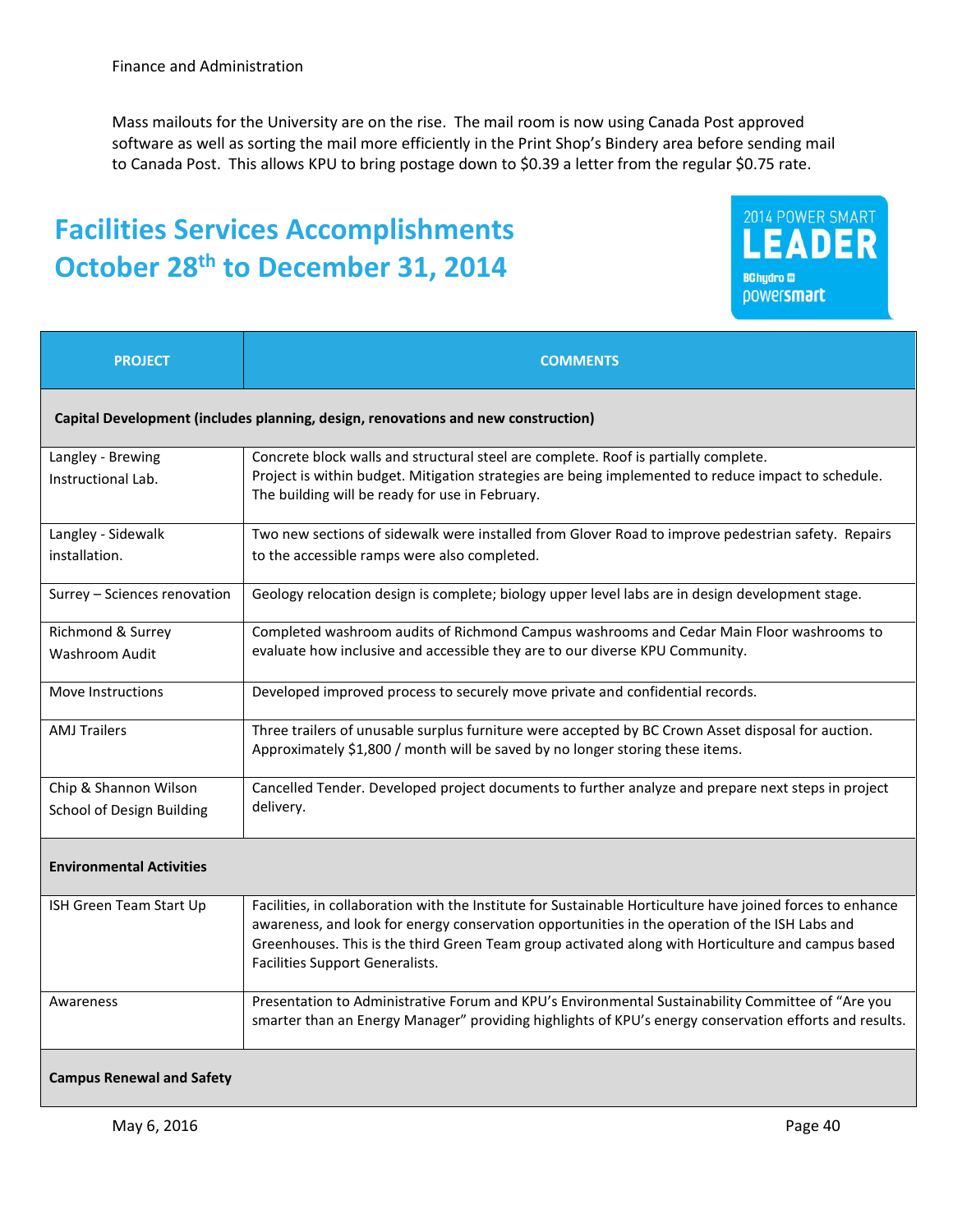Finance and Administration

Mass mailouts for the University are on the rise. The mail room is now using Canada Post approved software as well as sorting the mail more efficiently in the Print Shop's Bindery area before sending mail to Canada Post. This allows KPU to bring postage down to $0.39 a letter from the regular $0.75 rate.

## Facilities Services Accomplishments October 28th to December 31, 2014

2014 POWER SMART LEADER BChydro powersmart

| PROJECT | COMMENTS |
|---|---|
| **Capital Development (includes planning, design, renovations and new construction)** | |
| Langley - Brewing Instructional Lab. | Concrete block walls and structural steel are complete. Roof is partially complete. Project is within budget. Mitigation strategies are being implemented to reduce impact to schedule. The building will be ready for use in February. |
| Langley - Sidewalk installation. | Two new sections of sidewalk were installed from Glover Road to improve pedestrian safety. Repairs to the accessible ramps were also completed. |
| Surrey – Sciences renovation | Geology relocation design is complete; biology upper level labs are in design development stage. |
| Richmond & Surrey Washroom Audit | Completed washroom audits of Richmond Campus washrooms and Cedar Main Floor washrooms to evaluate how inclusive and accessible they are to our diverse KPU Community. |
| Move Instructions | Developed improved process to securely move private and confidential records. |
| AMJ Trailers | Three trailers of unusable surplus furniture were accepted by BC Crown Asset disposal for auction. Approximately $1,800 / month will be saved by no longer storing these items. |
| Chip & Shannon Wilson School of Design Building | Cancelled Tender. Developed project documents to further analyze and prepare next steps in project delivery. |
| **Environmental Activities** | |
| ISH Green Team Start Up | Facilities, in collaboration with the Institute for Sustainable Horticulture have joined forces to enhance awareness, and look for energy conservation opportunities in the operation of the ISH Labs and Greenhouses. This is the third Green Team group activated along with Horticulture and campus based Facilities Support Generalists. |
| Awareness | Presentation to Administrative Forum and KPU's Environmental Sustainability Committee of "Are you smarter than an Energy Manager" providing highlights of KPU's energy conservation efforts and results. |
| **Campus Renewal and Safety** | |

May 6, 2016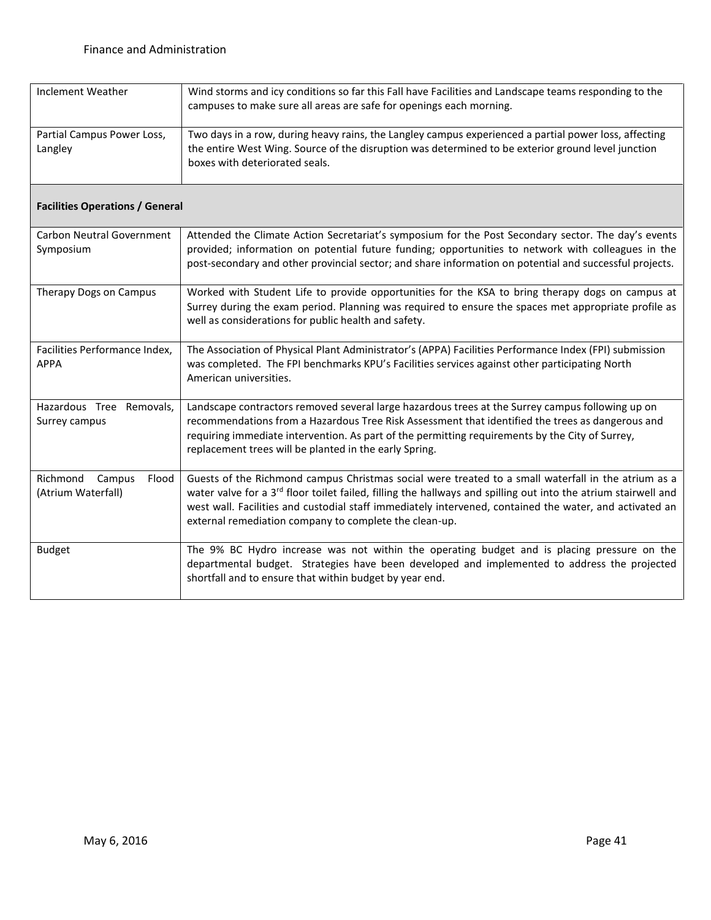| | |
|---|---|
| Inclement Weather | Wind storms and icy conditions so far this Fall have Facilities and Landscape teams responding to the campuses to make sure all areas are safe for openings each morning. |
| Partial Campus Power Loss, Langley | Two days in a row, during heavy rains, the Langley campus experienced a partial power loss, affecting the entire West Wing. Source of the disruption was determined to be exterior ground level junction boxes with deteriorated seals. |
| **Facilities Operations / General** | |
| Carbon Neutral Government Symposium | Attended the Climate Action Secretariat's symposium for the Post Secondary sector. The day's events provided; information on potential future funding; opportunities to network with colleagues in the post-secondary and other provincial sector; and share information on potential and successful projects. |
| Therapy Dogs on Campus | Worked with Student Life to provide opportunities for the KSA to bring therapy dogs on campus at Surrey during the exam period. Planning was required to ensure the spaces met appropriate profile as well as considerations for public health and safety. |
| Facilities Performance Index, APPA | The Association of Physical Plant Administrator's (APPA) Facilities Performance Index (FPI) submission was completed. The FPI benchmarks KPU's Facilities services against other participating North American universities. |
| Hazardous Tree Removals, Surrey campus | Landscape contractors removed several large hazardous trees at the Surrey campus following up on recommendations from a Hazardous Tree Risk Assessment that identified the trees as dangerous and requiring immediate intervention. As part of the permitting requirements by the City of Surrey, replacement trees will be planted in the early Spring. |
| Richmond Campus Flood (Atrium Waterfall) | Guests of the Richmond campus Christmas social were treated to a small waterfall in the atrium as a water valve for a 3rd floor toilet failed, filling the hallways and spilling out into the atrium stairwell and west wall. Facilities and custodial staff immediately intervened, contained the water, and activated an external remediation company to complete the clean-up. |
| Budget | The 9% BC Hydro increase was not within the operating budget and is placing pressure on the departmental budget. Strategies have been developed and implemented to address the projected shortfall and to ensure that within budget by year end. |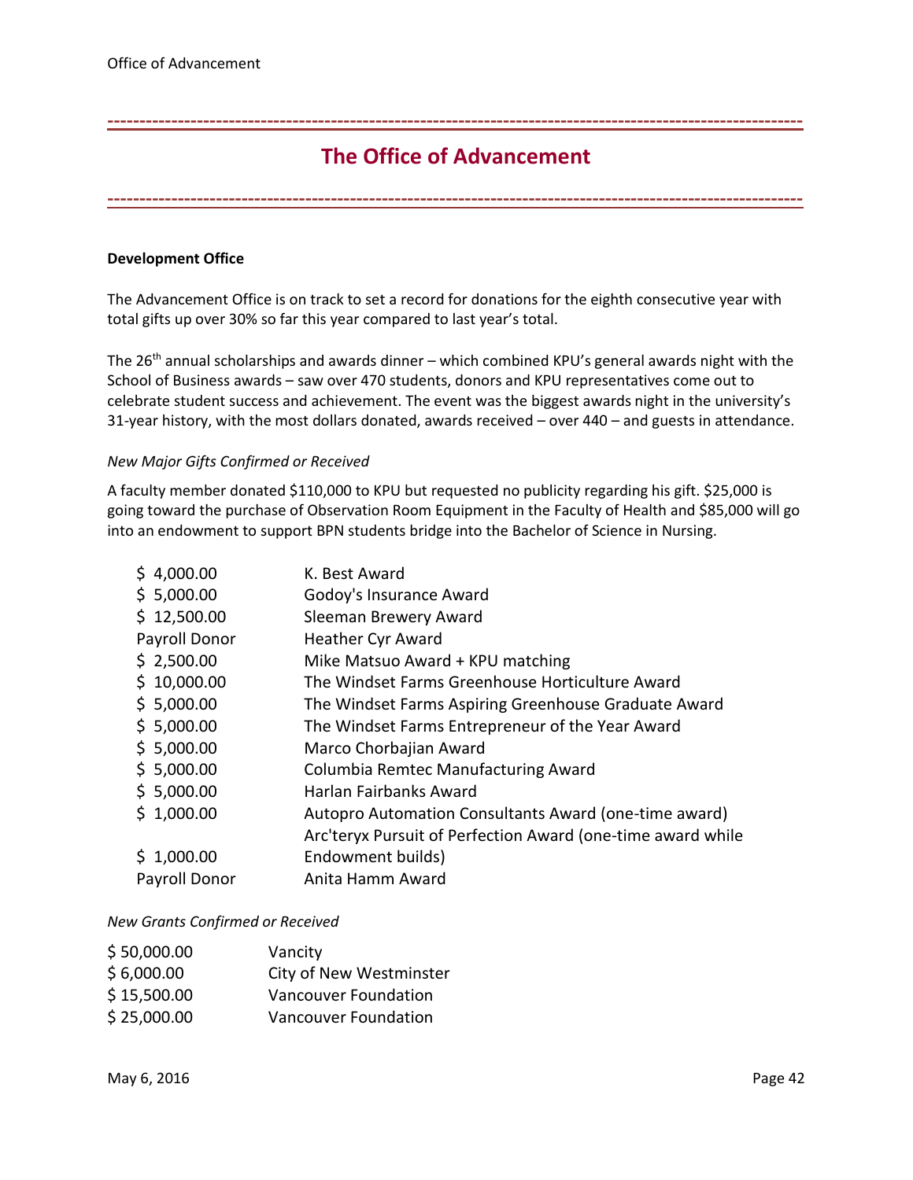# The Office of Advancement

**Development Office**

The Advancement Office is on track to set a record for donations for the eighth consecutive year with total gifts up over 30% so far this year compared to last year's total.

The 26th annual scholarships and awards dinner – which combined KPU's general awards night with the School of Business awards – saw over 470 students, donors and KPU representatives come out to celebrate student success and achievement. The event was the biggest awards night in the university's 31-year history, with the most dollars donated, awards received – over 440 – and guests in attendance.

*New Major Gifts Confirmed or Received*

A faculty member donated $110,000 to KPU but requested no publicity regarding his gift. $25,000 is going toward the purchase of Observation Room Equipment in the Faculty of Health and $85,000 will go into an endowment to support BPN students bridge into the Bachelor of Science in Nursing.

| | |
|---|---|
| $ 4,000.00 | K. Best Award |
| $ 5,000.00 | Godoy's Insurance Award |
| $ 12,500.00 | Sleeman Brewery Award |
| Payroll Donor | Heather Cyr Award |
| $ 2,500.00 | Mike Matsuo Award + KPU matching |
| $ 10,000.00 | The Windset Farms Greenhouse Horticulture Award |
| $ 5,000.00 | The Windset Farms Aspiring Greenhouse Graduate Award |
| $ 5,000.00 | The Windset Farms Entrepreneur of the Year Award |
| $ 5,000.00 | Marco Chorbajian Award |
| $ 5,000.00 | Columbia Remtec Manufacturing Award |
| $ 5,000.00 | Harlan Fairbanks Award |
| $ 1,000.00 | Autopro Automation Consultants Award (one-time award) |
| $ 1,000.00 | Arc'teryx Pursuit of Perfection Award (one-time award while Endowment builds) |
| Payroll Donor | Anita Hamm Award |

*New Grants Confirmed or Received*

| | |
|---|---|
| $ 50,000.00 | Vancity |
| $ 6,000.00 | City of New Westminster |
| $ 15,500.00 | Vancouver Foundation |
| $ 25,000.00 | Vancouver Foundation |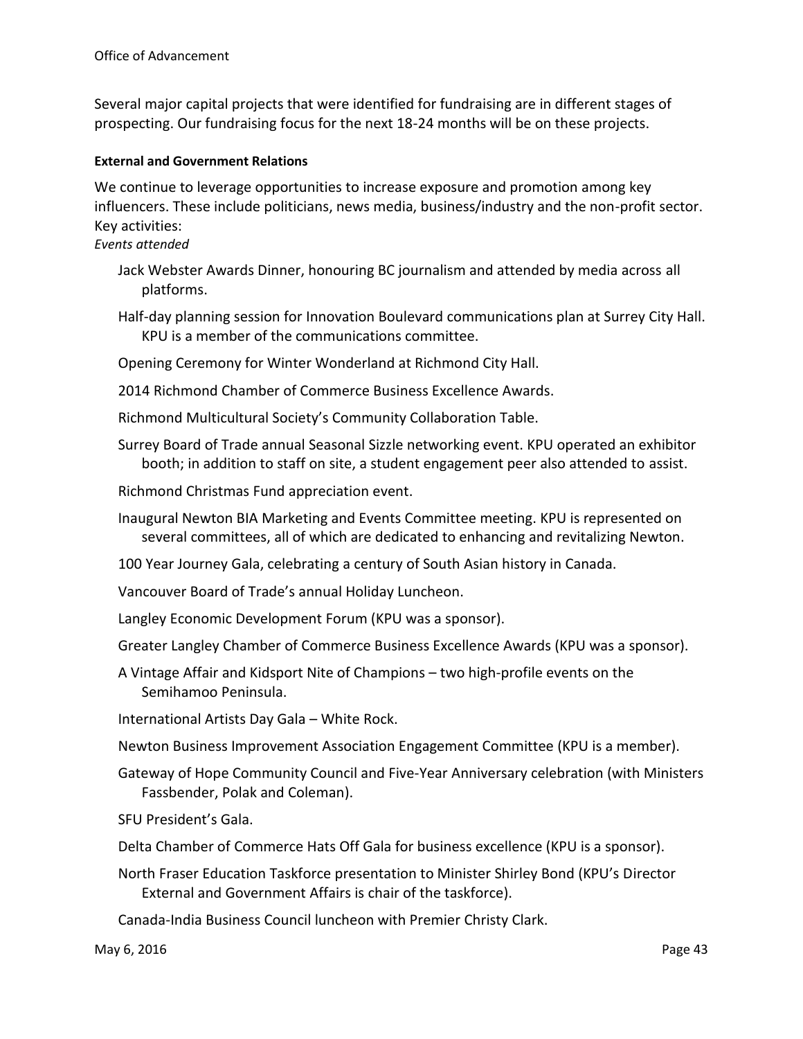Several major capital projects that were identified for fundraising are in different stages of prospecting. Our fundraising focus for the next 18-24 months will be on these projects.

**External and Government Relations**

We continue to leverage opportunities to increase exposure and promotion among key influencers. These include politicians, news media, business/industry and the non-profit sector. Key activities:

*Events attended*

- Jack Webster Awards Dinner, honouring BC journalism and attended by media across all platforms.
- Half-day planning session for Innovation Boulevard communications plan at Surrey City Hall. KPU is a member of the communications committee.
- Opening Ceremony for Winter Wonderland at Richmond City Hall.
- 2014 Richmond Chamber of Commerce Business Excellence Awards.
- Richmond Multicultural Society's Community Collaboration Table.
- Surrey Board of Trade annual Seasonal Sizzle networking event. KPU operated an exhibitor booth; in addition to staff on site, a student engagement peer also attended to assist.
- Richmond Christmas Fund appreciation event.
- Inaugural Newton BIA Marketing and Events Committee meeting. KPU is represented on several committees, all of which are dedicated to enhancing and revitalizing Newton.
- 100 Year Journey Gala, celebrating a century of South Asian history in Canada.
- Vancouver Board of Trade's annual Holiday Luncheon.
- Langley Economic Development Forum (KPU was a sponsor).
- Greater Langley Chamber of Commerce Business Excellence Awards (KPU was a sponsor).
- A Vintage Affair and Kidsport Nite of Champions – two high-profile events on the Semihamoo Peninsula.
- International Artists Day Gala – White Rock.
- Newton Business Improvement Association Engagement Committee (KPU is a member).
- Gateway of Hope Community Council and Five-Year Anniversary celebration (with Ministers Fassbender, Polak and Coleman).
- SFU President's Gala.
- Delta Chamber of Commerce Hats Off Gala for business excellence (KPU is a sponsor).
- North Fraser Education Taskforce presentation to Minister Shirley Bond (KPU's Director External and Government Affairs is chair of the taskforce).
- Canada-India Business Council luncheon with Premier Christy Clark.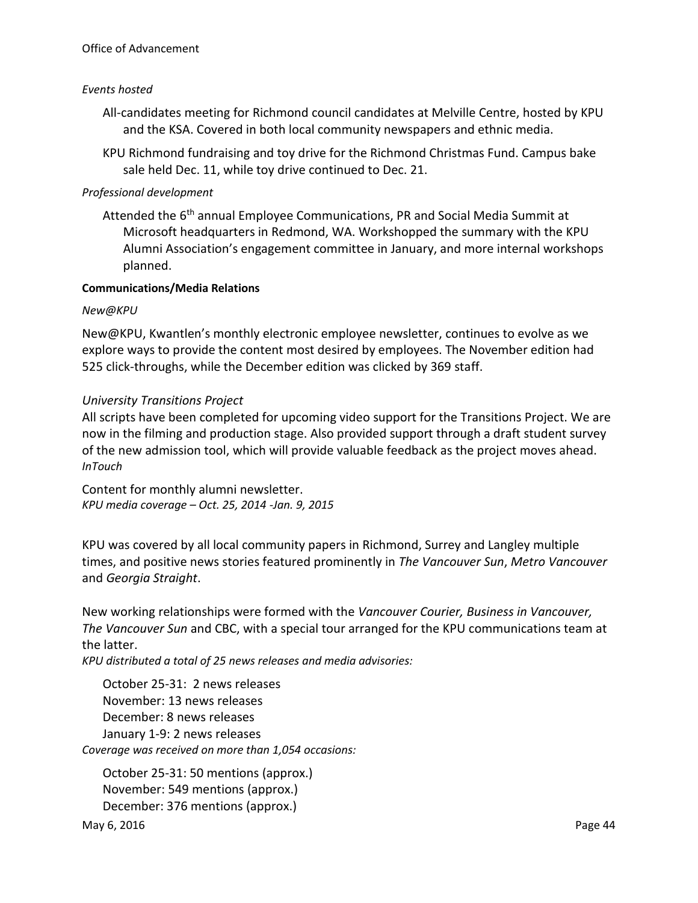*Events hosted*

All-candidates meeting for Richmond council candidates at Melville Centre, hosted by KPU and the KSA. Covered in both local community newspapers and ethnic media.

KPU Richmond fundraising and toy drive for the Richmond Christmas Fund. Campus bake sale held Dec. 11, while toy drive continued to Dec. 21.

*Professional development*

Attended the 6th annual Employee Communications, PR and Social Media Summit at Microsoft headquarters in Redmond, WA. Workshopped the summary with the KPU Alumni Association's engagement committee in January, and more internal workshops planned.

**Communications/Media Relations**

*New@KPU*

New@KPU, Kwantlen's monthly electronic employee newsletter, continues to evolve as we explore ways to provide the content most desired by employees. The November edition had 525 click-throughs, while the December edition was clicked by 369 staff.

*University Transitions Project*

All scripts have been completed for upcoming video support for the Transitions Project. We are now in the filming and production stage. Also provided support through a draft student survey of the new admission tool, which will provide valuable feedback as the project moves ahead.

*InTouch*

Content for monthly alumni newsletter.

*KPU media coverage – Oct. 25, 2014 -Jan. 9, 2015*

KPU was covered by all local community papers in Richmond, Surrey and Langley multiple times, and positive news stories featured prominently in *The Vancouver Sun*, *Metro Vancouver* and *Georgia Straight*.

New working relationships were formed with the *Vancouver Courier, Business in Vancouver, The Vancouver Sun* and CBC, with a special tour arranged for the KPU communications team at the latter.

*KPU distributed a total of 25 news releases and media advisories:*

October 25-31: 2 news releases
November: 13 news releases
December: 8 news releases
January 1-9: 2 news releases

*Coverage was received on more than 1,054 occasions:*

October 25-31: 50 mentions (approx.)
November: 549 mentions (approx.)
December: 376 mentions (approx.)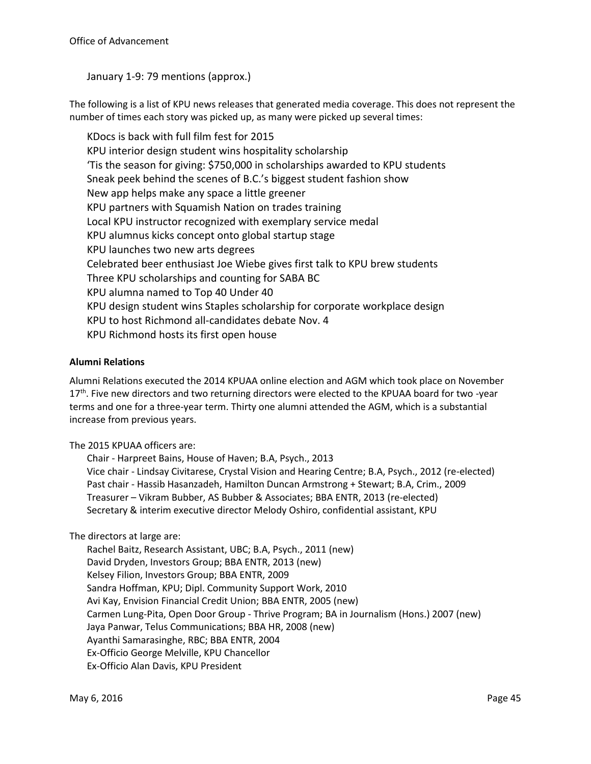January 1-9: 79 mentions (approx.)

The following is a list of KPU news releases that generated media coverage. This does not represent the number of times each story was picked up, as many were picked up several times:

KDocs is back with full film fest for 2015
KPU interior design student wins hospitality scholarship
'Tis the season for giving: $750,000 in scholarships awarded to KPU students
Sneak peek behind the scenes of B.C.'s biggest student fashion show
New app helps make any space a little greener
KPU partners with Squamish Nation on trades training
Local KPU instructor recognized with exemplary service medal
KPU alumnus kicks concept onto global startup stage
KPU launches two new arts degrees
Celebrated beer enthusiast Joe Wiebe gives first talk to KPU brew students
Three KPU scholarships and counting for SABA BC
KPU alumna named to Top 40 Under 40
KPU design student wins Staples scholarship for corporate workplace design
KPU to host Richmond all-candidates debate Nov. 4
KPU Richmond hosts its first open house

**Alumni Relations**

Alumni Relations executed the 2014 KPUAA online election and AGM which took place on November 17th. Five new directors and two returning directors were elected to the KPUAA board for two -year terms and one for a three-year term. Thirty one alumni attended the AGM, which is a substantial increase from previous years.

The 2015 KPUAA officers are:

Chair - Harpreet Bains, House of Haven; B.A, Psych., 2013
Vice chair - Lindsay Civitarese, Crystal Vision and Hearing Centre; B.A, Psych., 2012 (re-elected)
Past chair - Hassib Hasanzadeh, Hamilton Duncan Armstrong + Stewart; B.A, Crim., 2009
Treasurer – Vikram Bubber, AS Bubber & Associates; BBA ENTR, 2013 (re-elected)
Secretary & interim executive director Melody Oshiro, confidential assistant, KPU

The directors at large are:

Rachel Baitz, Research Assistant, UBC; B.A, Psych., 2011 (new)
David Dryden, Investors Group; BBA ENTR, 2013 (new)
Kelsey Filion, Investors Group; BBA ENTR, 2009
Sandra Hoffman, KPU; Dipl. Community Support Work, 2010
Avi Kay, Envision Financial Credit Union; BBA ENTR, 2005 (new)
Carmen Lung-Pita, Open Door Group - Thrive Program; BA in Journalism (Hons.) 2007 (new)
Jaya Panwar, Telus Communications; BBA HR, 2008 (new)
Ayanthi Samarasinghe, RBC; BBA ENTR, 2004
Ex-Officio George Melville, KPU Chancellor
Ex-Officio Alan Davis, KPU President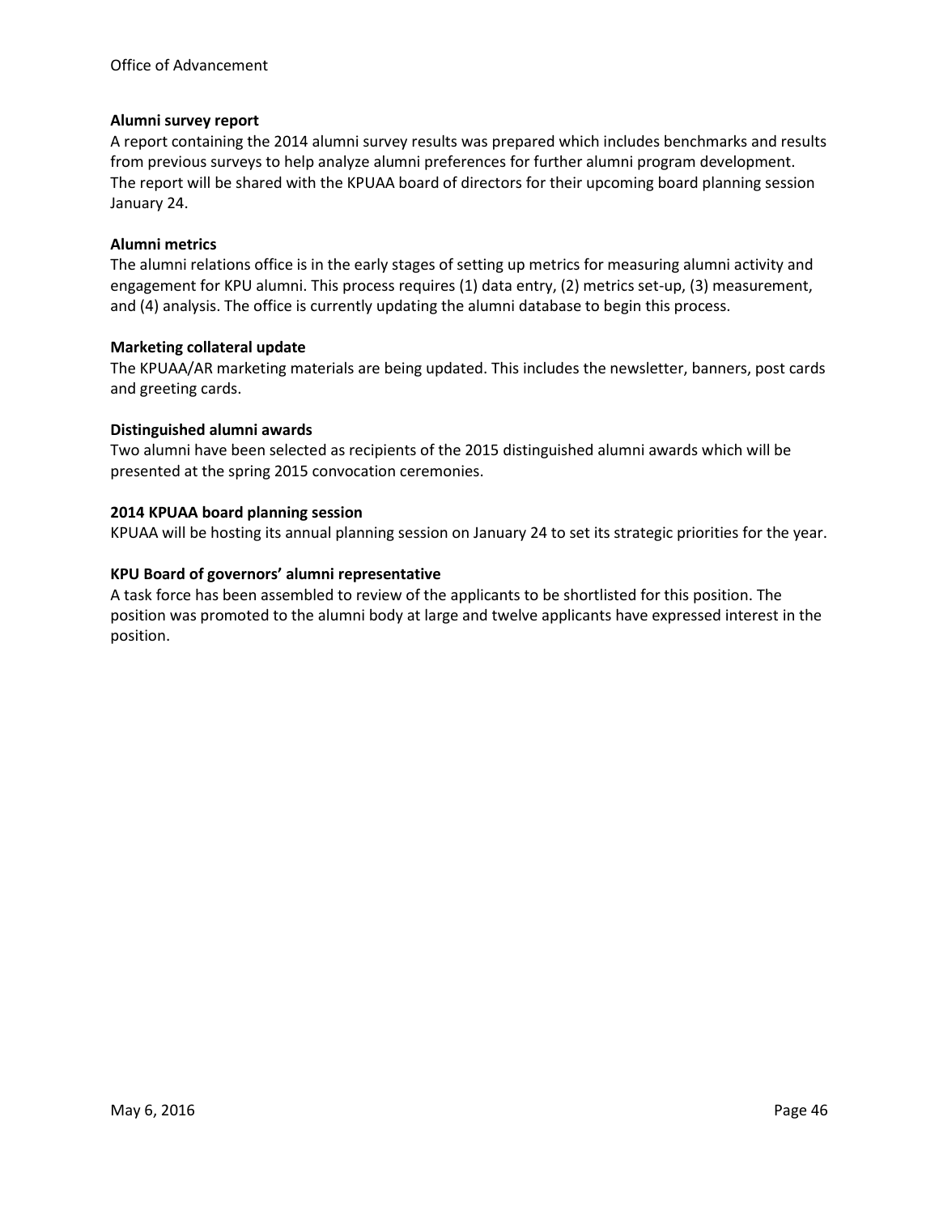**Alumni survey report**

A report containing the 2014 alumni survey results was prepared which includes benchmarks and results from previous surveys to help analyze alumni preferences for further alumni program development. The report will be shared with the KPUAA board of directors for their upcoming board planning session January 24.

**Alumni metrics**

The alumni relations office is in the early stages of setting up metrics for measuring alumni activity and engagement for KPU alumni. This process requires (1) data entry, (2) metrics set-up, (3) measurement, and (4) analysis. The office is currently updating the alumni database to begin this process.

**Marketing collateral update**

The KPUAA/AR marketing materials are being updated. This includes the newsletter, banners, post cards and greeting cards.

**Distinguished alumni awards**

Two alumni have been selected as recipients of the 2015 distinguished alumni awards which will be presented at the spring 2015 convocation ceremonies.

**2014 KPUAA board planning session**

KPUAA will be hosting its annual planning session on January 24 to set its strategic priorities for the year.

**KPU Board of governors' alumni representative**

A task force has been assembled to review of the applicants to be shortlisted for this position. The position was promoted to the alumni body at large and twelve applicants have expressed interest in the position.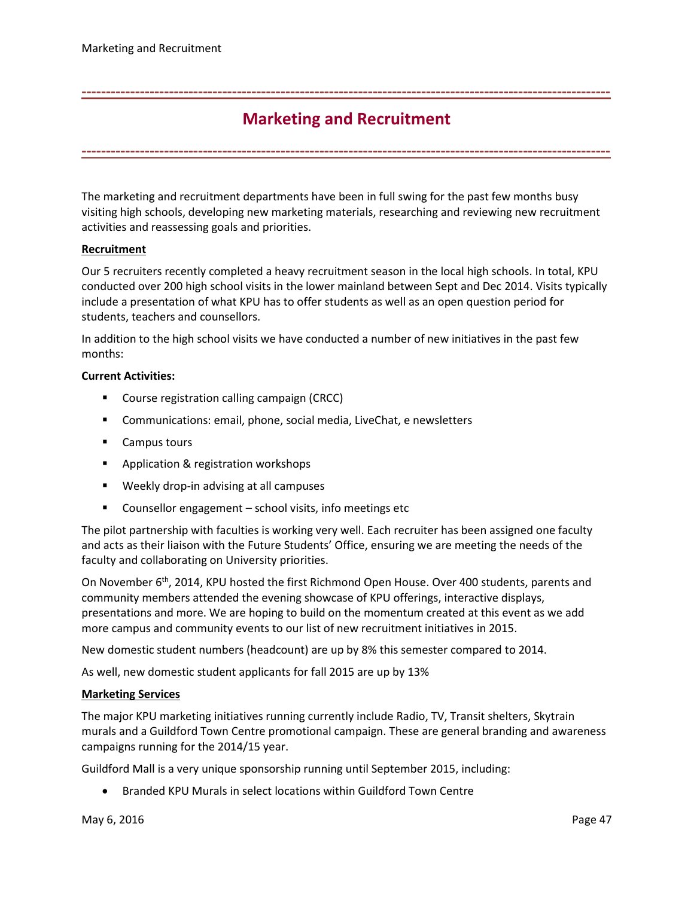# Marketing and Recruitment

The marketing and recruitment departments have been in full swing for the past few months busy visiting high schools, developing new marketing materials, researching and reviewing new recruitment activities and reassessing goals and priorities.

**Recruitment**

Our 5 recruiters recently completed a heavy recruitment season in the local high schools. In total, KPU conducted over 200 high school visits in the lower mainland between Sept and Dec 2014. Visits typically include a presentation of what KPU has to offer students as well as an open question period for students, teachers and counsellors.

In addition to the high school visits we have conducted a number of new initiatives in the past few months:

**Current Activities:**

- Course registration calling campaign (CRCC)
- Communications: email, phone, social media, LiveChat, e newsletters
- Campus tours
- Application & registration workshops
- Weekly drop-in advising at all campuses
- Counsellor engagement – school visits, info meetings etc

The pilot partnership with faculties is working very well. Each recruiter has been assigned one faculty and acts as their liaison with the Future Students' Office, ensuring we are meeting the needs of the faculty and collaborating on University priorities.

On November 6th, 2014, KPU hosted the first Richmond Open House. Over 400 students, parents and community members attended the evening showcase of KPU offerings, interactive displays, presentations and more. We are hoping to build on the momentum created at this event as we add more campus and community events to our list of new recruitment initiatives in 2015.

New domestic student numbers (headcount) are up by 8% this semester compared to 2014.

As well, new domestic student applicants for fall 2015 are up by 13%

**Marketing Services**

The major KPU marketing initiatives running currently include Radio, TV, Transit shelters, Skytrain murals and a Guildford Town Centre promotional campaign. These are general branding and awareness campaigns running for the 2014/15 year.

Guildford Mall is a very unique sponsorship running until September 2015, including:

- Branded KPU Murals in select locations within Guildford Town Centre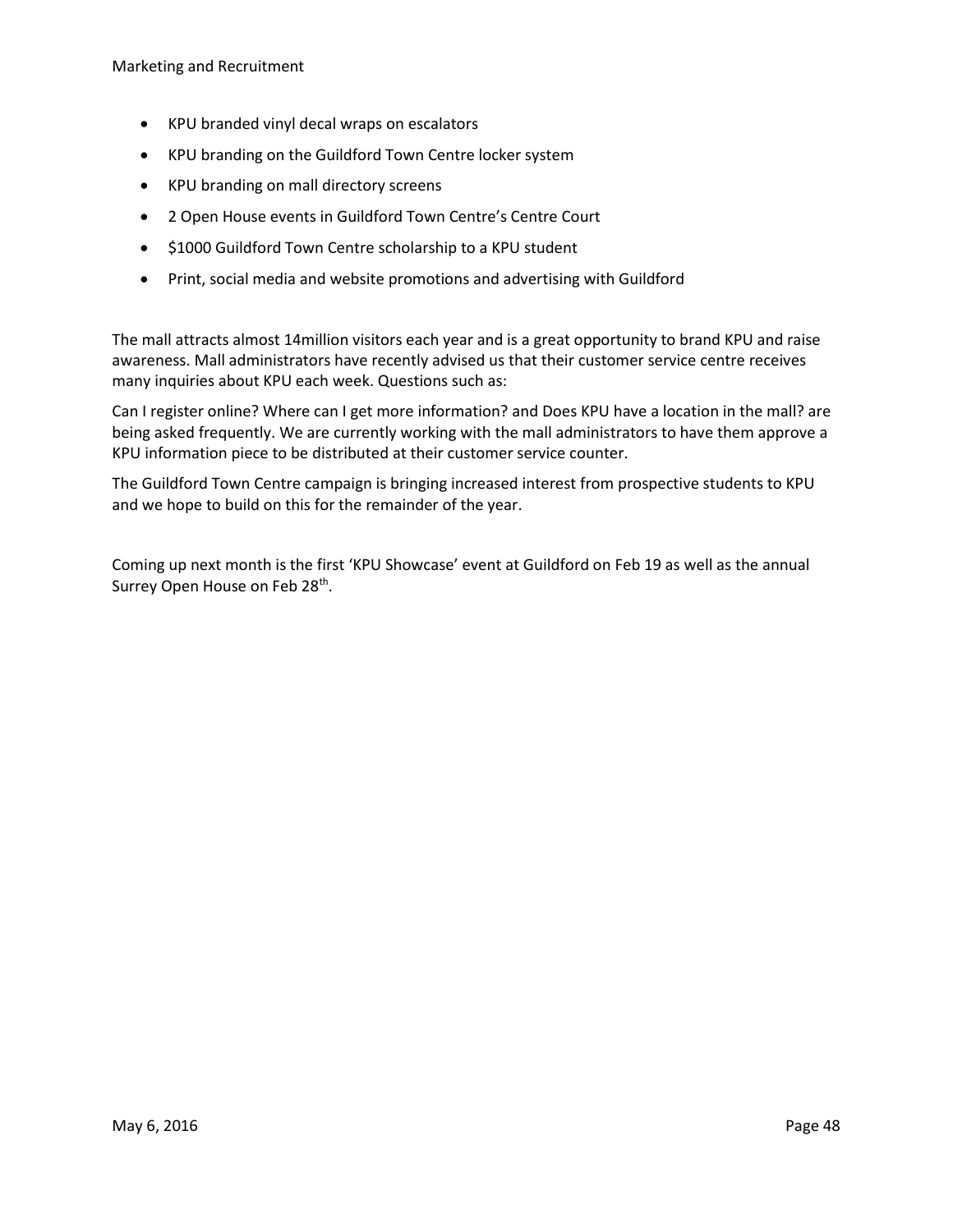- KPU branded vinyl decal wraps on escalators
- KPU branding on the Guildford Town Centre locker system
- KPU branding on mall directory screens
- 2 Open House events in Guildford Town Centre's Centre Court
- $1000 Guildford Town Centre scholarship to a KPU student
- Print, social media and website promotions and advertising with Guildford

The mall attracts almost 14million visitors each year and is a great opportunity to brand KPU and raise awareness. Mall administrators have recently advised us that their customer service centre receives many inquiries about KPU each week. Questions such as:

Can I register online? Where can I get more information? and Does KPU have a location in the mall? are being asked frequently. We are currently working with the mall administrators to have them approve a KPU information piece to be distributed at their customer service counter.

The Guildford Town Centre campaign is bringing increased interest from prospective students to KPU and we hope to build on this for the remainder of the year.

Coming up next month is the first 'KPU Showcase' event at Guildford on Feb 19 as well as the annual Surrey Open House on Feb 28th.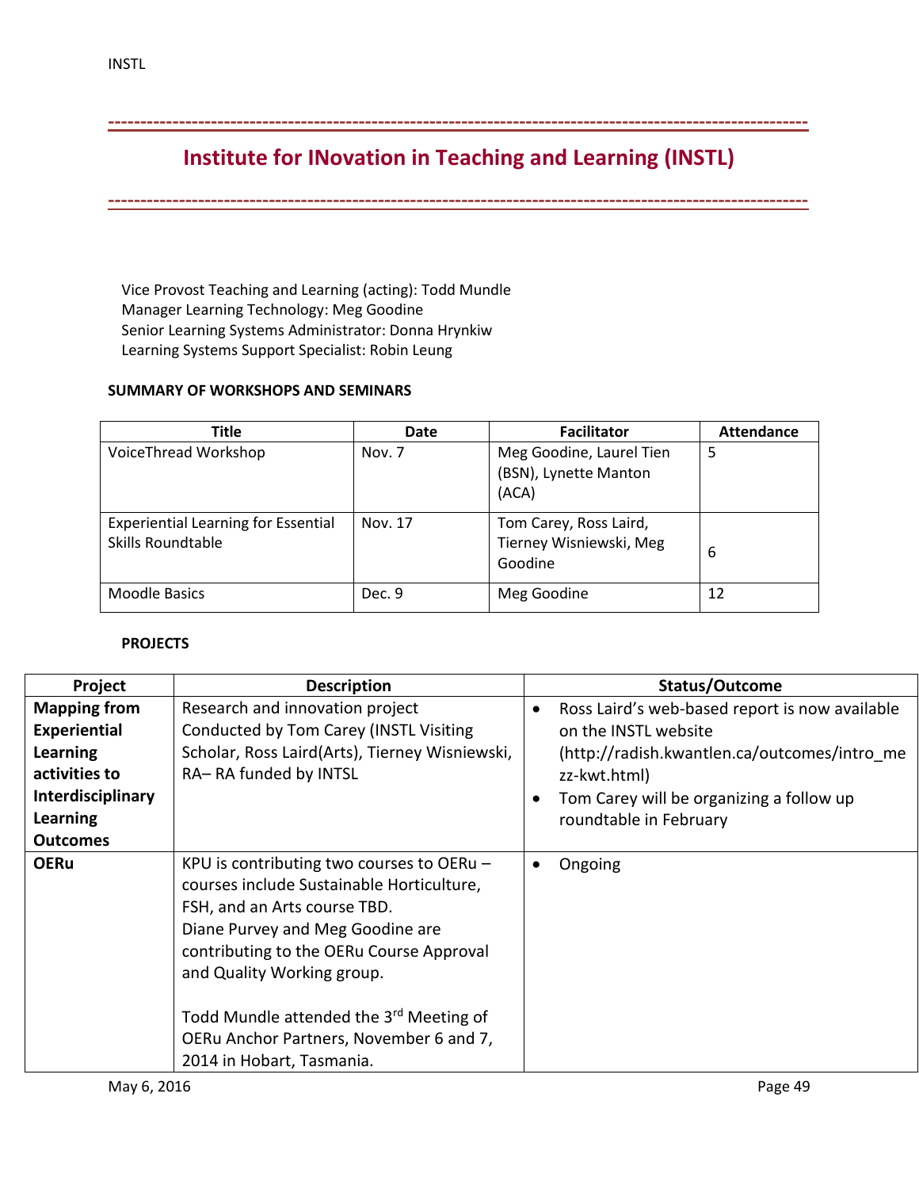# Institute for INovation in Teaching and Learning (INSTL)

Vice Provost Teaching and Learning (acting): Todd Mundle
Manager Learning Technology: Meg Goodine
Senior Learning Systems Administrator: Donna Hrynkiw
Learning Systems Support Specialist: Robin Leung

**SUMMARY OF WORKSHOPS AND SEMINARS**

| Title | Date | Facilitator | Attendance |
|---|---|---|---|
| VoiceThread Workshop | Nov. 7 | Meg Goodine, Laurel Tien (BSN), Lynette Manton (ACA) | 5 |
| Experiential Learning for Essential Skills Roundtable | Nov. 17 | Tom Carey, Ross Laird, Tierney Wisniewski, Meg Goodine | 6 |
| Moodle Basics | Dec. 9 | Meg Goodine | 12 |

**PROJECTS**

| Project | Description | Status/Outcome |
|---|---|---|
| **Mapping from Experiential Learning activities to Interdisciplinary Learning Outcomes** | Research and innovation project Conducted by Tom Carey (INSTL Visiting Scholar, Ross Laird(Arts), Tierney Wisniewski, RA– RA funded by INTSL | • Ross Laird's web-based report is now available on the INSTL website (http://radish.kwantlen.ca/outcomes/intro_mezz-kwt.html)<br>• Tom Carey will be organizing a follow up roundtable in February |
| **OERu** | KPU is contributing two courses to OERu – courses include Sustainable Horticulture, FSH, and an Arts course TBD.<br>Diane Purvey and Meg Goodine are contributing to the OERu Course Approval and Quality Working group.<br><br>Todd Mundle attended the 3rd Meeting of OERu Anchor Partners, November 6 and 7, 2014 in Hobart, Tasmania. | • Ongoing |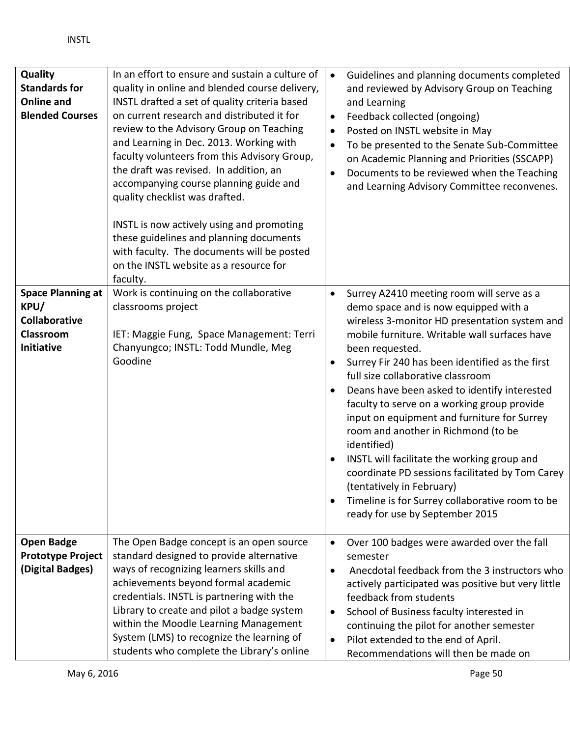| | | |
|---|---|---|
| **Quality Standards for Online and Blended Courses** | In an effort to ensure and sustain a culture of quality in online and blended course delivery, INSTL drafted a set of quality criteria based on current research and distributed it for review to the Advisory Group on Teaching and Learning in Dec. 2013. Working with faculty volunteers from this Advisory Group, the draft was revised. In addition, an accompanying course planning guide and quality checklist was drafted.<br><br>INSTL is now actively using and promoting these guidelines and planning documents with faculty. The documents will be posted on the INSTL website as a resource for faculty. | • Guidelines and planning documents completed and reviewed by Advisory Group on Teaching and Learning<br>• Feedback collected (ongoing)<br>• Posted on INSTL website in May<br>• To be presented to the Senate Sub-Committee on Academic Planning and Priorities (SSCAPP)<br>• Documents to be reviewed when the Teaching and Learning Advisory Committee reconvenes. |
| **Space Planning at KPU/ Collaborative Classroom Initiative** | Work is continuing on the collaborative classrooms project<br><br>IET: Maggie Fung, Space Management: Terri Chanyungco; INSTL: Todd Mundle, Meg Goodine | • Surrey A2410 meeting room will serve as a demo space and is now equipped with a wireless 3-monitor HD presentation system and mobile furniture. Writable wall surfaces have been requested.<br>• Surrey Fir 240 has been identified as the first full size collaborative classroom<br>• Deans have been asked to identify interested faculty to serve on a working group provide input on equipment and furniture for Surrey room and another in Richmond (to be identified)<br>• INSTL will facilitate the working group and coordinate PD sessions facilitated by Tom Carey (tentatively in February)<br>• Timeline is for Surrey collaborative room to be ready for use by September 2015 |
| **Open Badge Prototype Project (Digital Badges)** | The Open Badge concept is an open source standard designed to provide alternative ways of recognizing learners skills and achievements beyond formal academic credentials. INSTL is partnering with the Library to create and pilot a badge system within the Moodle Learning Management System (LMS) to recognize the learning of students who complete the Library's online | • Over 100 badges were awarded over the fall semester<br>• Anecdotal feedback from the 3 instructors who actively participated was positive but very little feedback from students<br>• School of Business faculty interested in continuing the pilot for another semester<br>• Pilot extended to the end of April. Recommendations will then be made on |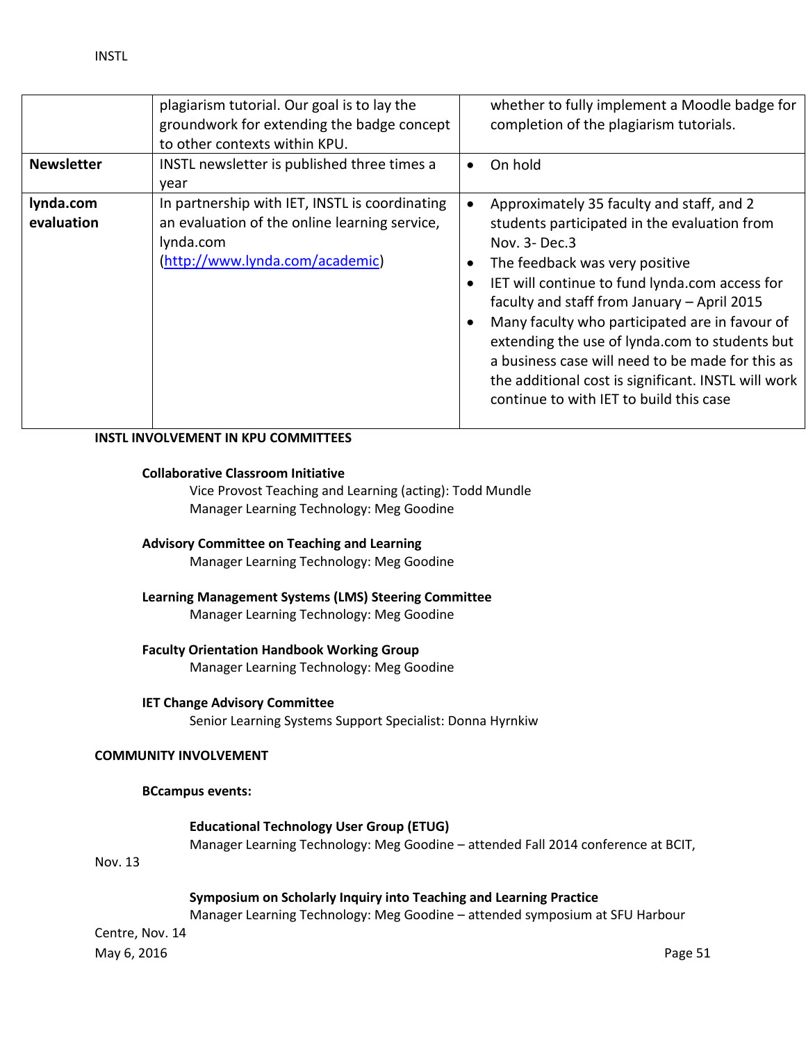| | | |
|---|---|---|
| | plagiarism tutorial. Our goal is to lay the groundwork for extending the badge concept to other contexts within KPU. | whether to fully implement a Moodle badge for completion of the plagiarism tutorials. |
| **Newsletter** | INSTL newsletter is published three times a year | • On hold |
| **lynda.com evaluation** | In partnership with IET, INSTL is coordinating an evaluation of the online learning service, lynda.com (http://www.lynda.com/academic) | • Approximately 35 faculty and staff, and 2 students participated in the evaluation from Nov. 3- Dec.3<br>• The feedback was very positive<br>• IET will continue to fund lynda.com access for faculty and staff from January – April 2015<br>• Many faculty who participated are in favour of extending the use of lynda.com to students but a business case will need to be made for this as the additional cost is significant. INSTL will work continue to with IET to build this case |

**INSTL INVOLVEMENT IN KPU COMMITTEES**

**Collaborative Classroom Initiative**
Vice Provost Teaching and Learning (acting): Todd Mundle
Manager Learning Technology: Meg Goodine

**Advisory Committee on Teaching and Learning**
Manager Learning Technology: Meg Goodine

**Learning Management Systems (LMS) Steering Committee**
Manager Learning Technology: Meg Goodine

**Faculty Orientation Handbook Working Group**
Manager Learning Technology: Meg Goodine

**IET Change Advisory Committee**
Senior Learning Systems Support Specialist: Donna Hyrnkiw

**COMMUNITY INVOLVEMENT**

**BCcampus events:**

**Educational Technology User Group (ETUG)**
Manager Learning Technology: Meg Goodine – attended Fall 2014 conference at BCIT, Nov. 13

**Symposium on Scholarly Inquiry into Teaching and Learning Practice**
Manager Learning Technology: Meg Goodine – attended symposium at SFU Harbour Centre, Nov. 14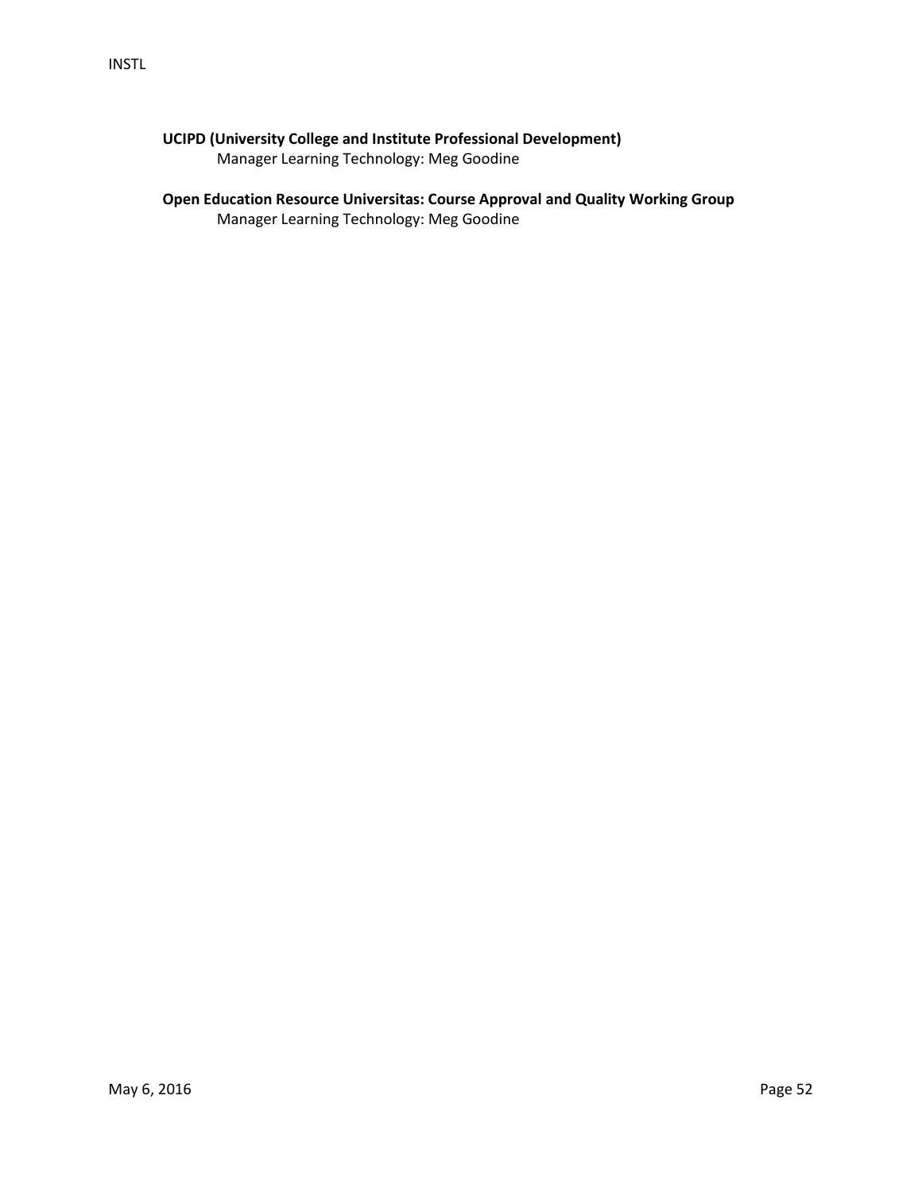**UCIPD (University College and Institute Professional Development)**

Manager Learning Technology: Meg Goodine

**Open Education Resource Universitas: Course Approval and Quality Working Group**

Manager Learning Technology: Meg Goodine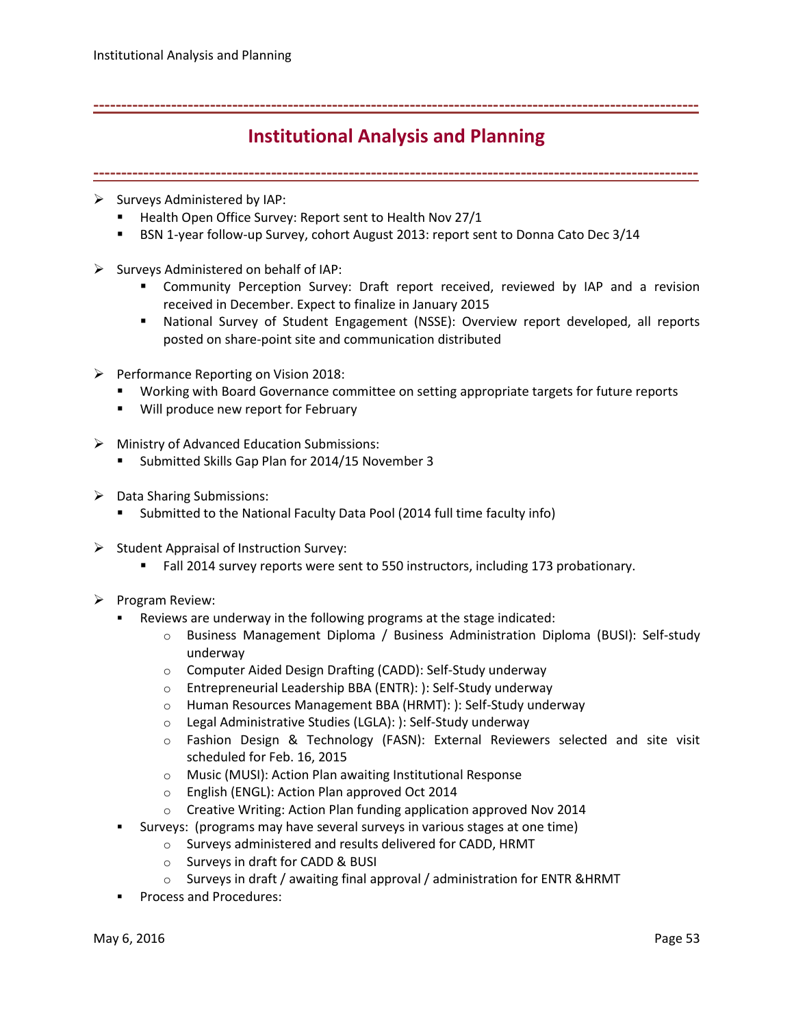# Institutional Analysis and Planning

- Surveys Administered by IAP:
  - Health Open Office Survey: Report sent to Health Nov 27/1
  - BSN 1-year follow-up Survey, cohort August 2013: report sent to Donna Cato Dec 3/14

- Surveys Administered on behalf of IAP:
  - Community Perception Survey: Draft report received, reviewed by IAP and a revision received in December. Expect to finalize in January 2015
  - National Survey of Student Engagement (NSSE): Overview report developed, all reports posted on share-point site and communication distributed

- Performance Reporting on Vision 2018:
  - Working with Board Governance committee on setting appropriate targets for future reports
  - Will produce new report for February

- Ministry of Advanced Education Submissions:
  - Submitted Skills Gap Plan for 2014/15 November 3

- Data Sharing Submissions:
  - Submitted to the National Faculty Data Pool (2014 full time faculty info)

- Student Appraisal of Instruction Survey:
  - Fall 2014 survey reports were sent to 550 instructors, including 173 probationary.

- Program Review:
  - Reviews are underway in the following programs at the stage indicated:
    - Business Management Diploma / Business Administration Diploma (BUSI): Self-study underway
    - Computer Aided Design Drafting (CADD): Self-Study underway
    - Entrepreneurial Leadership BBA (ENTR): ): Self-Study underway
    - Human Resources Management BBA (HRMT): ): Self-Study underway
    - Legal Administrative Studies (LGLA): ): Self-Study underway
    - Fashion Design & Technology (FASN): External Reviewers selected and site visit scheduled for Feb. 16, 2015
    - Music (MUSI): Action Plan awaiting Institutional Response
    - English (ENGL): Action Plan approved Oct 2014
    - Creative Writing: Action Plan funding application approved Nov 2014
  - Surveys: (programs may have several surveys in various stages at one time)
    - Surveys administered and results delivered for CADD, HRMT
    - Surveys in draft for CADD & BUSI
    - Surveys in draft / awaiting final approval / administration for ENTR &HRMT
  - Process and Procedures: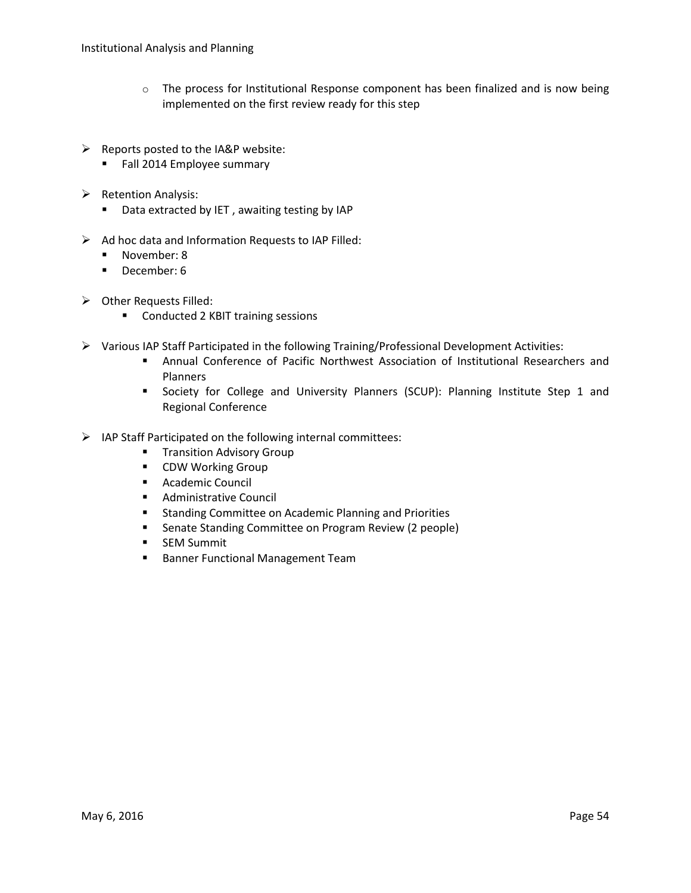- The process for Institutional Response component has been finalized and is now being implemented on the first review ready for this step

- Reports posted to the IA&P website:
  - Fall 2014 Employee summary

- Retention Analysis:
  - Data extracted by IET , awaiting testing by IAP

- Ad hoc data and Information Requests to IAP Filled:
  - November: 8
  - December: 6

- Other Requests Filled:
  - Conducted 2 KBIT training sessions

- Various IAP Staff Participated in the following Training/Professional Development Activities:
  - Annual Conference of Pacific Northwest Association of Institutional Researchers and Planners
  - Society for College and University Planners (SCUP): Planning Institute Step 1 and Regional Conference

- IAP Staff Participated on the following internal committees:
  - Transition Advisory Group
  - CDW Working Group
  - Academic Council
  - Administrative Council
  - Standing Committee on Academic Planning and Priorities
  - Senate Standing Committee on Program Review (2 people)
  - SEM Summit
  - Banner Functional Management Team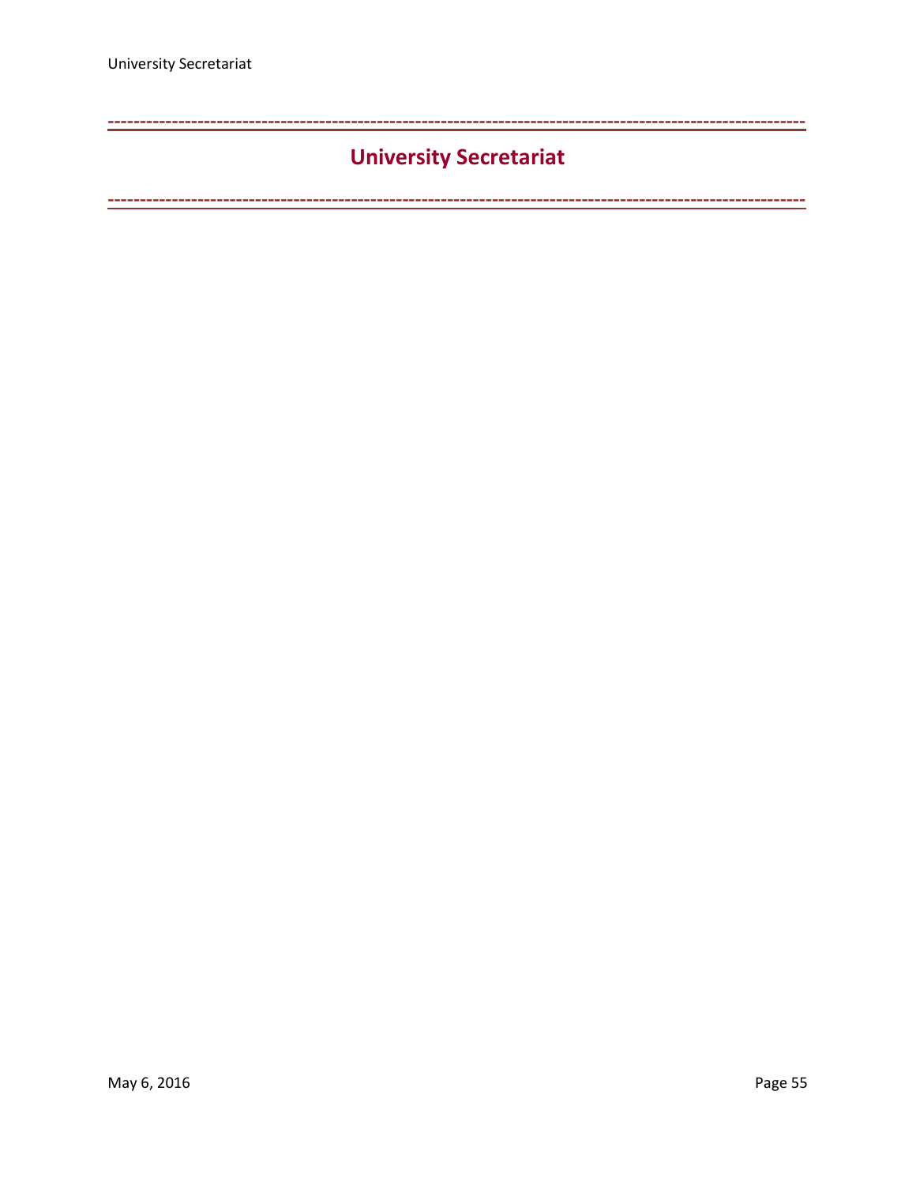# University Secretariat